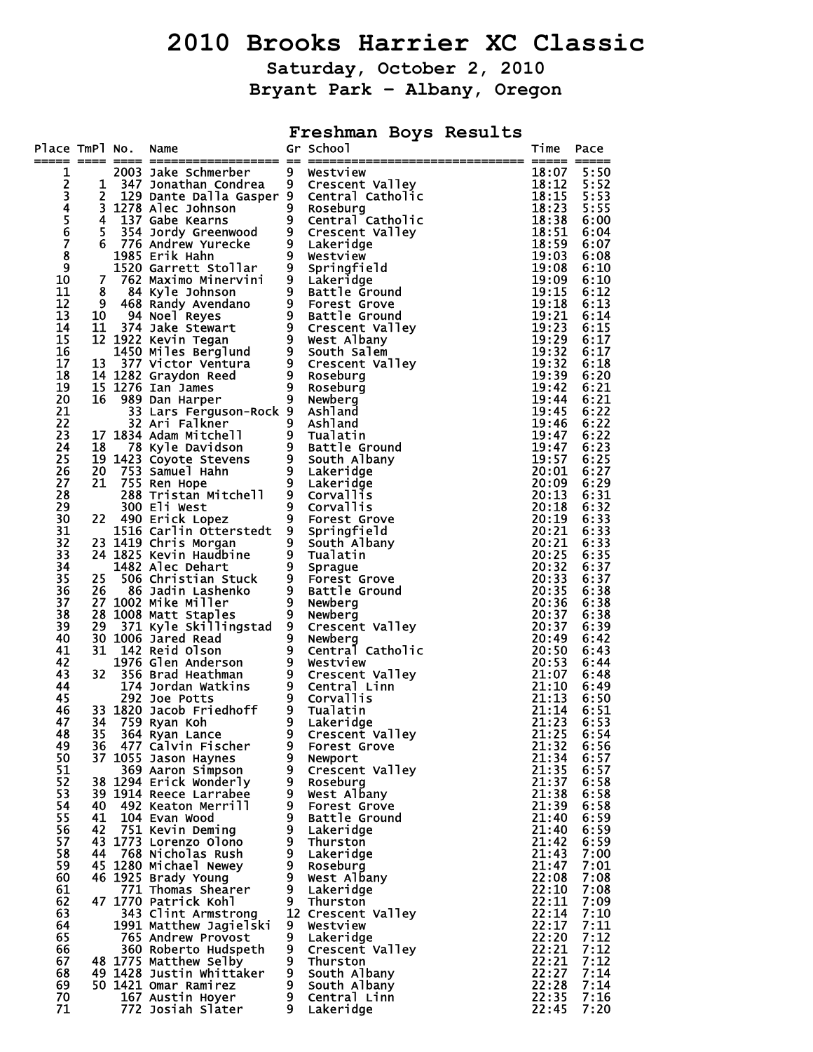# 2010 Brooks Harrier XC Classic

## Saturday, October 2, 2010

## Bryant Park - Albany, Oregon

### Freshman Boys Results

| Place | TmPl | No. | Name | Gr | School | Time | Pace |
|---|---|---|---|---|---|---|---|
| 1 | | 2003 | Jake Schmerber | 9 | Westview | 18:07 | 5:50 |
| 2 | 1 | 347 | Jonathan Condrea | 9 | Crescent Valley | 18:12 | 5:52 |
| 3 | 2 | 129 | Dante Dalla Gasper | 9 | Central Catholic | 18:15 | 5:53 |
| 4 | 3 | 1278 | Alec Johnson | 9 | Roseburg | 18:23 | 5:55 |
| 5 | 4 | 137 | Gabe Kearns | 9 | Central Catholic | 18:38 | 6:00 |
| 6 | 5 | 354 | Jordy Greenwood | 9 | Crescent Valley | 18:51 | 6:04 |
| 7 | 6 | 776 | Andrew Yurecke | 9 | Lakeridge | 18:59 | 6:07 |
| 8 | | 1985 | Erik Hahn | 9 | Westview | 19:03 | 6:08 |
| 9 | | 1520 | Garrett Stollar | 9 | Springfield | 19:08 | 6:10 |
| 10 | 7 | 762 | Maximo Minervini | 9 | Lakeridge | 19:09 | 6:10 |
| 11 | 8 | 84 | Kyle Johnson | 9 | Battle Ground | 19:15 | 6:12 |
| 12 | 9 | 468 | Randy Avendano | 9 | Forest Grove | 19:18 | 6:13 |
| 13 | 10 | 94 | Noel Reyes | 9 | Battle Ground | 19:21 | 6:14 |
| 14 | 11 | 374 | Jake Stewart | 9 | Crescent Valley | 19:23 | 6:15 |
| 15 | 12 | 1922 | Kevin Tegan | 9 | West Albany | 19:29 | 6:17 |
| 16 | | 1450 | Miles Berglund | 9 | South Salem | 19:32 | 6:17 |
| 17 | 13 | 377 | Victor Ventura | 9 | Crescent Valley | 19:32 | 6:18 |
| 18 | 14 | 1282 | Graydon Reed | 9 | Roseburg | 19:39 | 6:20 |
| 19 | 15 | 1276 | Ian James | 9 | Roseburg | 19:42 | 6:21 |
| 20 | 16 | 989 | Dan Harper | 9 | Newberg | 19:44 | 6:21 |
| 21 | | 33 | Lars Ferguson-Rock | 9 | Ashland | 19:45 | 6:22 |
| 22 | | 32 | Ari Falkner | 9 | Ashland | 19:46 | 6:22 |
| 23 | 17 | 1834 | Adam Mitchell | 9 | Tualatin | 19:47 | 6:22 |
| 24 | 18 | 78 | Kyle Davidson | 9 | Battle Ground | 19:47 | 6:23 |
| 25 | 19 | 1423 | Coyote Stevens | 9 | South Albany | 19:57 | 6:25 |
| 26 | 20 | 753 | Samuel Hahn | 9 | Lakeridge | 20:01 | 6:27 |
| 27 | 21 | 755 | Ren Hope | 9 | Lakeridge | 20:09 | 6:29 |
| 28 | | 288 | Tristan Mitchell | 9 | Corvallis | 20:13 | 6:31 |
| 29 | | 300 | Eli West | 9 | Corvallis | 20:18 | 6:32 |
| 30 | 22 | 490 | Erick Lopez | 9 | Forest Grove | 20:19 | 6:33 |
| 31 | | 1516 | Carlin Otterstedt | 9 | Springfield | 20:21 | 6:33 |
| 32 | 23 | 1419 | Chris Morgan | 9 | South Albany | 20:21 | 6:33 |
| 33 | 24 | 1825 | Kevin Haudbine | 9 | Tualatin | 20:25 | 6:35 |
| 34 | | 1482 | Alec Dehart | 9 | Sprague | 20:32 | 6:37 |
| 35 | 25 | 506 | Christian Stuck | 9 | Forest Grove | 20:33 | 6:37 |
| 36 | 26 | 86 | Jadin Lashenko | 9 | Battle Ground | 20:35 | 6:38 |
| 37 | 27 | 1002 | Mike Miller | 9 | Newberg | 20:36 | 6:38 |
| 38 | 28 | 1008 | Matt Staples | 9 | Newberg | 20:37 | 6:38 |
| 39 | 29 | 371 | Kyle Skillingstad | 9 | Crescent Valley | 20:37 | 6:39 |
| 40 | 30 | 1006 | Jared Read | 9 | Newberg | 20:49 | 6:42 |
| 41 | 31 | 142 | Reid Olson | 9 | Central Catholic | 20:50 | 6:43 |
| 42 | | 1976 | Glen Anderson | 9 | Westview | 20:53 | 6:44 |
| 43 | 32 | 356 | Brad Heathman | 9 | Crescent Valley | 21:07 | 6:48 |
| 44 | | 174 | Jordan Watkins | 9 | Central Linn | 21:10 | 6:49 |
| 45 | | 292 | Joe Potts | 9 | Corvallis | 21:13 | 6:50 |
| 46 | 33 | 1820 | Jacob Friedhoff | 9 | Tualatin | 21:14 | 6:51 |
| 47 | 34 | 759 | Ryan Koh | 9 | Lakeridge | 21:23 | 6:53 |
| 48 | 35 | 364 | Ryan Lance | 9 | Crescent Valley | 21:25 | 6:54 |
| 49 | 36 | 477 | Calvin Fischer | 9 | Forest Grove | 21:32 | 6:56 |
| 50 | 37 | 1055 | Jason Haynes | 9 | Newport | 21:34 | 6:57 |
| 51 | | 369 | Aaron Simpson | 9 | Crescent Valley | 21:35 | 6:57 |
| 52 | 38 | 1294 | Erick Wonderly | 9 | Roseburg | 21:37 | 6:58 |
| 53 | 39 | 1914 | Reece Larrabee | 9 | West Albany | 21:38 | 6:58 |
| 54 | 40 | 492 | Keaton Merrill | 9 | Forest Grove | 21:39 | 6:58 |
| 55 | 41 | 104 | Evan Wood | 9 | Battle Ground | 21:40 | 6:59 |
| 56 | 42 | 751 | Kevin Deming | 9 | Lakeridge | 21:40 | 6:59 |
| 57 | 43 | 1773 | Lorenzo Olono | 9 | Thurston | 21:42 | 6:59 |
| 58 | 44 | 768 | Nicholas Rush | 9 | Lakeridge | 21:43 | 7:00 |
| 59 | 45 | 1280 | Michael Newey | 9 | Roseburg | 21:47 | 7:01 |
| 60 | 46 | 1925 | Brady Young | 9 | West Albany | 22:08 | 7:08 |
| 61 | | 771 | Thomas Shearer | 9 | Lakeridge | 22:10 | 7:08 |
| 62 | 47 | 1770 | Patrick Kohl | 9 | Thurston | 22:11 | 7:09 |
| 63 | | 343 | Clint Armstrong | 12 | Crescent Valley | 22:14 | 7:10 |
| 64 | | 1991 | Matthew Jagielski | 9 | Westview | 22:17 | 7:11 |
| 65 | | 765 | Andrew Provost | 9 | Lakeridge | 22:20 | 7:12 |
| 66 | | 360 | Roberto Hudspeth | 9 | Crescent Valley | 22:21 | 7:12 |
| 67 | 48 | 1775 | Matthew Selby | 9 | Thurston | 22:21 | 7:12 |
| 68 | 49 | 1428 | Justin Whittaker | 9 | South Albany | 22:27 | 7:14 |
| 69 | 50 | 1421 | Omar Ramirez | 9 | South Albany | 22:28 | 7:14 |
| 70 | | 167 | Austin Hoyer | 9 | Central Linn | 22:35 | 7:16 |
| 71 | | 772 | Josiah Slater | 9 | Lakeridge | 22:45 | 7:20 |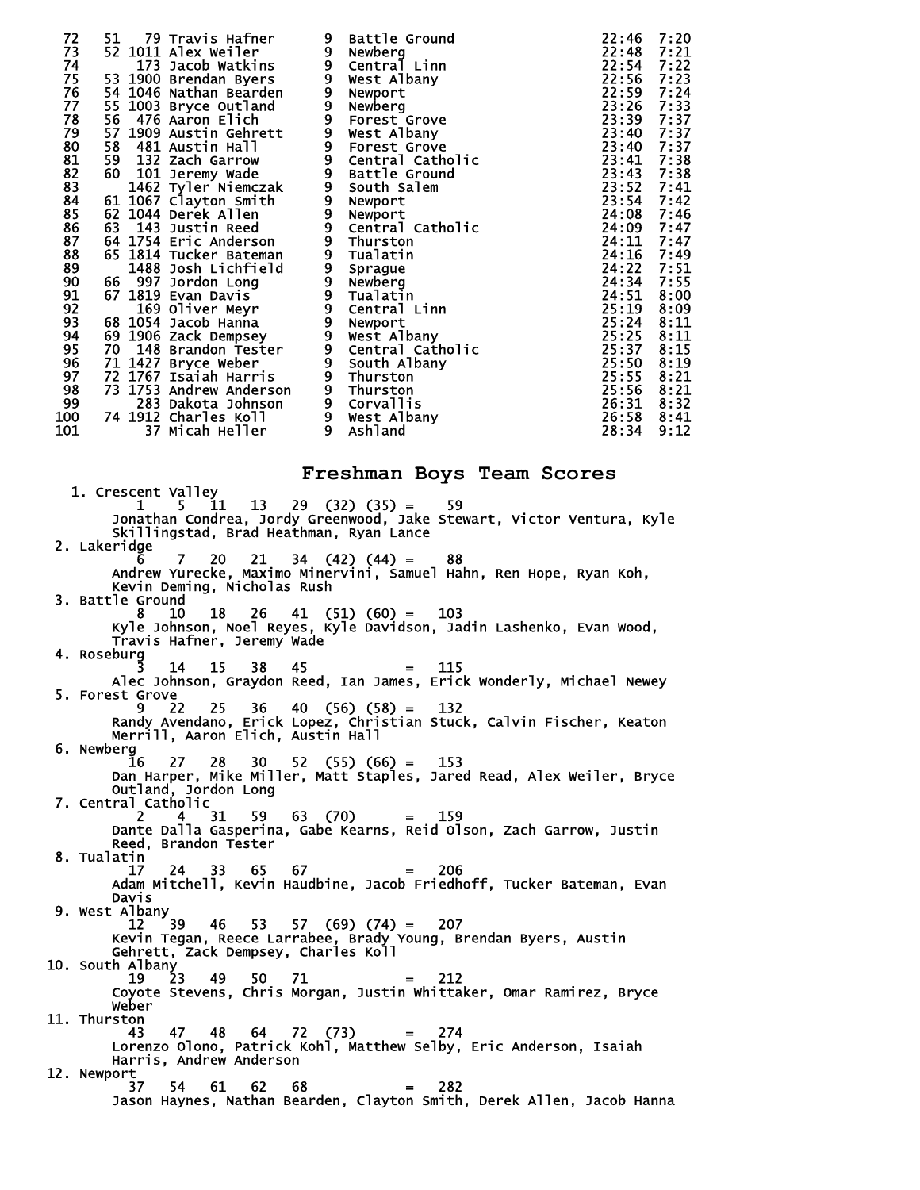| Place | Team Place | Bib | Name | Grade | School | Time | Pace |
|---|---|---|---|---|---|---|---|
| 72 | 51 | 79 | Travis Hafner | 9 | Battle Ground | 22:46 | 7:20 |
| 73 | 52 | 1011 | Alex Weiler | 9 | Newberg | 22:48 | 7:21 |
| 74 | | 173 | Jacob Watkins | 9 | Central Linn | 22:54 | 7:22 |
| 75 | 53 | 1900 | Brendan Byers | 9 | West Albany | 22:56 | 7:23 |
| 76 | 54 | 1046 | Nathan Bearden | 9 | Newport | 22:59 | 7:24 |
| 77 | 55 | 1003 | Bryce Outland | 9 | Newberg | 23:26 | 7:33 |
| 78 | 56 | 476 | Aaron Elich | 9 | Forest Grove | 23:39 | 7:37 |
| 79 | 57 | 1909 | Austin Gehrett | 9 | West Albany | 23:40 | 7:37 |
| 80 | 58 | 481 | Austin Hall | 9 | Forest Grove | 23:40 | 7:37 |
| 81 | 59 | 132 | Zach Garrow | 9 | Central Catholic | 23:41 | 7:38 |
| 82 | 60 | 101 | Jeremy Wade | 9 | Battle Ground | 23:43 | 7:38 |
| 83 | | 1462 | Tyler Niemczak | 9 | South Salem | 23:52 | 7:41 |
| 84 | 61 | 1067 | Clayton Smith | 9 | Newport | 23:54 | 7:42 |
| 85 | 62 | 1044 | Derek Allen | 9 | Newport | 24:08 | 7:46 |
| 86 | 63 | 143 | Justin Reed | 9 | Central Catholic | 24:09 | 7:47 |
| 87 | 64 | 1754 | Eric Anderson | 9 | Thurston | 24:11 | 7:47 |
| 88 | 65 | 1814 | Tucker Bateman | 9 | Tualatin | 24:16 | 7:49 |
| 89 | | 1488 | Josh Lichfield | 9 | Sprague | 24:22 | 7:51 |
| 90 | 66 | 997 | Jordon Long | 9 | Newberg | 24:34 | 7:55 |
| 91 | 67 | 1819 | Evan Davis | 9 | Tualatin | 24:51 | 8:00 |
| 92 | | 169 | Oliver Meyr | 9 | Central Linn | 25:19 | 8:09 |
| 93 | 68 | 1054 | Jacob Hanna | 9 | Newport | 25:24 | 8:11 |
| 94 | 69 | 1906 | Zack Dempsey | 9 | West Albany | 25:25 | 8:11 |
| 95 | 70 | 148 | Brandon Tester | 9 | Central Catholic | 25:37 | 8:15 |
| 96 | 71 | 1427 | Bryce Weber | 9 | South Albany | 25:50 | 8:19 |
| 97 | 72 | 1767 | Isaiah Harris | 9 | Thurston | 25:55 | 8:21 |
| 98 | 73 | 1753 | Andrew Anderson | 9 | Thurston | 25:56 | 8:21 |
| 99 | | 283 | Dakota Johnson | 9 | Corvallis | 26:31 | 8:32 |
| 100 | 74 | 1912 | Charles Koll | 9 | West Albany | 26:58 | 8:41 |
| 101 | | 37 | Micah Heller | 9 | Ashland | 28:34 | 9:12 |

## Freshman Boys Team Scores

```
  1. Crescent Valley
         1    5   11   13   29  (32) (35) =    59
      Jonathan Condrea, Jordy Greenwood, Jake Stewart, Victor Ventura, Kyle
      Skillingstad, Brad Heathman, Ryan Lance
  2. Lakeridge
         6    7   20   21   34  (42) (44) =    88
      Andrew Yurecke, Maximo Minervini, Samuel Hahn, Ren Hope, Ryan Koh,
      Kevin Deming, Nicholas Rush
  3. Battle Ground
         8   10   18   26   41  (51) (60) =   103
      Kyle Johnson, Noel Reyes, Kyle Davidson, Jadin Lashenko, Evan Wood,
      Travis Hafner, Jeremy Wade
  4. Roseburg
         3   14   15   38   45            =   115
      Alec Johnson, Graydon Reed, Ian James, Erick Wonderly, Michael Newey
  5. Forest Grove
         9   22   25   36   40  (56) (58) =   132
      Randy Avendano, Erick Lopez, Christian Stuck, Calvin Fischer, Keaton
      Merrill, Aaron Elich, Austin Hall
  6. Newberg
        16   27   28   30   52  (55) (66) =   153
      Dan Harper, Mike Miller, Matt Staples, Jared Read, Alex Weiler, Bryce
      Outland, Jordon Long
  7. Central Catholic
         2    4   31   59   63  (70)      =   159
      Dante Dalla Gasperina, Gabe Kearns, Reid Olson, Zach Garrow, Justin
      Reed, Brandon Tester
  8. Tualatin
        17   24   33   65   67            =   206
      Adam Mitchell, Kevin Haudbine, Jacob Friedhoff, Tucker Bateman, Evan
      Davis
  9. West Albany
        12   39   46   53   57  (69) (74) =   207
      Kevin Tegan, Reece Larrabee, Brady Young, Brendan Byers, Austin
      Gehrett, Zack Dempsey, Charles Koll
 10. South Albany
        19   23   49   50   71            =   212
      Coyote Stevens, Chris Morgan, Justin Whittaker, Omar Ramirez, Bryce
      Weber
 11. Thurston
        43   47   48   64   72  (73)      =   274
      Lorenzo Olono, Patrick Kohl, Matthew Selby, Eric Anderson, Isaiah
      Harris, Andrew Anderson
 12. Newport
        37   54   61   62   68            =   282
      Jason Haynes, Nathan Bearden, Clayton Smith, Derek Allen, Jacob Hanna
```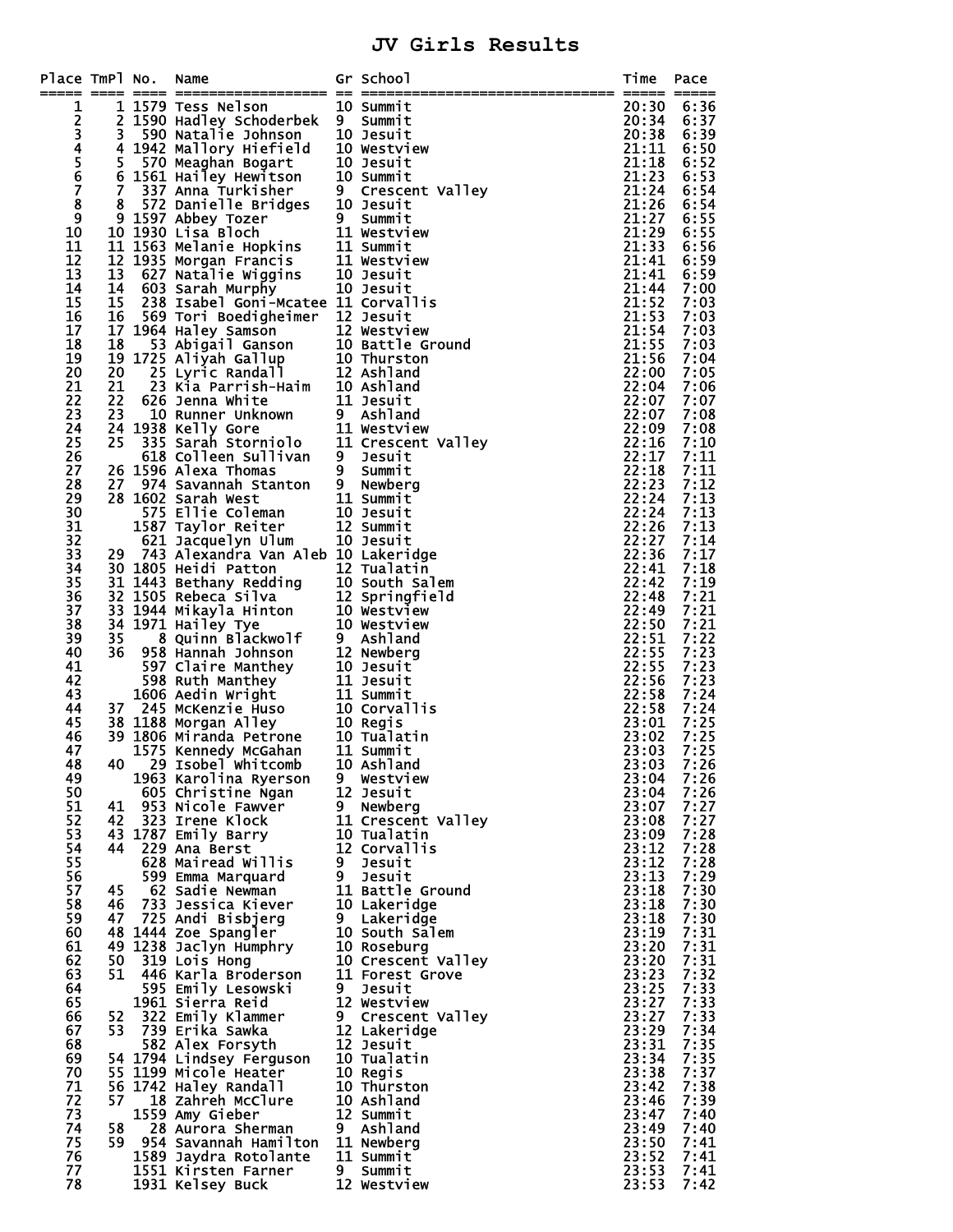# JV Girls Results

| Place | TmPl | No. | Name | Gr | School | Time | Pace |
|---|---|---|---|---|---|---|---|
| 1 | 1 | 1579 | Tess Nelson | 10 | Summit | 20:30 | 6:36 |
| 2 | 2 | 1590 | Hadley Schoderbek | 9 | Summit | 20:34 | 6:37 |
| 3 | 3 | 590 | Natalie Johnson | 10 | Jesuit | 20:38 | 6:39 |
| 4 | 4 | 1942 | Mallory Hiefield | 10 | Westview | 21:11 | 6:50 |
| 5 | 5 | 570 | Meaghan Bogart | 10 | Jesuit | 21:18 | 6:52 |
| 6 | 6 | 1561 | Hailey Hewitson | 10 | Summit | 21:23 | 6:53 |
| 7 | 7 | 337 | Anna Turkisher | 9 | Crescent Valley | 21:24 | 6:54 |
| 8 | 8 | 572 | Danielle Bridges | 10 | Jesuit | 21:26 | 6:54 |
| 9 | 9 | 1597 | Abbey Tozer | 9 | Summit | 21:27 | 6:55 |
| 10 | 10 | 1930 | Lisa Bloch | 11 | Westview | 21:29 | 6:55 |
| 11 | 11 | 1563 | Melanie Hopkins | 11 | Summit | 21:33 | 6:56 |
| 12 | 12 | 1935 | Morgan Francis | 11 | Westview | 21:41 | 6:59 |
| 13 | 13 | 627 | Natalie Wiggins | 10 | Jesuit | 21:41 | 6:59 |
| 14 | 14 | 603 | Sarah Murphy | 10 | Jesuit | 21:44 | 7:00 |
| 15 | 15 | 238 | Isabel Goni-Mcatee | 11 | Corvallis | 21:52 | 7:03 |
| 16 | 16 | 569 | Tori Boedigheimer | 12 | Jesuit | 21:53 | 7:03 |
| 17 | 17 | 1964 | Haley Samson | 12 | Westview | 21:54 | 7:03 |
| 18 | 18 | 53 | Abigail Ganson | 10 | Battle Ground | 21:55 | 7:03 |
| 19 | 19 | 1725 | Aliyah Gallup | 10 | Thurston | 21:56 | 7:04 |
| 20 | 20 | 25 | Lyric Randall | 12 | Ashland | 22:00 | 7:05 |
| 21 | 21 | 23 | Kia Parrish-Haim | 10 | Ashland | 22:04 | 7:06 |
| 22 | 22 | 626 | Jenna White | 11 | Jesuit | 22:07 | 7:07 |
| 23 | 23 | 10 | Runner Unknown | 9 | Ashland | 22:07 | 7:08 |
| 24 | 24 | 1938 | Kelly Gore | 11 | Westview | 22:09 | 7:08 |
| 25 | 25 | 335 | Sarah Storniolo | 11 | Crescent Valley | 22:16 | 7:10 |
| 26 | | 618 | Colleen Sullivan | 9 | Jesuit | 22:17 | 7:11 |
| 27 | 26 | 1596 | Alexa Thomas | 9 | Summit | 22:18 | 7:11 |
| 28 | 27 | 974 | Savannah Stanton | 9 | Newberg | 22:23 | 7:12 |
| 29 | 28 | 1602 | Sarah West | 11 | Summit | 22:24 | 7:13 |
| 30 | | 575 | Ellie Coleman | 10 | Jesuit | 22:24 | 7:13 |
| 31 | | 1587 | Taylor Reiter | 12 | Summit | 22:26 | 7:13 |
| 32 | | 621 | Jacquelyn Ulum | 10 | Jesuit | 22:27 | 7:14 |
| 33 | 29 | 743 | Alexandra Van Aleb | 10 | Lakeridge | 22:36 | 7:17 |
| 34 | 30 | 1805 | Heidi Patton | 12 | Tualatin | 22:41 | 7:18 |
| 35 | 31 | 1443 | Bethany Redding | 10 | South Salem | 22:42 | 7:19 |
| 36 | 32 | 1505 | Rebeca Silva | 12 | Springfield | 22:48 | 7:21 |
| 37 | 33 | 1944 | Mikayla Hinton | 10 | Westview | 22:49 | 7:21 |
| 38 | 34 | 1971 | Hailey Tye | 10 | Westview | 22:50 | 7:21 |
| 39 | 35 | 8 | Quinn Blackwolf | 9 | Ashland | 22:51 | 7:22 |
| 40 | 36 | 958 | Hannah Johnson | 12 | Newberg | 22:55 | 7:23 |
| 41 | | 597 | Claire Manthey | 10 | Jesuit | 22:55 | 7:23 |
| 42 | | 598 | Ruth Manthey | 11 | Jesuit | 22:56 | 7:23 |
| 43 | | 1606 | Aedin Wright | 11 | Summit | 22:58 | 7:24 |
| 44 | 37 | 245 | McKenzie Huso | 10 | Corvallis | 22:58 | 7:24 |
| 45 | 38 | 1188 | Morgan Alley | 10 | Regis | 23:01 | 7:25 |
| 46 | 39 | 1806 | Miranda Petrone | 10 | Tualatin | 23:02 | 7:25 |
| 47 | | 1575 | Kennedy McGahan | 11 | Summit | 23:03 | 7:25 |
| 48 | 40 | 29 | Isobel Whitcomb | 10 | Ashland | 23:03 | 7:26 |
| 49 | | 1963 | Karolina Ryerson | 9 | Westview | 23:04 | 7:26 |
| 50 | | 605 | Christine Ngan | 12 | Jesuit | 23:04 | 7:26 |
| 51 | 41 | 953 | Nicole Fawver | 9 | Newberg | 23:07 | 7:27 |
| 52 | 42 | 323 | Irene Klock | 11 | Crescent Valley | 23:08 | 7:27 |
| 53 | 43 | 1787 | Emily Barry | 10 | Tualatin | 23:09 | 7:28 |
| 54 | 44 | 229 | Ana Berst | 12 | Corvallis | 23:12 | 7:28 |
| 55 | | 628 | Mairead Willis | 9 | Jesuit | 23:12 | 7:28 |
| 56 | | 599 | Emma Marquard | 9 | Jesuit | 23:13 | 7:29 |
| 57 | 45 | 62 | Sadie Newman | 11 | Battle Ground | 23:18 | 7:30 |
| 58 | 46 | 733 | Jessica Kiever | 10 | Lakeridge | 23:18 | 7:30 |
| 59 | 47 | 725 | Andi Bisbjerg | 9 | Lakeridge | 23:18 | 7:30 |
| 60 | 48 | 1444 | Zoe Spangler | 10 | South Salem | 23:19 | 7:31 |
| 61 | 49 | 1238 | Jaclyn Humphry | 10 | Roseburg | 23:20 | 7:31 |
| 62 | 50 | 319 | Lois Hong | 10 | Crescent Valley | 23:20 | 7:31 |
| 63 | 51 | 446 | Karla Broderson | 11 | Forest Grove | 23:23 | 7:32 |
| 64 | | 595 | Emily Lesowski | 9 | Jesuit | 23:25 | 7:33 |
| 65 | | 1961 | Sierra Reid | 12 | Westview | 23:27 | 7:33 |
| 66 | 52 | 322 | Emily Klammer | 9 | Crescent Valley | 23:27 | 7:33 |
| 67 | 53 | 739 | Erika Sawka | 12 | Lakeridge | 23:29 | 7:34 |
| 68 | | 582 | Alex Forsyth | 12 | Jesuit | 23:31 | 7:35 |
| 69 | 54 | 1794 | Lindsey Ferguson | 10 | Tualatin | 23:34 | 7:35 |
| 70 | 55 | 1199 | Micole Heater | 10 | Regis | 23:38 | 7:37 |
| 71 | 56 | 1742 | Haley Randall | 10 | Thurston | 23:42 | 7:38 |
| 72 | 57 | 18 | Zahreh McClure | 10 | Ashland | 23:46 | 7:39 |
| 73 | | 1559 | Amy Gieber | 12 | Summit | 23:47 | 7:40 |
| 74 | 58 | 28 | Aurora Sherman | 9 | Ashland | 23:49 | 7:40 |
| 75 | 59 | 954 | Savannah Hamilton | 11 | Newberg | 23:50 | 7:41 |
| 76 | | 1589 | Jaydra Rotolante | 11 | Summit | 23:52 | 7:41 |
| 77 | | 1551 | Kirsten Farner | 9 | Summit | 23:53 | 7:41 |
| 78 | | 1931 | Kelsey Buck | 12 | Westview | 23:53 | 7:42 |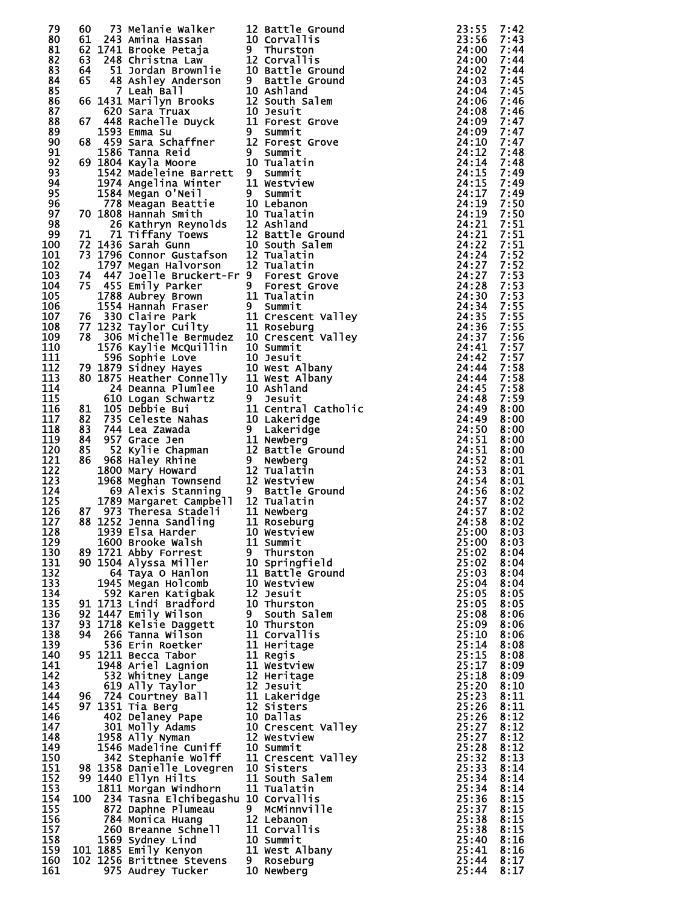| Place | Team Place | Bib | Name | Yr | School | Time | Pace |
|---|---|---|---|---|---|---|---|
| 79 | 60 | 73 | Melanie Walker | 12 | Battle Ground | 23:55 | 7:42 |
| 80 | 61 | 243 | Amina Hassan | 10 | Corvallis | 23:56 | 7:43 |
| 81 | 62 | 1741 | Brooke Petaja | 9 | Thurston | 24:00 | 7:44 |
| 82 | 63 | 248 | Christna Law | 12 | Corvallis | 24:00 | 7:44 |
| 83 | 64 | 51 | Jordan Brownlie | 10 | Battle Ground | 24:02 | 7:44 |
| 84 | 65 | 48 | Ashley Anderson | 9 | Battle Ground | 24:03 | 7:45 |
| 85 | | 7 | Leah Ball | 10 | Ashland | 24:04 | 7:45 |
| 86 | 66 | 1431 | Marilyn Brooks | 12 | South Salem | 24:06 | 7:46 |
| 87 | | 620 | Sara Truax | 10 | Jesuit | 24:08 | 7:46 |
| 88 | 67 | 448 | Rachelle Duyck | 11 | Forest Grove | 24:09 | 7:47 |
| 89 | | 1593 | Emma Su | 9 | Summit | 24:09 | 7:47 |
| 90 | 68 | 459 | Sara Schaffner | 12 | Forest Grove | 24:10 | 7:47 |
| 91 | | 1586 | Tanna Reid | 9 | Summit | 24:12 | 7:48 |
| 92 | 69 | 1804 | Kayla Moore | 10 | Tualatin | 24:14 | 7:48 |
| 93 | | 1542 | Madeleine Barrett | 9 | Summit | 24:15 | 7:49 |
| 94 | | 1974 | Angelina Winter | 11 | Westview | 24:15 | 7:49 |
| 95 | | 1584 | Megan O'Neil | 9 | Summit | 24:17 | 7:49 |
| 96 | | 778 | Meagan Beattie | 10 | Lebanon | 24:19 | 7:50 |
| 97 | 70 | 1808 | Hannah Smith | 10 | Tualatin | 24:19 | 7:50 |
| 98 | | 26 | Kathryn Reynolds | 12 | Ashland | 24:21 | 7:51 |
| 99 | 71 | 71 | Tiffany Toews | 12 | Battle Ground | 24:21 | 7:51 |
| 100 | 72 | 1436 | Sarah Gunn | 10 | South Salem | 24:22 | 7:51 |
| 101 | 73 | 1796 | Connor Gustafson | 12 | Tualatin | 24:24 | 7:52 |
| 102 | | 1797 | Megan Halvorson | 12 | Tualatin | 24:27 | 7:52 |
| 103 | 74 | 447 | Joelle Bruckert-Fr | 9 | Forest Grove | 24:27 | 7:53 |
| 104 | 75 | 455 | Emily Parker | 9 | Forest Grove | 24:28 | 7:53 |
| 105 | | 1788 | Aubrey Brown | 11 | Tualatin | 24:30 | 7:53 |
| 106 | | 1554 | Hannah Fraser | 9 | Summit | 24:34 | 7:55 |
| 107 | 76 | 330 | Claire Park | 11 | Crescent Valley | 24:35 | 7:55 |
| 108 | 77 | 1232 | Taylor Cuilty | 11 | Roseburg | 24:36 | 7:55 |
| 109 | 78 | 306 | Michelle Bermudez | 10 | Crescent Valley | 24:37 | 7:56 |
| 110 | | 1576 | Kaylie McQuillin | 10 | Summit | 24:41 | 7:57 |
| 111 | | 596 | Sophie Love | 10 | Jesuit | 24:42 | 7:57 |
| 112 | 79 | 1879 | Sidney Hayes | 10 | West Albany | 24:44 | 7:58 |
| 113 | 80 | 1875 | Heather Connelly | 11 | West Albany | 24:44 | 7:58 |
| 114 | | 24 | Deanna Plumlee | 10 | Ashland | 24:45 | 7:58 |
| 115 | | 610 | Logan Schwartz | 9 | Jesuit | 24:48 | 7:59 |
| 116 | 81 | 105 | Debbie Bui | 11 | Central Catholic | 24:49 | 8:00 |
| 117 | 82 | 735 | Celeste Nahas | 10 | Lakeridge | 24:49 | 8:00 |
| 118 | 83 | 744 | Lea Zawada | 9 | Lakeridge | 24:50 | 8:00 |
| 119 | 84 | 957 | Grace Jen | 11 | Newberg | 24:51 | 8:00 |
| 120 | 85 | 52 | Kylie Chapman | 12 | Battle Ground | 24:51 | 8:00 |
| 121 | 86 | 968 | Haley Rhine | 9 | Newberg | 24:52 | 8:01 |
| 122 | | 1800 | Mary Howard | 12 | Tualatin | 24:53 | 8:01 |
| 123 | | 1968 | Meghan Townsend | 12 | Westview | 24:54 | 8:01 |
| 124 | | 69 | Alexis Stanning | 9 | Battle Ground | 24:56 | 8:02 |
| 125 | | 1789 | Margaret Campbell | 12 | Tualatin | 24:57 | 8:02 |
| 126 | 87 | 973 | Theresa Stadeli | 11 | Newberg | 24:57 | 8:02 |
| 127 | 88 | 1252 | Jenna Sandling | 11 | Roseburg | 24:58 | 8:02 |
| 128 | | 1939 | Elsa Harder | 10 | Westview | 25:00 | 8:03 |
| 129 | | 1600 | Brooke Walsh | 11 | Summit | 25:00 | 8:03 |
| 130 | 89 | 1721 | Abby Forrest | 9 | Thurston | 25:02 | 8:04 |
| 131 | 90 | 1504 | Alyssa Miller | 10 | Springfield | 25:02 | 8:04 |
| 132 | | 64 | Taya O Hanlon | 11 | Battle Ground | 25:03 | 8:04 |
| 133 | | 1945 | Megan Holcomb | 10 | Westview | 25:04 | 8:04 |
| 134 | | 592 | Karen Katigbak | 12 | Jesuit | 25:05 | 8:05 |
| 135 | 91 | 1713 | Lindi Bradford | 10 | Thurston | 25:05 | 8:05 |
| 136 | 92 | 1447 | Emily Wilson | 9 | South Salem | 25:08 | 8:06 |
| 137 | 93 | 1718 | Kelsie Daggett | 10 | Thurston | 25:09 | 8:06 |
| 138 | 94 | 266 | Tanna Wilson | 11 | Corvallis | 25:10 | 8:06 |
| 139 | | 536 | Erin Roetker | 11 | Heritage | 25:14 | 8:08 |
| 140 | 95 | 1211 | Becca Tabor | 11 | Regis | 25:15 | 8:08 |
| 141 | | 1948 | Ariel Lagnion | 11 | Westview | 25:17 | 8:09 |
| 142 | | 532 | Whitney Lange | 12 | Heritage | 25:18 | 8:09 |
| 143 | | 619 | Ally Taylor | 12 | Jesuit | 25:20 | 8:10 |
| 144 | 96 | 724 | Courtney Ball | 11 | Lakeridge | 25:23 | 8:11 |
| 145 | 97 | 1351 | Tia Berg | 12 | Sisters | 25:26 | 8:11 |
| 146 | | 402 | Delaney Pape | 10 | Dallas | 25:26 | 8:12 |
| 147 | | 301 | Molly Adams | 10 | Crescent Valley | 25:27 | 8:12 |
| 148 | | 1958 | Ally Nyman | 12 | Westview | 25:27 | 8:12 |
| 149 | | 1546 | Madeline Cuniff | 10 | Summit | 25:28 | 8:12 |
| 150 | | 342 | Stephanie Wolff | 11 | Crescent Valley | 25:32 | 8:13 |
| 151 | 98 | 1358 | Danielle Lovegren | 10 | Sisters | 25:33 | 8:14 |
| 152 | 99 | 1440 | Ellyn Hilts | 11 | South Salem | 25:34 | 8:14 |
| 153 | | 1811 | Morgan Windhorn | 11 | Tualatin | 25:34 | 8:14 |
| 154 | 100 | 234 | Tasna Elchibegashu | 10 | Corvallis | 25:36 | 8:15 |
| 155 | | 872 | Daphne Plumeau | 9 | McMinnville | 25:37 | 8:15 |
| 156 | | 784 | Monica Huang | 12 | Lebanon | 25:38 | 8:15 |
| 157 | | 260 | Breanne Schnell | 11 | Corvallis | 25:38 | 8:15 |
| 158 | | 1569 | Sydney Lind | 10 | Summit | 25:40 | 8:16 |
| 159 | 101 | 1885 | Emily Kenyon | 11 | West Albany | 25:41 | 8:16 |
| 160 | 102 | 1256 | Brittnee Stevens | 9 | Roseburg | 25:44 | 8:17 |
| 161 | | 975 | Audrey Tucker | 10 | Newberg | 25:44 | 8:17 |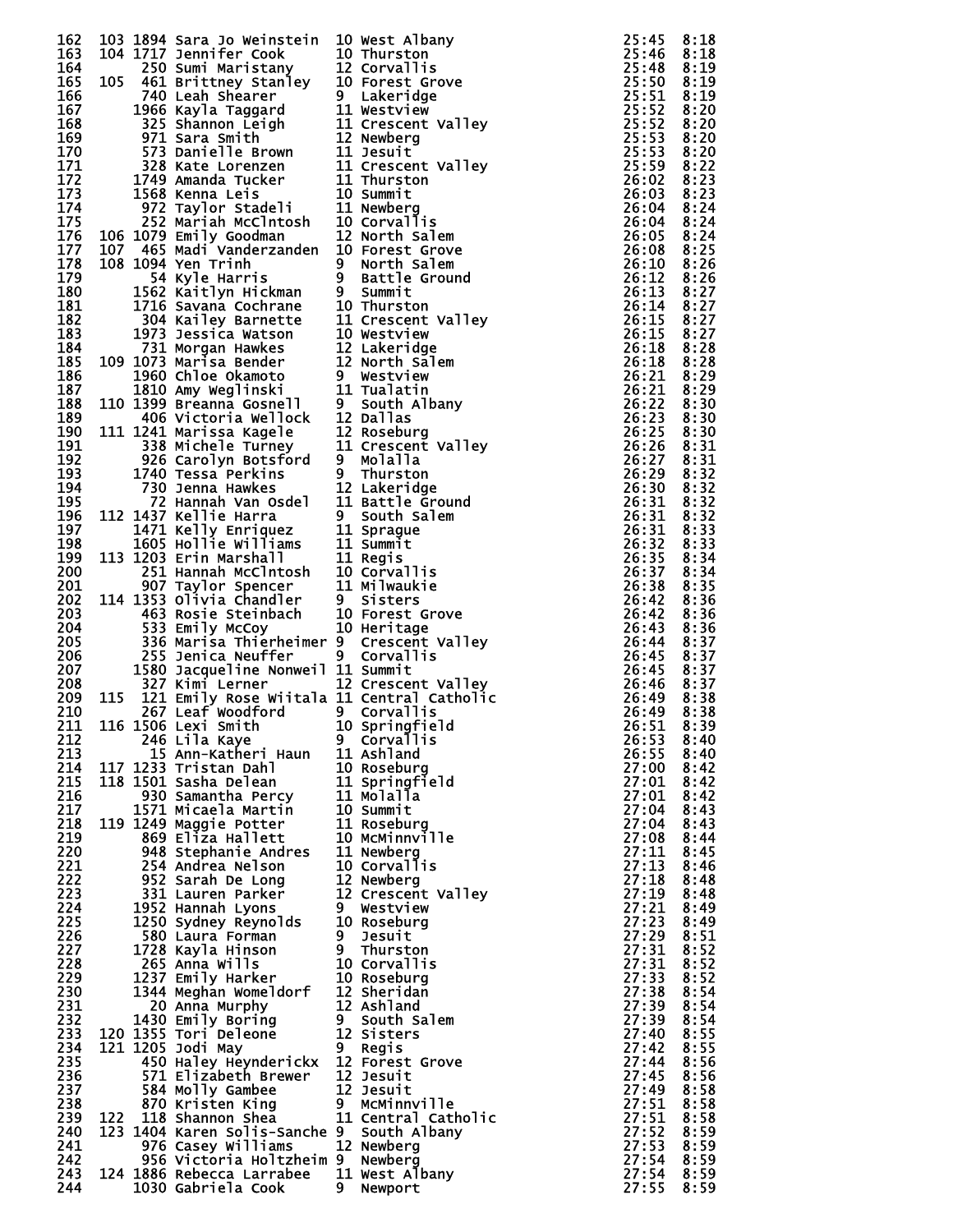| Place | Team Place | Bib | Name | Yr | School | Time | Pace |
|---|---|---|---|---|---|---|---|
| 162 | 103 | 1894 | Sara Jo Weinstein | 10 | West Albany | 25:45 | 8:18 |
| 163 | 104 | 1717 | Jennifer Cook | 10 | Thurston | 25:46 | 8:18 |
| 164 | | 250 | Sumi Maristany | 12 | Corvallis | 25:48 | 8:19 |
| 165 | 105 | 461 | Brittney Stanley | 10 | Forest Grove | 25:50 | 8:19 |
| 166 | | 740 | Leah Shearer | 9 | Lakeridge | 25:51 | 8:19 |
| 167 | | 1966 | Kayla Taggard | 11 | Westview | 25:52 | 8:20 |
| 168 | | 325 | Shannon Leigh | 11 | Crescent Valley | 25:52 | 8:20 |
| 169 | | 971 | Sara Smith | 12 | Newberg | 25:53 | 8:20 |
| 170 | | 573 | Danielle Brown | 11 | Jesuit | 25:53 | 8:20 |
| 171 | | 328 | Kate Lorenzen | 11 | Crescent Valley | 25:59 | 8:22 |
| 172 | | 1749 | Amanda Tucker | 11 | Thurston | 26:02 | 8:23 |
| 173 | | 1568 | Kenna Leis | 10 | Summit | 26:03 | 8:23 |
| 174 | | 972 | Taylor Stadeli | 11 | Newberg | 26:04 | 8:24 |
| 175 | | 252 | Mariah McClntosh | 10 | Corvallis | 26:04 | 8:24 |
| 176 | 106 | 1079 | Emily Goodman | 12 | North Salem | 26:05 | 8:24 |
| 177 | 107 | 465 | Madi Vanderzanden | 10 | Forest Grove | 26:08 | 8:25 |
| 178 | 108 | 1094 | Yen Trinh | 9 | North Salem | 26:10 | 8:26 |
| 179 | | 54 | Kyle Harris | 9 | Battle Ground | 26:12 | 8:26 |
| 180 | | 1562 | Kaitlyn Hickman | 9 | Summit | 26:13 | 8:27 |
| 181 | | 1716 | Savana Cochrane | 10 | Thurston | 26:14 | 8:27 |
| 182 | | 304 | Kailey Barnette | 11 | Crescent Valley | 26:15 | 8:27 |
| 183 | | 1973 | Jessica Watson | 10 | Westview | 26:15 | 8:27 |
| 184 | | 731 | Morgan Hawkes | 12 | Lakeridge | 26:18 | 8:28 |
| 185 | 109 | 1073 | Marisa Bender | 12 | North Salem | 26:18 | 8:28 |
| 186 | | 1960 | Chloe Okamoto | 9 | Westview | 26:21 | 8:29 |
| 187 | | 1810 | Amy Weglinski | 11 | Tualatin | 26:21 | 8:29 |
| 188 | 110 | 1399 | Breanna Gosnell | 9 | South Albany | 26:22 | 8:30 |
| 189 | | 406 | Victoria Wellock | 12 | Dallas | 26:23 | 8:30 |
| 190 | 111 | 1241 | Marissa Kagele | 12 | Roseburg | 26:25 | 8:30 |
| 191 | | 338 | Michele Turney | 11 | Crescent Valley | 26:26 | 8:31 |
| 192 | | 926 | Carolyn Botsford | 9 | Molalla | 26:27 | 8:31 |
| 193 | | 1740 | Tessa Perkins | 9 | Thurston | 26:29 | 8:32 |
| 194 | | 730 | Jenna Hawkes | 12 | Lakeridge | 26:30 | 8:32 |
| 195 | | 72 | Hannah Van Osdel | 11 | Battle Ground | 26:31 | 8:32 |
| 196 | 112 | 1437 | Kellie Harra | 9 | South Salem | 26:31 | 8:32 |
| 197 | | 1471 | Kelly Enriquez | 11 | Sprague | 26:31 | 8:33 |
| 198 | | 1605 | Hollie Williams | 11 | Summit | 26:32 | 8:33 |
| 199 | 113 | 1203 | Erin Marshall | 11 | Regis | 26:35 | 8:34 |
| 200 | | 251 | Hannah McClntosh | 10 | Corvallis | 26:37 | 8:34 |
| 201 | | 907 | Taylor Spencer | 11 | Milwaukie | 26:38 | 8:35 |
| 202 | 114 | 1353 | Olivia Chandler | 9 | Sisters | 26:42 | 8:36 |
| 203 | | 463 | Rosie Steinbach | 10 | Forest Grove | 26:42 | 8:36 |
| 204 | | 533 | Emily McCoy | 10 | Heritage | 26:43 | 8:36 |
| 205 | | 336 | Marisa Thierheimer | 9 | Crescent Valley | 26:44 | 8:37 |
| 206 | | 255 | Jenica Neuffer | 9 | Corvallis | 26:45 | 8:37 |
| 207 | | 1580 | Jacqueline Nonweil | 11 | Summit | 26:45 | 8:37 |
| 208 | | 327 | Kimi Lerner | 12 | Crescent Valley | 26:46 | 8:37 |
| 209 | 115 | 121 | Emily Rose Wiitala | 11 | Central Catholic | 26:49 | 8:38 |
| 210 | | 267 | Leaf Woodford | 9 | Corvallis | 26:49 | 8:38 |
| 211 | 116 | 1506 | Lexi Smith | 10 | Springfield | 26:51 | 8:39 |
| 212 | | 246 | Lila Kaye | 9 | Corvallis | 26:53 | 8:40 |
| 213 | | 15 | Ann-Katheri Haun | 11 | Ashland | 26:55 | 8:40 |
| 214 | 117 | 1233 | Tristan Dahl | 10 | Roseburg | 27:00 | 8:42 |
| 215 | 118 | 1501 | Sasha Delean | 11 | Springfield | 27:01 | 8:42 |
| 216 | | 930 | Samantha Percy | 11 | Molalla | 27:01 | 8:42 |
| 217 | | 1571 | Micaela Martin | 10 | Summit | 27:04 | 8:43 |
| 218 | 119 | 1249 | Maggie Potter | 11 | Roseburg | 27:04 | 8:43 |
| 219 | | 869 | Eliza Hallett | 10 | McMinnville | 27:08 | 8:44 |
| 220 | | 948 | Stephanie Andres | 11 | Newberg | 27:11 | 8:45 |
| 221 | | 254 | Andrea Nelson | 10 | Corvallis | 27:13 | 8:46 |
| 222 | | 952 | Sarah De Long | 12 | Newberg | 27:18 | 8:48 |
| 223 | | 331 | Lauren Parker | 12 | Crescent Valley | 27:19 | 8:48 |
| 224 | | 1952 | Hannah Lyons | 9 | Westview | 27:21 | 8:49 |
| 225 | | 1250 | Sydney Reynolds | 10 | Roseburg | 27:23 | 8:49 |
| 226 | | 580 | Laura Forman | 9 | Jesuit | 27:29 | 8:51 |
| 227 | | 1728 | Kayla Hinson | 9 | Thurston | 27:31 | 8:52 |
| 228 | | 265 | Anna Wills | 10 | Corvallis | 27:31 | 8:52 |
| 229 | | 1237 | Emily Harker | 10 | Roseburg | 27:33 | 8:52 |
| 230 | | 1344 | Meghan Womeldorf | 12 | Sheridan | 27:38 | 8:54 |
| 231 | | 20 | Anna Murphy | 12 | Ashland | 27:39 | 8:54 |
| 232 | | 1430 | Emily Boring | 9 | South Salem | 27:39 | 8:54 |
| 233 | 120 | 1355 | Tori Deleone | 12 | Sisters | 27:40 | 8:55 |
| 234 | 121 | 1205 | Jodi May | 9 | Regis | 27:42 | 8:55 |
| 235 | | 450 | Haley Heynderickx | 12 | Forest Grove | 27:44 | 8:56 |
| 236 | | 571 | Elizabeth Brewer | 12 | Jesuit | 27:45 | 8:56 |
| 237 | | 584 | Molly Gambee | 12 | Jesuit | 27:49 | 8:58 |
| 238 | | 870 | Kristen King | 9 | McMinnville | 27:51 | 8:58 |
| 239 | 122 | 118 | Shannon Shea | 11 | Central Catholic | 27:51 | 8:58 |
| 240 | 123 | 1404 | Karen Solis-Sanche | 9 | South Albany | 27:52 | 8:59 |
| 241 | | 976 | Casey Williams | 12 | Newberg | 27:53 | 8:59 |
| 242 | | 956 | Victoria Holtzheim | 9 | Newberg | 27:54 | 8:59 |
| 243 | 124 | 1886 | Rebecca Larrabee | 11 | West Albany | 27:54 | 8:59 |
| 244 | | 1030 | Gabriela Cook | 9 | Newport | 27:55 | 8:59 |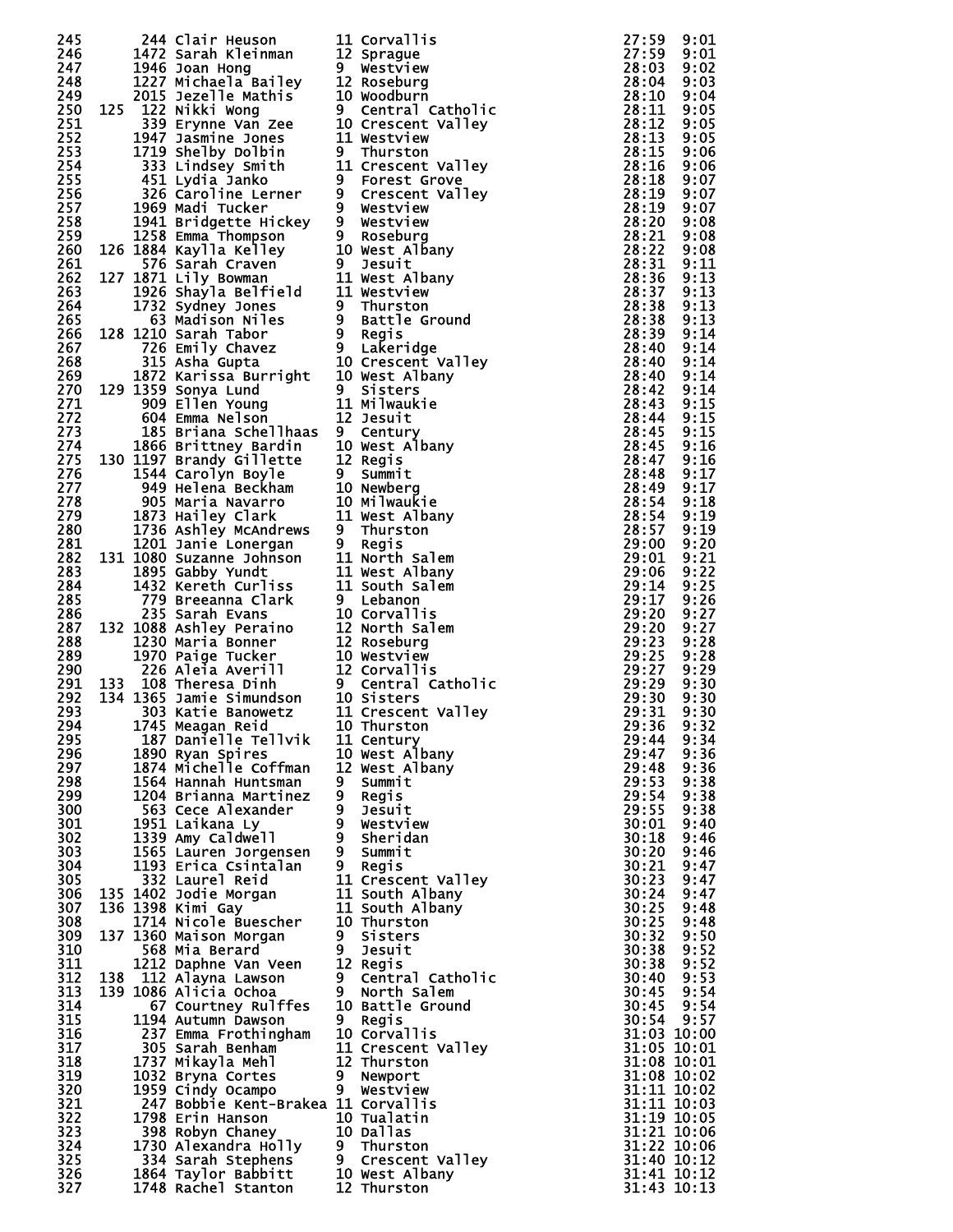| Place | Team Place | Bib | Name | Yr | School | Time | Pace |
|---|---|---|---|---|---|---|---|
| 245 | | 244 | Clair Heuson | 11 | Corvallis | 27:59 | 9:01 |
| 246 | | 1472 | Sarah Kleinman | 12 | Sprague | 27:59 | 9:01 |
| 247 | | 1946 | Joan Hong | 9 | Westview | 28:03 | 9:02 |
| 248 | | 1227 | Michaela Bailey | 12 | Roseburg | 28:04 | 9:03 |
| 249 | | 2015 | Jezelle Mathis | 10 | Woodburn | 28:10 | 9:04 |
| 250 | 125 | 122 | Nikki Wong | 9 | Central Catholic | 28:11 | 9:05 |
| 251 | | 339 | Erynne Van Zee | 10 | Crescent Valley | 28:12 | 9:05 |
| 252 | | 1947 | Jasmine Jones | 11 | Westview | 28:13 | 9:05 |
| 253 | | 1719 | Shelby Dolbin | 9 | Thurston | 28:15 | 9:06 |
| 254 | | 333 | Lindsey Smith | 11 | Crescent Valley | 28:16 | 9:06 |
| 255 | | 451 | Lydia Janko | 9 | Forest Grove | 28:18 | 9:07 |
| 256 | | 326 | Caroline Lerner | 9 | Crescent Valley | 28:19 | 9:07 |
| 257 | | 1969 | Madi Tucker | 9 | Westview | 28:19 | 9:07 |
| 258 | | 1941 | Bridgette Hickey | 9 | Westview | 28:20 | 9:08 |
| 259 | | 1258 | Emma Thompson | 9 | Roseburg | 28:21 | 9:08 |
| 260 | 126 | 1884 | Kaylla Kelley | 10 | West Albany | 28:22 | 9:08 |
| 261 | | 576 | Sarah Craven | 9 | Jesuit | 28:31 | 9:11 |
| 262 | 127 | 1871 | Lily Bowman | 11 | West Albany | 28:36 | 9:13 |
| 263 | | 1926 | Shayla Belfield | 11 | Westview | 28:37 | 9:13 |
| 264 | | 1732 | Sydney Jones | 9 | Thurston | 28:38 | 9:13 |
| 265 | | 63 | Madison Niles | 9 | Battle Ground | 28:38 | 9:13 |
| 266 | 128 | 1210 | Sarah Tabor | 9 | Regis | 28:39 | 9:14 |
| 267 | | 726 | Emily Chavez | 9 | Lakeridge | 28:40 | 9:14 |
| 268 | | 315 | Asha Gupta | 10 | Crescent Valley | 28:40 | 9:14 |
| 269 | | 1872 | Karissa Burright | 10 | West Albany | 28:40 | 9:14 |
| 270 | 129 | 1359 | Sonya Lund | 9 | Sisters | 28:42 | 9:14 |
| 271 | | 909 | Ellen Young | 11 | Milwaukie | 28:43 | 9:15 |
| 272 | | 604 | Emma Nelson | 12 | Jesuit | 28:44 | 9:15 |
| 273 | | 185 | Briana Schellhaas | 9 | Century | 28:45 | 9:15 |
| 274 | | 1866 | Brittney Bardin | 10 | West Albany | 28:45 | 9:16 |
| 275 | 130 | 1197 | Brandy Gillette | 12 | Regis | 28:47 | 9:16 |
| 276 | | 1544 | Carolyn Boyle | 9 | Summit | 28:48 | 9:17 |
| 277 | | 949 | Helena Beckham | 10 | Newberg | 28:49 | 9:17 |
| 278 | | 905 | Maria Navarro | 10 | Milwaukie | 28:54 | 9:18 |
| 279 | | 1873 | Hailey Clark | 11 | West Albany | 28:54 | 9:19 |
| 280 | | 1736 | Ashley McAndrews | 9 | Thurston | 28:57 | 9:19 |
| 281 | | 1201 | Janie Lonergan | 9 | Regis | 29:00 | 9:20 |
| 282 | 131 | 1080 | Suzanne Johnson | 11 | North Salem | 29:01 | 9:21 |
| 283 | | 1895 | Gabby Yundt | 11 | West Albany | 29:06 | 9:22 |
| 284 | | 1432 | Kereth Curliss | 11 | South Salem | 29:14 | 9:25 |
| 285 | | 779 | Breeanna Clark | 9 | Lebanon | 29:17 | 9:26 |
| 286 | | 235 | Sarah Evans | 10 | Corvallis | 29:20 | 9:27 |
| 287 | 132 | 1088 | Ashley Peraino | 12 | North Salem | 29:20 | 9:27 |
| 288 | | 1230 | Maria Bonner | 12 | Roseburg | 29:23 | 9:28 |
| 289 | | 1970 | Paige Tucker | 10 | Westview | 29:25 | 9:28 |
| 290 | | 226 | Aleia Averill | 12 | Corvallis | 29:27 | 9:29 |
| 291 | 133 | 108 | Theresa Dinh | 9 | Central Catholic | 29:29 | 9:30 |
| 292 | 134 | 1365 | Jamie Simundson | 10 | Sisters | 29:30 | 9:30 |
| 293 | | 303 | Katie Banowetz | 11 | Crescent Valley | 29:31 | 9:30 |
| 294 | | 1745 | Meagan Reid | 10 | Thurston | 29:36 | 9:32 |
| 295 | | 187 | Danielle Tellvik | 11 | Century | 29:44 | 9:34 |
| 296 | | 1890 | Ryan Spires | 10 | West Albany | 29:47 | 9:36 |
| 297 | | 1874 | Michelle Coffman | 12 | West Albany | 29:48 | 9:36 |
| 298 | | 1564 | Hannah Huntsman | 9 | Summit | 29:53 | 9:38 |
| 299 | | 1204 | Brianna Martinez | 9 | Regis | 29:54 | 9:38 |
| 300 | | 563 | Cece Alexander | 9 | Jesuit | 29:55 | 9:38 |
| 301 | | 1951 | Laikana Ly | 9 | Westview | 30:01 | 9:40 |
| 302 | | 1339 | Amy Caldwell | 9 | Sheridan | 30:18 | 9:46 |
| 303 | | 1565 | Lauren Jorgensen | 9 | Summit | 30:20 | 9:46 |
| 304 | | 1193 | Erica Csintalan | 9 | Regis | 30:21 | 9:47 |
| 305 | | 332 | Laurel Reid | 11 | Crescent Valley | 30:23 | 9:47 |
| 306 | 135 | 1402 | Jodie Morgan | 11 | South Albany | 30:24 | 9:47 |
| 307 | 136 | 1398 | Kimi Gay | 11 | South Albany | 30:25 | 9:48 |
| 308 | | 1714 | Nicole Buescher | 10 | Thurston | 30:25 | 9:48 |
| 309 | 137 | 1360 | Maison Morgan | 9 | Sisters | 30:32 | 9:50 |
| 310 | | 568 | Mia Berard | 9 | Jesuit | 30:38 | 9:52 |
| 311 | | 1212 | Daphne Van Veen | 12 | Regis | 30:38 | 9:52 |
| 312 | 138 | 112 | Alayna Lawson | 9 | Central Catholic | 30:40 | 9:53 |
| 313 | 139 | 1086 | Alicia Ochoa | 9 | North Salem | 30:45 | 9:54 |
| 314 | | 67 | Courtney Rulffes | 10 | Battle Ground | 30:45 | 9:54 |
| 315 | | 1194 | Autumn Dawson | 9 | Regis | 30:54 | 9:57 |
| 316 | | 237 | Emma Frothingham | 10 | Corvallis | 31:03 | 10:00 |
| 317 | | 305 | Sarah Benham | 11 | Crescent Valley | 31:05 | 10:01 |
| 318 | | 1737 | Mikayla Mehl | 12 | Thurston | 31:08 | 10:01 |
| 319 | | 1032 | Bryna Cortes | 9 | Newport | 31:08 | 10:02 |
| 320 | | 1959 | Cindy Ocampo | 9 | Westview | 31:11 | 10:02 |
| 321 | | 247 | Bobbie Kent-Brakea | 11 | Corvallis | 31:11 | 10:03 |
| 322 | | 1798 | Erin Hanson | 10 | Tualatin | 31:19 | 10:05 |
| 323 | | 398 | Robyn Chaney | 10 | Dallas | 31:21 | 10:06 |
| 324 | | 1730 | Alexandra Holly | 9 | Thurston | 31:22 | 10:06 |
| 325 | | 334 | Sarah Stephens | 9 | Crescent Valley | 31:40 | 10:12 |
| 326 | | 1864 | Taylor Babbitt | 10 | West Albany | 31:41 | 10:12 |
| 327 | | 1748 | Rachel Stanton | 12 | Thurston | 31:43 | 10:13 |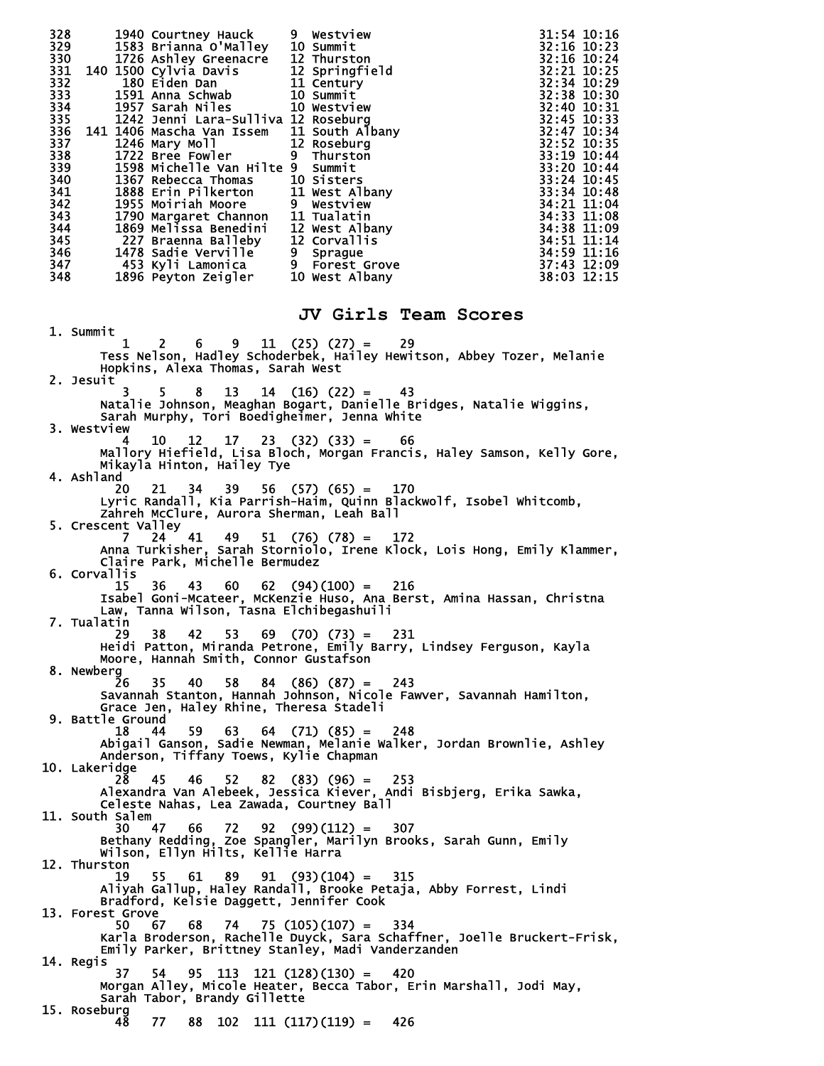```
328      1940 Courtney Hauck     9  Westview                     31:54 10:16
329      1583 Brianna O'Malley   10 Summit                       32:16 10:23
330      1726 Ashley Greenacre   12 Thurston                     32:16 10:24
331  140 1500 Cylvia Davis       12 Springfield                  32:21 10:25
332       180 Eiden Dan          11 Century                      32:34 10:29
333      1591 Anna Schwab        10 Summit                       32:38 10:30
334      1957 Sarah Niles        10 Westview                     32:40 10:31
335      1242 Jenni Lara-Sulliva 12 Roseburg                     32:45 10:33
336  141 1406 Mascha Van Issem   11 South Albany                 32:47 10:34
337      1246 Mary Moll          12 Roseburg                     32:52 10:35
338      1722 Bree Fowler        9  Thurston                     33:19 10:44
339      1598 Michelle Van Hilte 9  Summit                       33:20 10:44
340      1367 Rebecca Thomas     10 Sisters                      33:24 10:45
341      1888 Erin Pilkerton     11 West Albany                  33:34 10:48
342      1955 Moiriah Moore      9  Westview                     34:21 11:04
343      1790 Margaret Channon   11 Tualatin                     34:33 11:08
344      1869 Melissa Benedini   12 West Albany                  34:38 11:09
345       227 Braenna Balleby    12 Corvallis                    34:51 11:14
346      1478 Sadie Verville     9  Sprague                      34:59 11:16
347       453 Kyli Lamonica      9  Forest Grove                 37:43 12:09
348      1896 Peyton Zeigler     10 West Albany                  38:03 12:15
```

## JV Girls Team Scores

```
 1. Summit
         1    2    6    9   11  (25) (27) =    29
       Tess Nelson, Hadley Schoderbek, Hailey Hewitson, Abbey Tozer, Melanie
       Hopkins, Alexa Thomas, Sarah West
 2. Jesuit
         3    5    8   13   14  (16) (22) =    43
       Natalie Johnson, Meaghan Bogart, Danielle Bridges, Natalie Wiggins,
       Sarah Murphy, Tori Boedigheimer, Jenna White
 3. Westview
         4   10   12   17   23  (32) (33) =    66
       Mallory Hiefield, Lisa Bloch, Morgan Francis, Haley Samson, Kelly Gore,
       Mikayla Hinton, Hailey Tye
 4. Ashland
        20   21   34   39   56  (57) (65) =   170
       Lyric Randall, Kia Parrish-Haim, Quinn Blackwolf, Isobel Whitcomb,
       Zahreh McClure, Aurora Sherman, Leah Ball
 5. Crescent Valley
         7   24   41   49   51  (76) (78) =   172
       Anna Turkisher, Sarah Storniolo, Irene Klock, Lois Hong, Emily Klammer,
       Claire Park, Michelle Bermudez
 6. Corvallis
        15   36   43   60   62  (94)(100) =   216
       Isabel Goni-Mcateer, McKenzie Huso, Ana Berst, Amina Hassan, Christna
       Law, Tanna Wilson, Tasna Elchibegashuili
 7. Tualatin
        29   38   42   53   69  (70) (73) =   231
       Heidi Patton, Miranda Petrone, Emily Barry, Lindsey Ferguson, Kayla
       Moore, Hannah Smith, Connor Gustafson
 8. Newberg
        26   35   40   58   84  (86) (87) =   243
       Savannah Stanton, Hannah Johnson, Nicole Fawver, Savannah Hamilton,
       Grace Jen, Haley Rhine, Theresa Stadeli
 9. Battle Ground
        18   44   59   63   64  (71) (85) =   248
       Abigail Ganson, Sadie Newman, Melanie Walker, Jordan Brownlie, Ashley
       Anderson, Tiffany Toews, Kylie Chapman
10. Lakeridge
        28   45   46   52   82  (83) (96) =   253
       Alexandra Van Alebeek, Jessica Kiever, Andi Bisbjerg, Erika Sawka,
       Celeste Nahas, Lea Zawada, Courtney Ball
11. South Salem
        30   47   66   72   92  (99)(112) =   307
       Bethany Redding, Zoe Spangler, Marilyn Brooks, Sarah Gunn, Emily
       Wilson, Ellyn Hilts, Kellie Harra
12. Thurston
        19   55   61   89   91  (93)(104) =   315
       Aliyah Gallup, Haley Randall, Brooke Petaja, Abby Forrest, Lindi
       Bradford, Kelsie Daggett, Jennifer Cook
13. Forest Grove
        50   67   68   74   75 (105)(107) =   334
       Karla Broderson, Rachelle Duyck, Sara Schaffner, Joelle Bruckert-Frisk,
       Emily Parker, Brittney Stanley, Madi Vanderzanden
14. Regis
        37   54   95  113  121 (128)(130) =   420
       Morgan Alley, Micole Heater, Becca Tabor, Erin Marshall, Jodi May,
       Sarah Tabor, Brandy Gillette
15. Roseburg
        48   77   88  102  111 (117)(119) =   426
```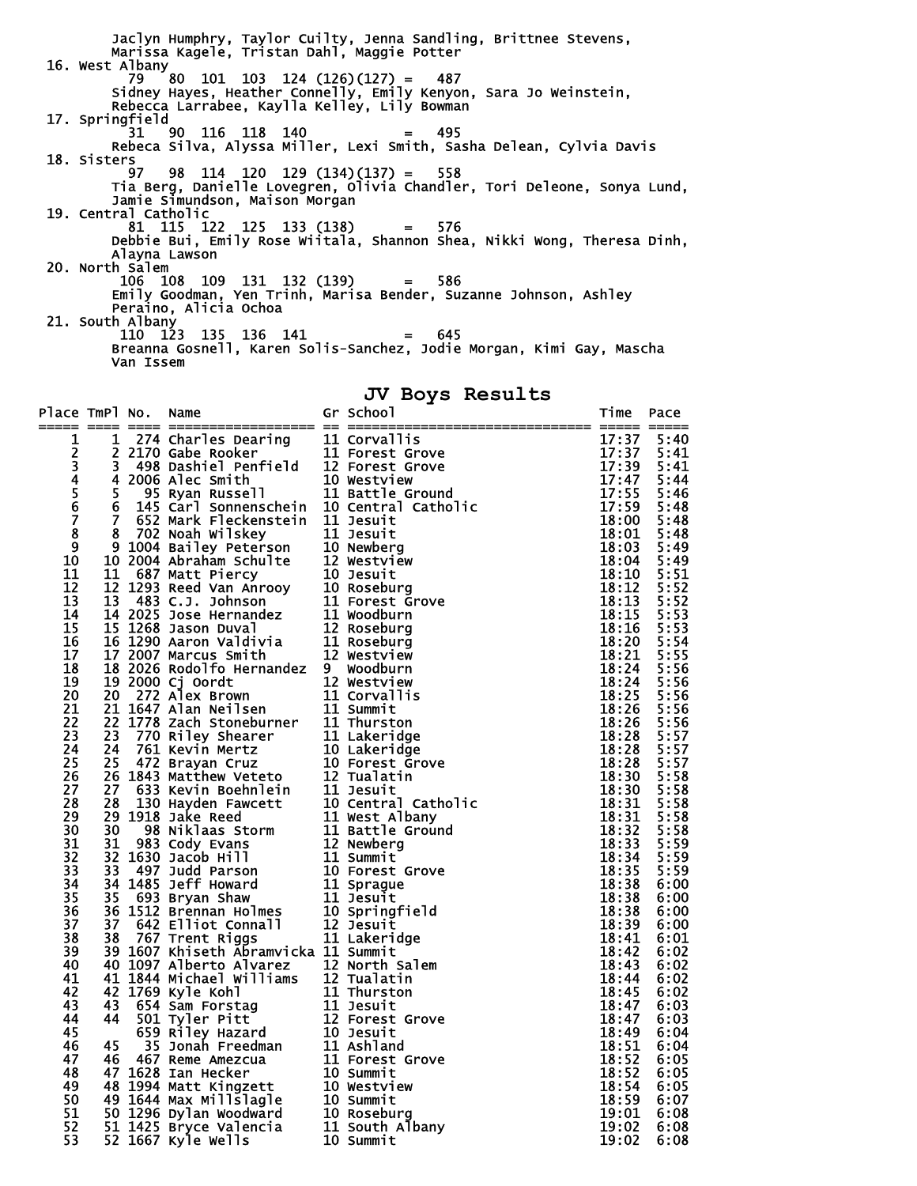Jaclyn Humphry, Taylor Cuilty, Jenna Sandling, Brittnee Stevens, Marissa Kagele, Tristan Dahl, Maggie Potter

16. West Albany
79 80 101 103 124 (126)(127) = 487
Sidney Hayes, Heather Connelly, Emily Kenyon, Sara Jo Weinstein, Rebecca Larrabee, Kaylla Kelley, Lily Bowman

17. Springfield
31 90 116 118 140 = 495
Rebeca Silva, Alyssa Miller, Lexi Smith, Sasha Delean, Cylvia Davis

18. Sisters
97 98 114 120 129 (134)(137) = 558
Tia Berg, Danielle Lovegren, Olivia Chandler, Tori Deleone, Sonya Lund, Jamie Simundson, Maison Morgan

19. Central Catholic
81 115 122 125 133 (138) = 576
Debbie Bui, Emily Rose Wiitala, Shannon Shea, Nikki Wong, Theresa Dinh, Alayna Lawson

20. North Salem
106 108 109 131 132 (139) = 586
Emily Goodman, Yen Trinh, Marisa Bender, Suzanne Johnson, Ashley Peraino, Alicia Ochoa

21. South Albany
110 123 135 136 141 = 645
Breanna Gosnell, Karen Solis-Sanchez, Jodie Morgan, Kimi Gay, Mascha Van Issem

## JV Boys Results

| Place | TmPl | No. | Name | Gr | School | Time | Pace |
|---|---|---|---|---|---|---|---|
| 1 | 1 | 274 | Charles Dearing | 11 | Corvallis | 17:37 | 5:40 |
| 2 | 2 | 2170 | Gabe Rooker | 11 | Forest Grove | 17:37 | 5:41 |
| 3 | 3 | 498 | Dashiel Penfield | 12 | Forest Grove | 17:39 | 5:41 |
| 4 | 4 | 2006 | Alec Smith | 10 | Westview | 17:47 | 5:44 |
| 5 | 5 | 95 | Ryan Russell | 11 | Battle Ground | 17:55 | 5:46 |
| 6 | 6 | 145 | Carl Sonnenschein | 10 | Central Catholic | 17:59 | 5:48 |
| 7 | 7 | 652 | Mark Fleckenstein | 11 | Jesuit | 18:00 | 5:48 |
| 8 | 8 | 702 | Noah Wilskey | 11 | Jesuit | 18:01 | 5:48 |
| 9 | 9 | 1004 | Bailey Peterson | 10 | Newberg | 18:03 | 5:49 |
| 10 | 10 | 2004 | Abraham Schulte | 12 | Westview | 18:04 | 5:49 |
| 11 | 11 | 687 | Matt Piercy | 10 | Jesuit | 18:10 | 5:51 |
| 12 | 12 | 1293 | Reed Van Anrooy | 10 | Roseburg | 18:12 | 5:52 |
| 13 | 13 | 483 | C.J. Johnson | 11 | Forest Grove | 18:13 | 5:52 |
| 14 | 14 | 2025 | Jose Hernandez | 11 | Woodburn | 18:15 | 5:53 |
| 15 | 15 | 1268 | Jason Duval | 12 | Roseburg | 18:16 | 5:53 |
| 16 | 16 | 1290 | Aaron Valdivia | 11 | Roseburg | 18:20 | 5:54 |
| 17 | 17 | 2007 | Marcus Smith | 12 | Westview | 18:21 | 5:55 |
| 18 | 18 | 2026 | Rodolfo Hernandez | 9 | Woodburn | 18:24 | 5:56 |
| 19 | 19 | 2000 | Cj Oordt | 12 | Westview | 18:24 | 5:56 |
| 20 | 20 | 272 | Alex Brown | 11 | Corvallis | 18:25 | 5:56 |
| 21 | 21 | 1647 | Alan Neilsen | 11 | Summit | 18:26 | 5:56 |
| 22 | 22 | 1778 | Zach Stoneburner | 11 | Thurston | 18:26 | 5:56 |
| 23 | 23 | 770 | Riley Shearer | 11 | Lakeridge | 18:28 | 5:57 |
| 24 | 24 | 761 | Kevin Mertz | 10 | Lakeridge | 18:28 | 5:57 |
| 25 | 25 | 472 | Brayan Cruz | 10 | Forest Grove | 18:28 | 5:57 |
| 26 | 26 | 1843 | Matthew Veteto | 12 | Tualatin | 18:30 | 5:58 |
| 27 | 27 | 633 | Kevin Boehnlein | 11 | Jesuit | 18:30 | 5:58 |
| 28 | 28 | 130 | Hayden Fawcett | 10 | Central Catholic | 18:31 | 5:58 |
| 29 | 29 | 1918 | Jake Reed | 11 | West Albany | 18:31 | 5:58 |
| 30 | 30 | 98 | Niklaas Storm | 11 | Battle Ground | 18:32 | 5:58 |
| 31 | 31 | 983 | Cody Evans | 12 | Newberg | 18:33 | 5:59 |
| 32 | 32 | 1630 | Jacob Hill | 11 | Summit | 18:34 | 5:59 |
| 33 | 33 | 497 | Judd Parson | 10 | Forest Grove | 18:35 | 5:59 |
| 34 | 34 | 1485 | Jeff Howard | 11 | Sprague | 18:38 | 6:00 |
| 35 | 35 | 693 | Bryan Shaw | 11 | Jesuit | 18:38 | 6:00 |
| 36 | 36 | 1512 | Brennan Holmes | 10 | Springfield | 18:38 | 6:00 |
| 37 | 37 | 642 | Elliot Connall | 12 | Jesuit | 18:39 | 6:00 |
| 38 | 38 | 767 | Trent Riggs | 11 | Lakeridge | 18:41 | 6:01 |
| 39 | 39 | 1607 | Khiseth Abramvicka | 11 | Summit | 18:42 | 6:02 |
| 40 | 40 | 1097 | Alberto Alvarez | 12 | North Salem | 18:43 | 6:02 |
| 41 | 41 | 1844 | Michael Williams | 12 | Tualatin | 18:44 | 6:02 |
| 42 | 42 | 1769 | Kyle Kohl | 11 | Thurston | 18:45 | 6:02 |
| 43 | 43 | 654 | Sam Forstag | 11 | Jesuit | 18:47 | 6:03 |
| 44 | 44 | 501 | Tyler Pitt | 12 | Forest Grove | 18:47 | 6:03 |
| 45 | | 659 | Riley Hazard | 10 | Jesuit | 18:49 | 6:04 |
| 46 | 45 | 35 | Jonah Freedman | 11 | Ashland | 18:51 | 6:04 |
| 47 | 46 | 467 | Reme Amezcua | 11 | Forest Grove | 18:52 | 6:05 |
| 48 | 47 | 1628 | Ian Hecker | 10 | Summit | 18:52 | 6:05 |
| 49 | 48 | 1994 | Matt Kingzett | 10 | Westview | 18:54 | 6:05 |
| 50 | 49 | 1644 | Max Millslagle | 10 | Summit | 18:59 | 6:07 |
| 51 | 50 | 1296 | Dylan Woodward | 10 | Roseburg | 19:01 | 6:08 |
| 52 | 51 | 1425 | Bryce Valencia | 11 | South Albany | 19:02 | 6:08 |
| 53 | 52 | 1667 | Kyle Wells | 10 | Summit | 19:02 | 6:08 |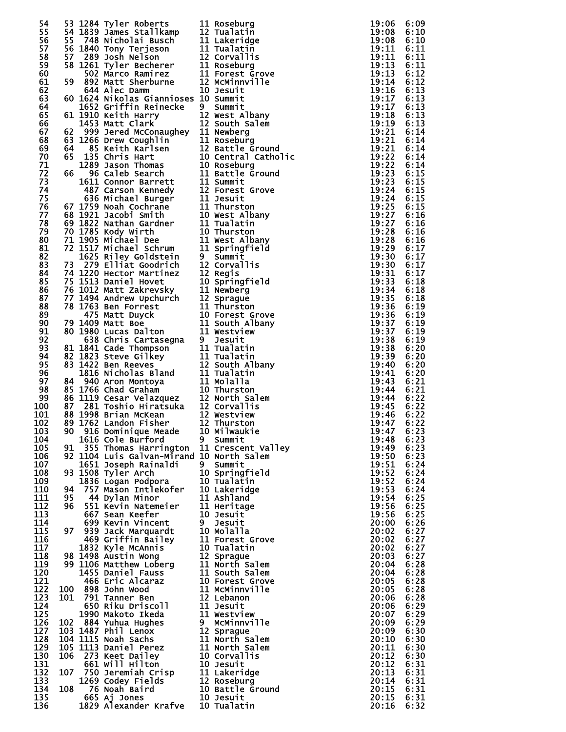| Place | Team Place | Bib | Name | Grade | School | Time | Pace |
|---|---|---|---|---|---|---|---|
| 54 | 53 | 1284 | Tyler Roberts | 11 | Roseburg | 19:06 | 6:09 |
| 55 | 54 | 1839 | James Stallkamp | 12 | Tualatin | 19:08 | 6:10 |
| 56 | 55 | 748 | Nicholai Busch | 11 | Lakeridge | 19:08 | 6:10 |
| 57 | 56 | 1840 | Tony Terjeson | 11 | Tualatin | 19:11 | 6:11 |
| 58 | 57 | 289 | Josh Nelson | 12 | Corvallis | 19:11 | 6:11 |
| 59 | 58 | 1261 | Tyler Becherer | 11 | Roseburg | 19:13 | 6:11 |
| 60 | | 502 | Marco Ramirez | 11 | Forest Grove | 19:13 | 6:12 |
| 61 | 59 | 892 | Matt Sherburne | 12 | McMinnville | 19:14 | 6:12 |
| 62 | | 644 | Alec Damm | 10 | Jesuit | 19:16 | 6:13 |
| 63 | 60 | 1624 | Nikolas Giannioses | 10 | Summit | 19:17 | 6:13 |
| 64 | | 1652 | Griffin Reinecke | 9 | Summit | 19:17 | 6:13 |
| 65 | 61 | 1910 | Keith Harry | 12 | West Albany | 19:18 | 6:13 |
| 66 | | 1453 | Matt Clark | 12 | South Salem | 19:19 | 6:13 |
| 67 | 62 | 999 | Jered McConaughey | 11 | Newberg | 19:21 | 6:14 |
| 68 | 63 | 1266 | Drew Coughlin | 11 | Roseburg | 19:21 | 6:14 |
| 69 | 64 | 85 | Keith Karlsen | 12 | Battle Ground | 19:21 | 6:14 |
| 70 | 65 | 135 | Chris Hart | 10 | Central Catholic | 19:22 | 6:14 |
| 71 | | 1289 | Jason Thomas | 10 | Roseburg | 19:22 | 6:14 |
| 72 | 66 | 96 | Caleb Search | 11 | Battle Ground | 19:23 | 6:15 |
| 73 | | 1611 | Connor Barrett | 11 | Summit | 19:23 | 6:15 |
| 74 | | 487 | Carson Kennedy | 12 | Forest Grove | 19:24 | 6:15 |
| 75 | | 636 | Michael Burger | 11 | Jesuit | 19:24 | 6:15 |
| 76 | 67 | 1759 | Noah Cochrane | 11 | Thurston | 19:25 | 6:15 |
| 77 | 68 | 1921 | Jacobi Smith | 10 | West Albany | 19:27 | 6:16 |
| 78 | 69 | 1822 | Nathan Gardner | 11 | Tualatin | 19:27 | 6:16 |
| 79 | 70 | 1785 | Kody Wirth | 10 | Thurston | 19:28 | 6:16 |
| 80 | 71 | 1905 | Michael Dee | 11 | West Albany | 19:28 | 6:16 |
| 81 | 72 | 1517 | Michael Schrum | 11 | Springfield | 19:29 | 6:17 |
| 82 | | 1625 | Riley Goldstein | 9 | Summit | 19:30 | 6:17 |
| 83 | 73 | 279 | Elliat Goodrich | 12 | Corvallis | 19:30 | 6:17 |
| 84 | 74 | 1220 | Hector Martinez | 12 | Regis | 19:31 | 6:17 |
| 85 | 75 | 1513 | Daniel Hovet | 10 | Springfield | 19:33 | 6:18 |
| 86 | 76 | 1012 | Matt Zakrevsky | 11 | Newberg | 19:34 | 6:18 |
| 87 | 77 | 1494 | Andrew Upchurch | 12 | Sprague | 19:35 | 6:18 |
| 88 | 78 | 1763 | Ben Forrest | 11 | Thurston | 19:36 | 6:19 |
| 89 | | 475 | Matt Duyck | 10 | Forest Grove | 19:36 | 6:19 |
| 90 | 79 | 1409 | Matt Boe | 11 | South Albany | 19:37 | 6:19 |
| 91 | 80 | 1980 | Lucas Dalton | 11 | Westview | 19:37 | 6:19 |
| 92 | | 638 | Chris Cartasegna | 9 | Jesuit | 19:38 | 6:19 |
| 93 | 81 | 1841 | Cade Thompson | 11 | Tualatin | 19:38 | 6:20 |
| 94 | 82 | 1823 | Steve Gilkey | 11 | Tualatin | 19:39 | 6:20 |
| 95 | 83 | 1422 | Ben Reeves | 12 | South Albany | 19:40 | 6:20 |
| 96 | | 1816 | Nicholas Bland | 11 | Tualatin | 19:41 | 6:20 |
| 97 | 84 | 940 | Aron Montoya | 11 | Molalla | 19:43 | 6:21 |
| 98 | 85 | 1766 | Chad Graham | 10 | Thurston | 19:44 | 6:21 |
| 99 | 86 | 1119 | Cesar Velazquez | 12 | North Salem | 19:44 | 6:22 |
| 100 | 87 | 281 | Toshio Hiratsuka | 12 | Corvallis | 19:45 | 6:22 |
| 101 | 88 | 1998 | Brian McKean | 12 | Westview | 19:46 | 6:22 |
| 102 | 89 | 1762 | Landon Fisher | 12 | Thurston | 19:47 | 6:22 |
| 103 | 90 | 916 | Dominique Meade | 10 | Milwaukie | 19:47 | 6:23 |
| 104 | | 1616 | Cole Burford | 9 | Summit | 19:48 | 6:23 |
| 105 | 91 | 355 | Thomas Harrington | 11 | Crescent Valley | 19:49 | 6:23 |
| 106 | 92 | 1104 | Luis Galvan-Mirand | 10 | North Salem | 19:50 | 6:23 |
| 107 | | 1651 | Joseph Rainaldi | 9 | Summit | 19:51 | 6:24 |
| 108 | 93 | 1508 | Tyler Arch | 10 | Springfield | 19:52 | 6:24 |
| 109 | | 1836 | Logan Podpora | 10 | Tualatin | 19:52 | 6:24 |
| 110 | 94 | 757 | Mason Intlekofer | 10 | Lakeridge | 19:53 | 6:24 |
| 111 | 95 | 44 | Dylan Minor | 11 | Ashland | 19:54 | 6:25 |
| 112 | 96 | 551 | Kevin Natemeier | 11 | Heritage | 19:56 | 6:25 |
| 113 | | 667 | Sean Keefer | 10 | Jesuit | 19:56 | 6:25 |
| 114 | | 699 | Kevin Vincent | 9 | Jesuit | 20:00 | 6:26 |
| 115 | 97 | 939 | Jack Marquardt | 10 | Molalla | 20:02 | 6:27 |
| 116 | | 469 | Griffin Bailey | 11 | Forest Grove | 20:02 | 6:27 |
| 117 | | 1832 | Kyle McAnnis | 10 | Tualatin | 20:02 | 6:27 |
| 118 | 98 | 1498 | Austin Wong | 12 | Sprague | 20:03 | 6:27 |
| 119 | 99 | 1106 | Matthew Loberg | 11 | North Salem | 20:04 | 6:28 |
| 120 | | 1455 | Daniel Fauss | 11 | South Salem | 20:04 | 6:28 |
| 121 | | 466 | Eric Alcaraz | 10 | Forest Grove | 20:05 | 6:28 |
| 122 | 100 | 898 | John Wood | 11 | McMinnville | 20:05 | 6:28 |
| 123 | 101 | 791 | Tanner Ben | 12 | Lebanon | 20:06 | 6:28 |
| 124 | | 650 | Riku Driscoll | 11 | Jesuit | 20:06 | 6:29 |
| 125 | | 1990 | Makoto Ikeda | 11 | Westview | 20:07 | 6:29 |
| 126 | 102 | 884 | Yuhua Hughes | 9 | McMinnville | 20:09 | 6:29 |
| 127 | 103 | 1487 | Phil Lenox | 12 | Sprague | 20:09 | 6:30 |
| 128 | 104 | 1115 | Noah Sachs | 11 | North Salem | 20:10 | 6:30 |
| 129 | 105 | 1113 | Daniel Perez | 11 | North Salem | 20:11 | 6:30 |
| 130 | 106 | 273 | Keet Dailey | 10 | Corvallis | 20:12 | 6:30 |
| 131 | | 661 | Will Hilton | 10 | Jesuit | 20:12 | 6:31 |
| 132 | 107 | 750 | Jeremiah Crisp | 11 | Lakeridge | 20:13 | 6:31 |
| 133 | | 1269 | Codey Fields | 12 | Roseburg | 20:14 | 6:31 |
| 134 | 108 | 76 | Noah Baird | 10 | Battle Ground | 20:15 | 6:31 |
| 135 | | 665 | Aj Jones | 10 | Jesuit | 20:15 | 6:31 |
| 136 | | 1829 | Alexander Krafve | 10 | Tualatin | 20:16 | 6:32 |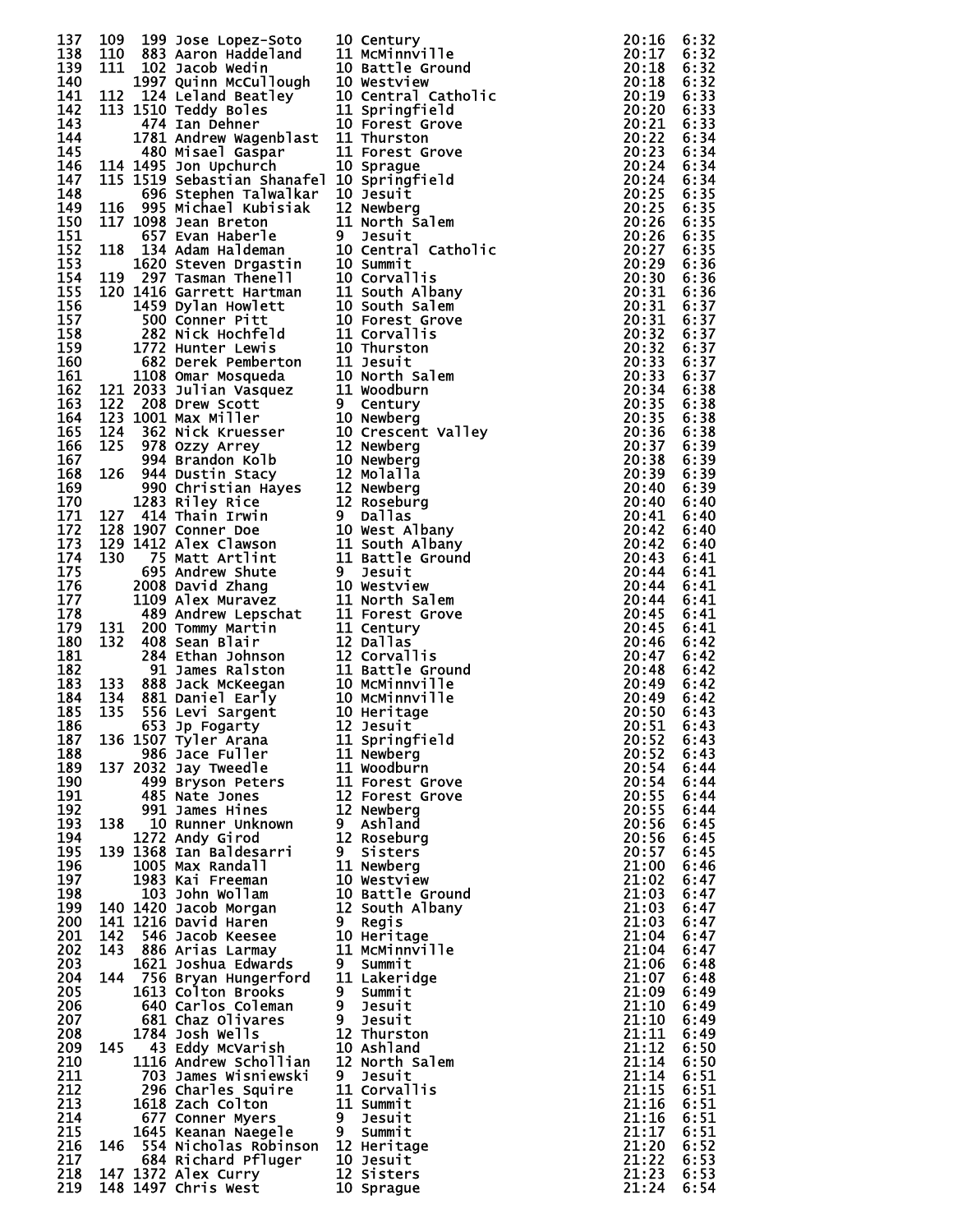| Place | Team Place | Bib | Name | Grade | School | Time | Pace |
|---|---|---|---|---|---|---|---|
| 137 | 109 | 199 | Jose Lopez-Soto | 10 | Century | 20:16 | 6:32 |
| 138 | 110 | 883 | Aaron Haddeland | 11 | McMinnville | 20:17 | 6:32 |
| 139 | 111 | 102 | Jacob Wedin | 10 | Battle Ground | 20:18 | 6:32 |
| 140 | | 1997 | Quinn McCullough | 10 | Westview | 20:18 | 6:32 |
| 141 | 112 | 124 | Leland Beatley | 10 | Central Catholic | 20:19 | 6:33 |
| 142 | 113 | 1510 | Teddy Boles | 11 | Springfield | 20:20 | 6:33 |
| 143 | | 474 | Ian Dehner | 10 | Forest Grove | 20:21 | 6:33 |
| 144 | | 1781 | Andrew Wagenblast | 11 | Thurston | 20:22 | 6:34 |
| 145 | | 480 | Misael Gaspar | 11 | Forest Grove | 20:23 | 6:34 |
| 146 | 114 | 1495 | Jon Upchurch | 10 | Sprague | 20:24 | 6:34 |
| 147 | 115 | 1519 | Sebastian Shanafel | 10 | Springfield | 20:24 | 6:34 |
| 148 | | 696 | Stephen Talwalkar | 10 | Jesuit | 20:25 | 6:35 |
| 149 | 116 | 995 | Michael Kubisiak | 12 | Newberg | 20:25 | 6:35 |
| 150 | 117 | 1098 | Jean Breton | 11 | North Salem | 20:26 | 6:35 |
| 151 | | 657 | Evan Haberle | 9 | Jesuit | 20:26 | 6:35 |
| 152 | 118 | 134 | Adam Haldeman | 10 | Central Catholic | 20:27 | 6:35 |
| 153 | | 1620 | Steven Drgastin | 10 | Summit | 20:29 | 6:36 |
| 154 | 119 | 297 | Tasman Thenell | 10 | Corvallis | 20:30 | 6:36 |
| 155 | 120 | 1416 | Garrett Hartman | 11 | South Albany | 20:31 | 6:36 |
| 156 | | 1459 | Dylan Howlett | 10 | South Salem | 20:31 | 6:37 |
| 157 | | 500 | Conner Pitt | 10 | Forest Grove | 20:31 | 6:37 |
| 158 | | 282 | Nick Hochfeld | 11 | Corvallis | 20:32 | 6:37 |
| 159 | | 1772 | Hunter Lewis | 10 | Thurston | 20:32 | 6:37 |
| 160 | | 682 | Derek Pemberton | 11 | Jesuit | 20:33 | 6:37 |
| 161 | | 1108 | Omar Mosqueda | 10 | North Salem | 20:33 | 6:37 |
| 162 | 121 | 2033 | Julian Vasquez | 11 | Woodburn | 20:34 | 6:38 |
| 163 | 122 | 208 | Drew Scott | 9 | Century | 20:35 | 6:38 |
| 164 | 123 | 1001 | Max Miller | 10 | Newberg | 20:35 | 6:38 |
| 165 | 124 | 362 | Nick Kruesser | 10 | Crescent Valley | 20:36 | 6:38 |
| 166 | 125 | 978 | Ozzy Arrey | 12 | Newberg | 20:37 | 6:39 |
| 167 | | 994 | Brandon Kolb | 10 | Newberg | 20:38 | 6:39 |
| 168 | 126 | 944 | Dustin Stacy | 12 | Molalla | 20:39 | 6:39 |
| 169 | | 990 | Christian Hayes | 12 | Newberg | 20:40 | 6:39 |
| 170 | | 1283 | Riley Rice | 12 | Roseburg | 20:40 | 6:40 |
| 171 | 127 | 414 | Thain Irwin | 9 | Dallas | 20:41 | 6:40 |
| 172 | 128 | 1907 | Conner Doe | 10 | West Albany | 20:42 | 6:40 |
| 173 | 129 | 1412 | Alex Clawson | 11 | South Albany | 20:42 | 6:40 |
| 174 | 130 | 75 | Matt Artlint | 11 | Battle Ground | 20:43 | 6:41 |
| 175 | | 695 | Andrew Shute | 9 | Jesuit | 20:44 | 6:41 |
| 176 | | 2008 | David Zhang | 10 | Westview | 20:44 | 6:41 |
| 177 | | 1109 | Alex Muravez | 11 | North Salem | 20:44 | 6:41 |
| 178 | | 489 | Andrew Lepschat | 11 | Forest Grove | 20:45 | 6:41 |
| 179 | 131 | 200 | Tommy Martin | 11 | Century | 20:45 | 6:41 |
| 180 | 132 | 408 | Sean Blair | 12 | Dallas | 20:46 | 6:42 |
| 181 | | 284 | Ethan Johnson | 12 | Corvallis | 20:47 | 6:42 |
| 182 | | 91 | James Ralston | 11 | Battle Ground | 20:48 | 6:42 |
| 183 | 133 | 888 | Jack McKeegan | 10 | McMinnville | 20:49 | 6:42 |
| 184 | 134 | 881 | Daniel Early | 10 | McMinnville | 20:49 | 6:42 |
| 185 | 135 | 556 | Levi Sargent | 10 | Heritage | 20:50 | 6:43 |
| 186 | | 653 | Jp Fogarty | 12 | Jesuit | 20:51 | 6:43 |
| 187 | 136 | 1507 | Tyler Arana | 11 | Springfield | 20:52 | 6:43 |
| 188 | | 986 | Jace Fuller | 11 | Newberg | 20:52 | 6:43 |
| 189 | 137 | 2032 | Jay Tweedle | 11 | Woodburn | 20:54 | 6:44 |
| 190 | | 499 | Bryson Peters | 11 | Forest Grove | 20:54 | 6:44 |
| 191 | | 485 | Nate Jones | 12 | Forest Grove | 20:55 | 6:44 |
| 192 | | 991 | James Hines | 12 | Newberg | 20:55 | 6:44 |
| 193 | 138 | 10 | Runner Unknown | 9 | Ashland | 20:56 | 6:45 |
| 194 | | 1272 | Andy Girod | 12 | Roseburg | 20:56 | 6:45 |
| 195 | 139 | 1368 | Ian Baldesarri | 9 | Sisters | 20:57 | 6:45 |
| 196 | | 1005 | Max Randall | 11 | Newberg | 21:00 | 6:46 |
| 197 | | 1983 | Kai Freeman | 10 | Westview | 21:02 | 6:47 |
| 198 | | 103 | John Wollam | 10 | Battle Ground | 21:03 | 6:47 |
| 199 | 140 | 1420 | Jacob Morgan | 12 | South Albany | 21:03 | 6:47 |
| 200 | 141 | 1216 | David Haren | 9 | Regis | 21:03 | 6:47 |
| 201 | 142 | 546 | Jacob Keesee | 10 | Heritage | 21:04 | 6:47 |
| 202 | 143 | 886 | Arias Larmay | 11 | McMinnville | 21:04 | 6:47 |
| 203 | | 1621 | Joshua Edwards | 9 | Summit | 21:06 | 6:48 |
| 204 | 144 | 756 | Bryan Hungerford | 11 | Lakeridge | 21:07 | 6:48 |
| 205 | | 1613 | Colton Brooks | 9 | Summit | 21:09 | 6:49 |
| 206 | | 640 | Carlos Coleman | 9 | Jesuit | 21:10 | 6:49 |
| 207 | | 681 | Chaz Olivares | 9 | Jesuit | 21:10 | 6:49 |
| 208 | | 1784 | Josh Wells | 12 | Thurston | 21:11 | 6:49 |
| 209 | 145 | 43 | Eddy McVarish | 10 | Ashland | 21:12 | 6:50 |
| 210 | | 1116 | Andrew Schollian | 12 | North Salem | 21:14 | 6:50 |
| 211 | | 703 | James Wisniewski | 9 | Jesuit | 21:14 | 6:51 |
| 212 | | 296 | Charles Squire | 11 | Corvallis | 21:15 | 6:51 |
| 213 | | 1618 | Zach Colton | 11 | Summit | 21:16 | 6:51 |
| 214 | | 677 | Conner Myers | 9 | Jesuit | 21:16 | 6:51 |
| 215 | | 1645 | Keanan Naegele | 9 | Summit | 21:17 | 6:51 |
| 216 | 146 | 554 | Nicholas Robinson | 12 | Heritage | 21:20 | 6:52 |
| 217 | | 684 | Richard Pfluger | 10 | Jesuit | 21:22 | 6:53 |
| 218 | 147 | 1372 | Alex Curry | 12 | Sisters | 21:23 | 6:53 |
| 219 | 148 | 1497 | Chris West | 10 | Sprague | 21:24 | 6:54 |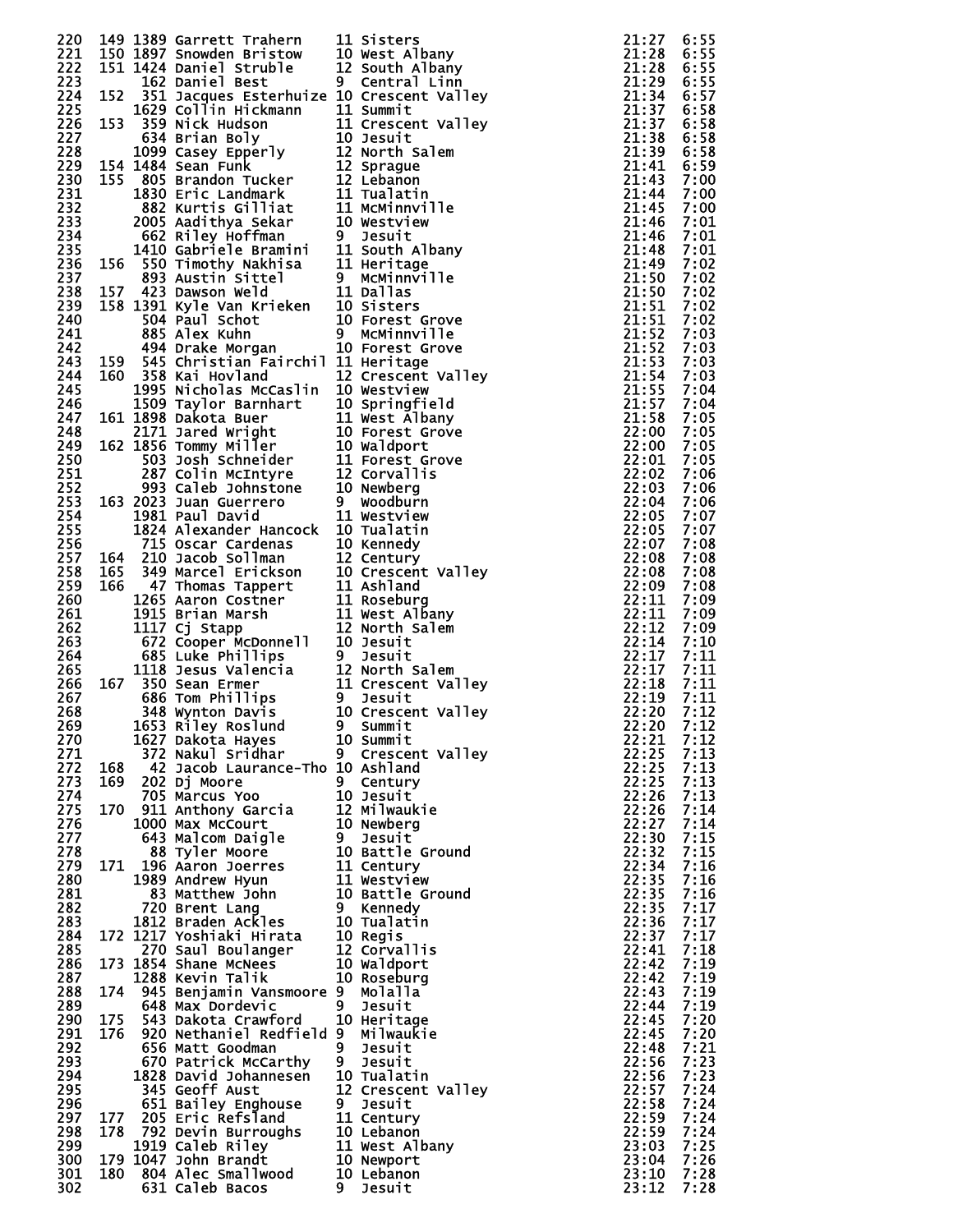| Place | Team Place | Bib | Name | Yr | School | Time | Pace |
|---|---|---|---|---|---|---|---|
| 220 | 149 | 1389 | Garrett Trahern | 11 | Sisters | 21:27 | 6:55 |
| 221 | 150 | 1897 | Snowden Bristow | 10 | West Albany | 21:28 | 6:55 |
| 222 | 151 | 1424 | Daniel Struble | 12 | South Albany | 21:28 | 6:55 |
| 223 | | 162 | Daniel Best | 9 | Central Linn | 21:29 | 6:55 |
| 224 | 152 | 351 | Jacques Esterhuize | 10 | Crescent Valley | 21:34 | 6:57 |
| 225 | | 1629 | Collin Hickmann | 11 | Summit | 21:37 | 6:58 |
| 226 | 153 | 359 | Nick Hudson | 11 | Crescent Valley | 21:37 | 6:58 |
| 227 | | 634 | Brian Boly | 10 | Jesuit | 21:38 | 6:58 |
| 228 | | 1099 | Casey Epperly | 12 | North Salem | 21:39 | 6:58 |
| 229 | 154 | 1484 | Sean Funk | 12 | Sprague | 21:41 | 6:59 |
| 230 | 155 | 805 | Brandon Tucker | 12 | Lebanon | 21:43 | 7:00 |
| 231 | | 1830 | Eric Landmark | 11 | Tualatin | 21:44 | 7:00 |
| 232 | | 882 | Kurtis Gilliat | 11 | McMinnville | 21:45 | 7:00 |
| 233 | | 2005 | Aadithya Sekar | 10 | Westview | 21:46 | 7:01 |
| 234 | | 662 | Riley Hoffman | 9 | Jesuit | 21:46 | 7:01 |
| 235 | | 1410 | Gabriele Bramini | 11 | South Albany | 21:48 | 7:01 |
| 236 | 156 | 550 | Timothy Nakhisa | 11 | Heritage | 21:49 | 7:02 |
| 237 | | 893 | Austin Sittel | 9 | McMinnville | 21:50 | 7:02 |
| 238 | 157 | 423 | Dawson Weld | 11 | Dallas | 21:50 | 7:02 |
| 239 | 158 | 1391 | Kyle Van Krieken | 10 | Sisters | 21:51 | 7:02 |
| 240 | | 504 | Paul Schot | 10 | Forest Grove | 21:51 | 7:02 |
| 241 | | 885 | Alex Kuhn | 9 | McMinnville | 21:52 | 7:03 |
| 242 | | 494 | Drake Morgan | 10 | Forest Grove | 21:52 | 7:03 |
| 243 | 159 | 545 | Christian Fairchil | 11 | Heritage | 21:53 | 7:03 |
| 244 | 160 | 358 | Kai Hovland | 12 | Crescent Valley | 21:54 | 7:03 |
| 245 | | 1995 | Nicholas McCaslin | 10 | Westview | 21:55 | 7:04 |
| 246 | | 1509 | Taylor Barnhart | 10 | Springfield | 21:57 | 7:04 |
| 247 | 161 | 1898 | Dakota Buer | 11 | West Albany | 21:58 | 7:05 |
| 248 | | 2171 | Jared Wright | 10 | Forest Grove | 22:00 | 7:05 |
| 249 | 162 | 1856 | Tommy Miller | 10 | Waldport | 22:00 | 7:05 |
| 250 | | 503 | Josh Schneider | 11 | Forest Grove | 22:01 | 7:05 |
| 251 | | 287 | Colin McIntyre | 12 | Corvallis | 22:02 | 7:06 |
| 252 | | 993 | Caleb Johnstone | 10 | Newberg | 22:03 | 7:06 |
| 253 | 163 | 2023 | Juan Guerrero | 9 | Woodburn | 22:04 | 7:06 |
| 254 | | 1981 | Paul David | 11 | Westview | 22:05 | 7:07 |
| 255 | | 1824 | Alexander Hancock | 10 | Tualatin | 22:05 | 7:07 |
| 256 | | 715 | Oscar Cardenas | 10 | Kennedy | 22:07 | 7:08 |
| 257 | 164 | 210 | Jacob Sollman | 12 | Century | 22:08 | 7:08 |
| 258 | 165 | 349 | Marcel Erickson | 10 | Crescent Valley | 22:08 | 7:08 |
| 259 | 166 | 47 | Thomas Tappert | 11 | Ashland | 22:09 | 7:08 |
| 260 | | 1265 | Aaron Costner | 11 | Roseburg | 22:11 | 7:09 |
| 261 | | 1915 | Brian Marsh | 11 | West Albany | 22:11 | 7:09 |
| 262 | | 1117 | Cj Stapp | 12 | North Salem | 22:12 | 7:09 |
| 263 | | 672 | Cooper McDonnell | 10 | Jesuit | 22:14 | 7:10 |
| 264 | | 685 | Luke Phillips | 9 | Jesuit | 22:17 | 7:11 |
| 265 | | 1118 | Jesus Valencia | 12 | North Salem | 22:17 | 7:11 |
| 266 | 167 | 350 | Sean Ermer | 11 | Crescent Valley | 22:18 | 7:11 |
| 267 | | 686 | Tom Phillips | 9 | Jesuit | 22:19 | 7:11 |
| 268 | | 348 | Wynton Davis | 10 | Crescent Valley | 22:20 | 7:12 |
| 269 | | 1653 | Riley Roslund | 9 | Summit | 22:20 | 7:12 |
| 270 | | 1627 | Dakota Hayes | 10 | Summit | 22:21 | 7:12 |
| 271 | | 372 | Nakul Sridhar | 9 | Crescent Valley | 22:25 | 7:13 |
| 272 | 168 | 42 | Jacob Laurance-Tho | 10 | Ashland | 22:25 | 7:13 |
| 273 | 169 | 202 | Dj Moore | 9 | Century | 22:25 | 7:13 |
| 274 | | 705 | Marcus Yoo | 10 | Jesuit | 22:26 | 7:13 |
| 275 | 170 | 911 | Anthony Garcia | 12 | Milwaukie | 22:26 | 7:14 |
| 276 | | 1000 | Max McCourt | 10 | Newberg | 22:27 | 7:14 |
| 277 | | 643 | Malcom Daigle | 9 | Jesuit | 22:30 | 7:15 |
| 278 | | 88 | Tyler Moore | 10 | Battle Ground | 22:32 | 7:15 |
| 279 | 171 | 196 | Aaron Joerres | 11 | Century | 22:34 | 7:16 |
| 280 | | 1989 | Andrew Hyun | 11 | Westview | 22:35 | 7:16 |
| 281 | | 83 | Matthew John | 10 | Battle Ground | 22:35 | 7:16 |
| 282 | | 720 | Brent Lang | 9 | Kennedy | 22:35 | 7:17 |
| 283 | | 1812 | Braden Ackles | 10 | Tualatin | 22:36 | 7:17 |
| 284 | 172 | 1217 | Yoshiaki Hirata | 10 | Regis | 22:37 | 7:17 |
| 285 | | 270 | Saul Boulanger | 12 | Corvallis | 22:41 | 7:18 |
| 286 | 173 | 1854 | Shane McNees | 10 | Waldport | 22:42 | 7:19 |
| 287 | | 1288 | Kevin Talik | 10 | Roseburg | 22:42 | 7:19 |
| 288 | 174 | 945 | Benjamin Vansmoore | 9 | Molalla | 22:43 | 7:19 |
| 289 | | 648 | Max Dordevic | 9 | Jesuit | 22:44 | 7:19 |
| 290 | 175 | 543 | Dakota Crawford | 10 | Heritage | 22:45 | 7:20 |
| 291 | 176 | 920 | Nethaniel Redfield | 9 | Milwaukie | 22:45 | 7:20 |
| 292 | | 656 | Matt Goodman | 9 | Jesuit | 22:48 | 7:21 |
| 293 | | 670 | Patrick McCarthy | 9 | Jesuit | 22:56 | 7:23 |
| 294 | | 1828 | David Johannesen | 10 | Tualatin | 22:56 | 7:23 |
| 295 | | 345 | Geoff Aust | 12 | Crescent Valley | 22:57 | 7:24 |
| 296 | | 651 | Bailey Enghouse | 9 | Jesuit | 22:58 | 7:24 |
| 297 | 177 | 205 | Eric Refsland | 11 | Century | 22:59 | 7:24 |
| 298 | 178 | 792 | Devin Burroughs | 10 | Lebanon | 22:59 | 7:24 |
| 299 | | 1919 | Caleb Riley | 11 | West Albany | 23:03 | 7:25 |
| 300 | 179 | 1047 | John Brandt | 10 | Newport | 23:04 | 7:26 |
| 301 | 180 | 804 | Alec Smallwood | 10 | Lebanon | 23:10 | 7:28 |
| 302 | | 631 | Caleb Bacos | 9 | Jesuit | 23:12 | 7:28 |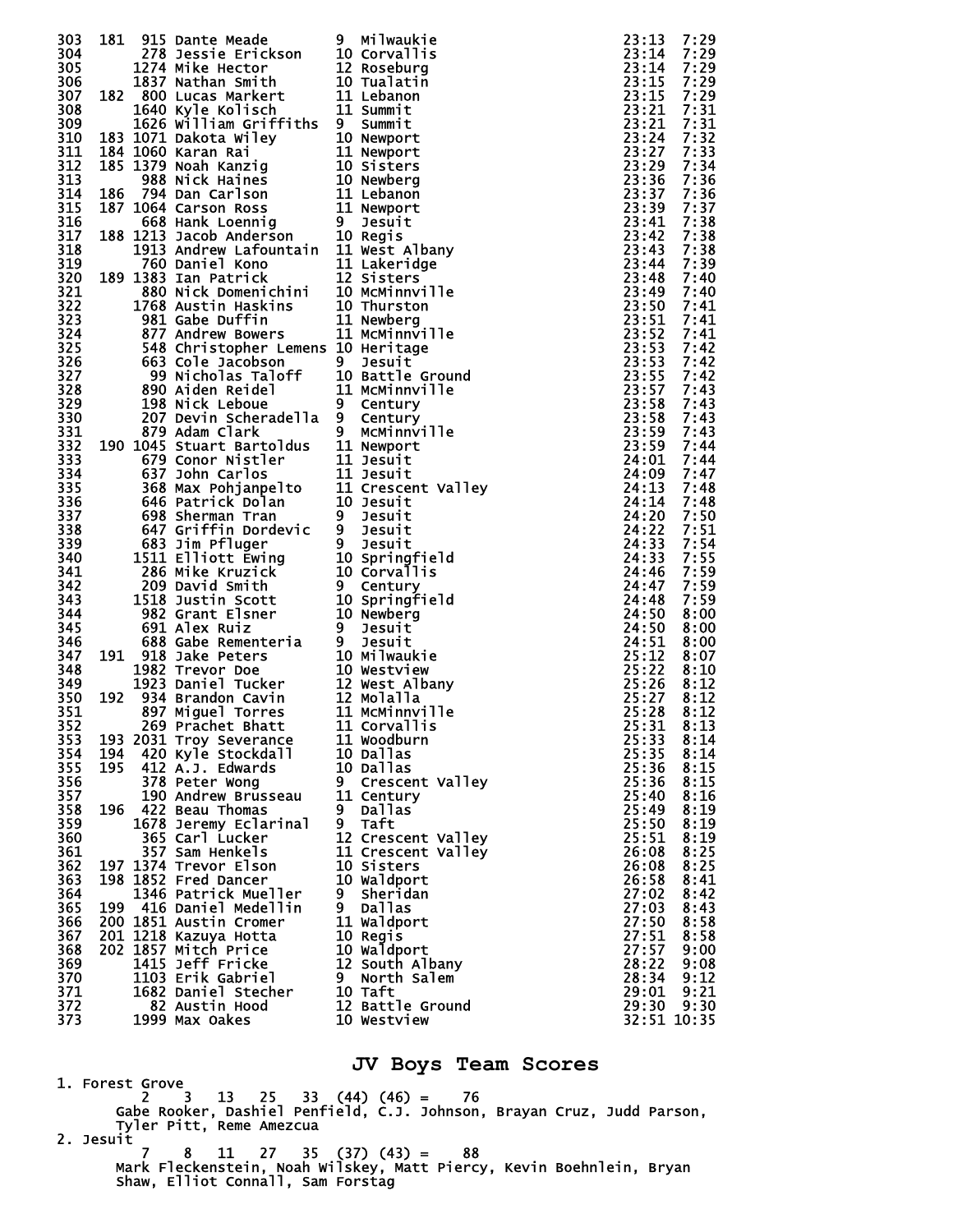```
303  181  915 Dante Meade         9  Milwaukie                     23:13  7:29
304       278 Jessie Erickson     10 Corvallis                     23:14  7:29
305      1274 Mike Hector         12 Roseburg                      23:14  7:29
306      1837 Nathan Smith        10 Tualatin                      23:15  7:29
307  182  800 Lucas Markert       11 Lebanon                       23:15  7:29
308      1640 Kyle Kolisch        11 Summit                        23:21  7:31
309      1626 William Griffiths   9  Summit                        23:21  7:31
310  183 1071 Dakota Wiley        10 Newport                       23:24  7:32
311  184 1060 Karan Rai           11 Newport                       23:27  7:33
312  185 1379 Noah Kanzig         10 Sisters                       23:29  7:34
313       988 Nick Haines         10 Newberg                       23:36  7:36
314  186  794 Dan Carlson         11 Lebanon                       23:37  7:36
315  187 1064 Carson Ross         11 Newport                       23:39  7:37
316       668 Hank Loennig        9  Jesuit                        23:41  7:38
317  188 1213 Jacob Anderson      10 Regis                         23:42  7:38
318      1913 Andrew Lafountain   11 West Albany                   23:43  7:38
319       760 Daniel Kono         11 Lakeridge                     23:44  7:39
320  189 1383 Ian Patrick         12 Sisters                       23:48  7:40
321       880 Nick Domenichini    10 McMinnville                   23:49  7:40
322      1768 Austin Haskins      10 Thurston                      23:50  7:41
323       981 Gabe Duffin         11 Newberg                       23:51  7:41
324       877 Andrew Bowers       11 McMinnville                   23:52  7:41
325       548 Christopher Lemens  10 Heritage                      23:53  7:42
326       663 Cole Jacobson       9  Jesuit                        23:53  7:42
327        99 Nicholas Taloff     10 Battle Ground                 23:55  7:42
328       890 Aiden Reidel        11 McMinnville                   23:57  7:43
329       198 Nick Leboue         9  Century                       23:58  7:43
330       207 Devin Scheradella   9  Century                       23:58  7:43
331       879 Adam Clark          9  McMinnville                   23:59  7:43
332  190 1045 Stuart Bartoldus    11 Newport                       23:59  7:44
333       679 Conor Nistler       11 Jesuit                        24:01  7:44
334       637 John Carlos         11 Jesuit                        24:09  7:47
335       368 Max Pohjanpelto     11 Crescent Valley               24:13  7:48
336       646 Patrick Dolan       10 Jesuit                        24:14  7:48
337       698 Sherman Tran        9  Jesuit                        24:20  7:50
338       647 Griffin Dordevic    9  Jesuit                        24:22  7:51
339       683 Jim Pfluger         9  Jesuit                        24:33  7:54
340      1511 Elliott Ewing       10 Springfield                   24:33  7:55
341       286 Mike Kruzick        10 Corvallis                     24:46  7:59
342       209 David Smith         9  Century                       24:47  7:59
343      1518 Justin Scott        10 Springfield                   24:48  7:59
344       982 Grant Elsner        10 Newberg                       24:50  8:00
345       691 Alex Ruiz           9  Jesuit                        24:50  8:00
346       688 Gabe Rementeria     9  Jesuit                        24:51  8:00
347  191  918 Jake Peters         10 Milwaukie                     25:12  8:07
348      1982 Trevor Doe          10 Westview                      25:22  8:10
349      1923 Daniel Tucker       12 West Albany                   25:26  8:12
350  192  934 Brandon Cavin       12 Molalla                       25:27  8:12
351       897 Miguel Torres       11 McMinnville                   25:28  8:12
352       269 Prachet Bhatt       11 Corvallis                     25:31  8:13
353  193 2031 Troy Severance      11 Woodburn                      25:33  8:14
354  194  420 Kyle Stockdall      10 Dallas                        25:35  8:14
355  195  412 A.J. Edwards        10 Dallas                        25:36  8:15
356       378 Peter Wong          9  Crescent Valley               25:36  8:15
357       190 Andrew Brusseau     11 Century                       25:40  8:16
358  196  422 Beau Thomas         9  Dallas                        25:49  8:19
359      1678 Jeremy Eclarinal    9  Taft                          25:50  8:19
360       365 Carl Lucker         12 Crescent Valley               25:51  8:19
361       357 Sam Henkels         11 Crescent Valley               26:08  8:25
362  197 1374 Trevor Elson        10 Sisters                       26:08  8:25
363  198 1852 Fred Dancer         10 Waldport                      26:58  8:41
364      1346 Patrick Mueller     9  Sheridan                      27:02  8:42
365  199  416 Daniel Medellin     9  Dallas                        27:03  8:43
366  200 1851 Austin Cromer       11 Waldport                      27:50  8:58
367  201 1218 Kazuya Hotta        10 Regis                         27:51  8:58
368  202 1857 Mitch Price         10 Waldport                      27:57  9:00
369      1415 Jeff Fricke         12 South Albany                  28:22  9:08
370      1103 Erik Gabriel        9  North Salem                   28:34  9:12
371      1682 Daniel Stecher      10 Taft                          29:01  9:21
372        82 Austin Hood         12 Battle Ground                 29:30  9:30
373      1999 Max Oakes           10 Westview                      32:51 10:35
```

## JV Boys Team Scores

```
1. Forest Grove
        2    3   13   25   33  (44) (46) =    76
     Gabe Rooker, Dashiel Penfield, C.J. Johnson, Brayan Cruz, Judd Parson,
     Tyler Pitt, Reme Amezcua
2. Jesuit
        7    8   11   27   35  (37) (43) =    88
     Mark Fleckenstein, Noah Wilskey, Matt Piercy, Kevin Boehnlein, Bryan
     Shaw, Elliot Connall, Sam Forstag
```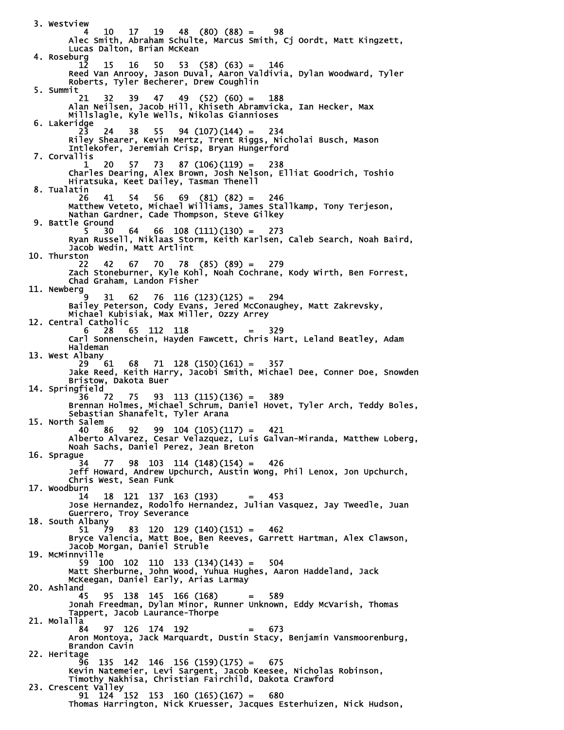```
  3. Westview
          4   10   17   19   48  (80) (88) =    98
       Alec Smith, Abraham Schulte, Marcus Smith, Cj Oordt, Matt Kingzett,
       Lucas Dalton, Brian McKean
  4. Roseburg
         12   15   16   50   53  (58) (63) =   146
       Reed Van Anrooy, Jason Duval, Aaron Valdivia, Dylan Woodward, Tyler
       Roberts, Tyler Becherer, Drew Coughlin
  5. Summit
         21   32   39   47   49  (52) (60) =   188
       Alan Neilsen, Jacob Hill, Khiseth Abramvicka, Ian Hecker, Max
       Millslagle, Kyle Wells, Nikolas Giannioses
  6. Lakeridge
         23   24   38   55   94 (107)(144) =   234
       Riley Shearer, Kevin Mertz, Trent Riggs, Nicholai Busch, Mason
       Intlekofer, Jeremiah Crisp, Bryan Hungerford
  7. Corvallis
          1   20   57   73   87 (106)(119) =   238
       Charles Dearing, Alex Brown, Josh Nelson, Elliat Goodrich, Toshio
       Hiratsuka, Keet Dailey, Tasman Thenell
  8. Tualatin
         26   41   54   56   69  (81) (82) =   246
       Matthew Veteto, Michael Williams, James Stallkamp, Tony Terjeson,
       Nathan Gardner, Cade Thompson, Steve Gilkey
  9. Battle Ground
          5   30   64   66  108 (111)(130) =   273
       Ryan Russell, Niklaas Storm, Keith Karlsen, Caleb Search, Noah Baird,
       Jacob Wedin, Matt Artlint
 10. Thurston
         22   42   67   70   78  (85) (89) =   279
       Zach Stoneburner, Kyle Kohl, Noah Cochrane, Kody Wirth, Ben Forrest,
       Chad Graham, Landon Fisher
 11. Newberg
          9   31   62   76  116 (123)(125) =   294
       Bailey Peterson, Cody Evans, Jered McConaughey, Matt Zakrevsky,
       Michael Kubisiak, Max Miller, Ozzy Arrey
 12. Central Catholic
          6   28   65  112  118            =   329
       Carl Sonnenschein, Hayden Fawcett, Chris Hart, Leland Beatley, Adam
       Haldeman
 13. West Albany
         29   61   68   71  128 (150)(161) =   357
       Jake Reed, Keith Harry, Jacobi Smith, Michael Dee, Conner Doe, Snowden
       Bristow, Dakota Buer
 14. Springfield
         36   72   75   93  113 (115)(136) =   389
       Brennan Holmes, Michael Schrum, Daniel Hovet, Tyler Arch, Teddy Boles,
       Sebastian Shanafelt, Tyler Arana
 15. North Salem
         40   86   92   99  104 (105)(117) =   421
       Alberto Alvarez, Cesar Velazquez, Luis Galvan-Miranda, Matthew Loberg,
       Noah Sachs, Daniel Perez, Jean Breton
 16. Sprague
         34   77   98  103  114 (148)(154) =   426
       Jeff Howard, Andrew Upchurch, Austin Wong, Phil Lenox, Jon Upchurch,
       Chris West, Sean Funk
 17. Woodburn
         14   18  121  137  163 (193)      =   453
       Jose Hernandez, Rodolfo Hernandez, Julian Vasquez, Jay Tweedle, Juan
       Guerrero, Troy Severance
 18. South Albany
         51   79   83  120  129 (140)(151) =   462
       Bryce Valencia, Matt Boe, Ben Reeves, Garrett Hartman, Alex Clawson,
       Jacob Morgan, Daniel Struble
 19. McMinnville
         59  100  102  110  133 (134)(143) =   504
       Matt Sherburne, John Wood, Yuhua Hughes, Aaron Haddeland, Jack
       McKeegan, Daniel Early, Arias Larmay
 20. Ashland
         45   95  138  145  166 (168)      =   589
       Jonah Freedman, Dylan Minor, Runner Unknown, Eddy McVarish, Thomas
       Tappert, Jacob Laurance-Thorpe
 21. Molalla
         84   97  126  174  192            =   673
       Aron Montoya, Jack Marquardt, Dustin Stacy, Benjamin Vansmoorenburg,
       Brandon Cavin
 22. Heritage
         96  135  142  146  156 (159)(175) =   675
       Kevin Natemeier, Levi Sargent, Jacob Keesee, Nicholas Robinson,
       Timothy Nakhisa, Christian Fairchild, Dakota Crawford
 23. Crescent Valley
         91  124  152  153  160 (165)(167) =   680
       Thomas Harrington, Nick Kruesser, Jacques Esterhuizen, Nick Hudson,
```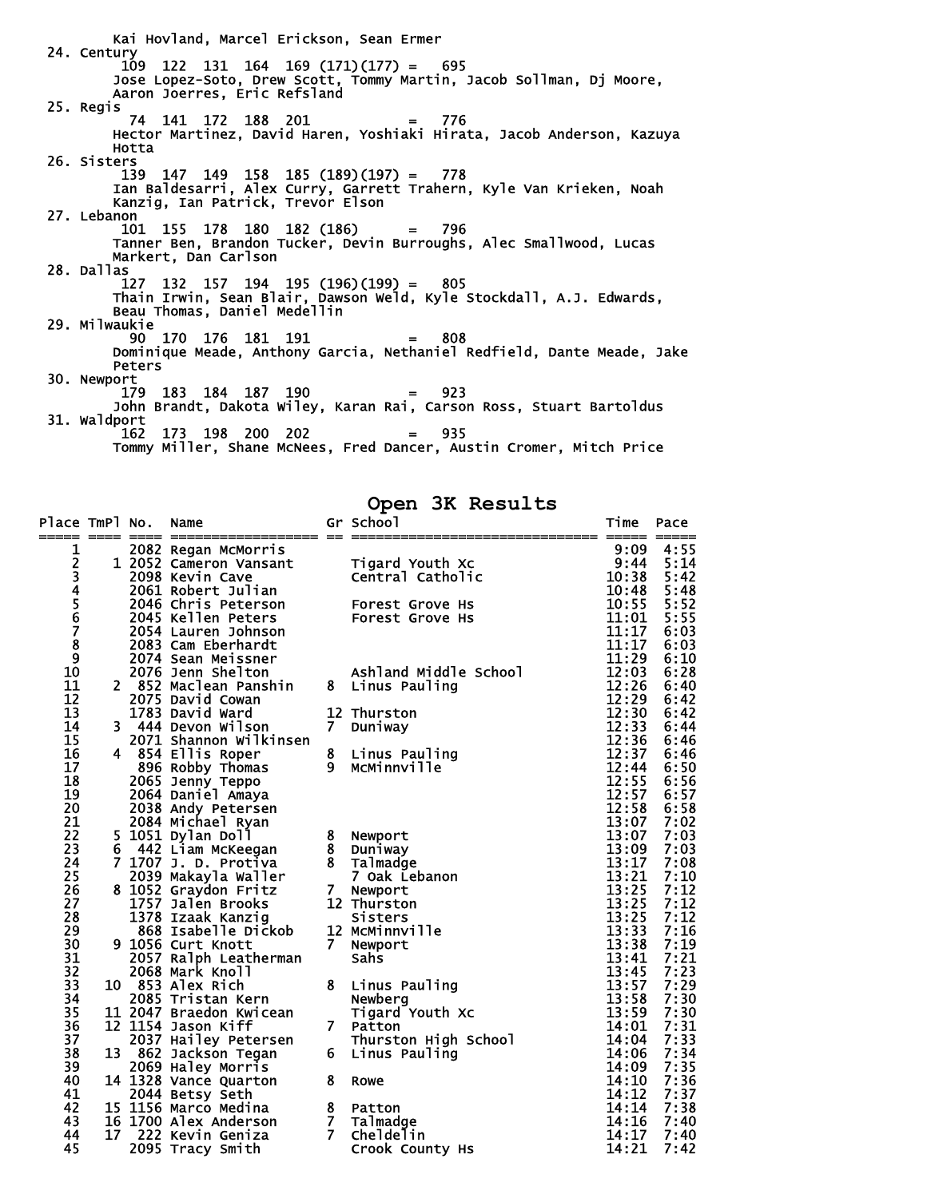Kai Hovland, Marcel Erickson, Sean Ermer

24. Century
    109 122 131 164 169 (171)(177) = 695
    Jose Lopez-Soto, Drew Scott, Tommy Martin, Jacob Sollman, Dj Moore, Aaron Joerres, Eric Refsland
25. Regis
    74 141 172 188 201 = 776
    Hector Martinez, David Haren, Yoshiaki Hirata, Jacob Anderson, Kazuya Hotta
26. Sisters
    139 147 149 158 185 (189)(197) = 778
    Ian Baldesarri, Alex Curry, Garrett Trahern, Kyle Van Krieken, Noah Kanzig, Ian Patrick, Trevor Elson
27. Lebanon
    101 155 178 180 182 (186) = 796
    Tanner Ben, Brandon Tucker, Devin Burroughs, Alec Smallwood, Lucas Markert, Dan Carlson
28. Dallas
    127 132 157 194 195 (196)(199) = 805
    Thain Irwin, Sean Blair, Dawson Weld, Kyle Stockdall, A.J. Edwards, Beau Thomas, Daniel Medellin
29. Milwaukie
    90 170 176 181 191 = 808
    Dominique Meade, Anthony Garcia, Nethaniel Redfield, Dante Meade, Jake Peters
30. Newport
    179 183 184 187 190 = 923
    John Brandt, Dakota Wiley, Karan Rai, Carson Ross, Stuart Bartoldus
31. Waldport
    162 173 198 200 202 = 935
    Tommy Miller, Shane McNees, Fred Dancer, Austin Cromer, Mitch Price

## Open 3K Results

| Place | TmPl | No. | Name | Gr | School | Time | Pace |
|---|---|---|---|---|---|---|---|
| 1 | | 2082 | Regan McMorris | | | 9:09 | 4:55 |
| 2 | 1 | 2052 | Cameron Vansant | | Tigard Youth Xc | 9:44 | 5:14 |
| 3 | | 2098 | Kevin Cave | | Central Catholic | 10:38 | 5:42 |
| 4 | | 2061 | Robert Julian | | | 10:48 | 5:48 |
| 5 | | 2046 | Chris Peterson | | Forest Grove Hs | 10:55 | 5:52 |
| 6 | | 2045 | Kellen Peters | | Forest Grove Hs | 11:01 | 5:55 |
| 7 | | 2054 | Lauren Johnson | | | 11:17 | 6:03 |
| 8 | | 2083 | Cam Eberhardt | | | 11:17 | 6:03 |
| 9 | | 2074 | Sean Meissner | | | 11:29 | 6:10 |
| 10 | | 2076 | Jenn Shelton | | Ashland Middle School | 12:03 | 6:28 |
| 11 | 2 | 852 | Maclean Panshin | 8 | Linus Pauling | 12:26 | 6:40 |
| 12 | | 2075 | David Cowan | | | 12:29 | 6:42 |
| 13 | | 1783 | David Ward | 12 | Thurston | 12:30 | 6:42 |
| 14 | 3 | 444 | Devon Wilson | 7 | Duniway | 12:33 | 6:44 |
| 15 | | 2071 | Shannon Wilkinsen | | | 12:36 | 6:46 |
| 16 | 4 | 854 | Ellis Roper | 8 | Linus Pauling | 12:37 | 6:46 |
| 17 | | 896 | Robby Thomas | 9 | McMinnville | 12:44 | 6:50 |
| 18 | | 2065 | Jenny Teppo | | | 12:55 | 6:56 |
| 19 | | 2064 | Daniel Amaya | | | 12:57 | 6:57 |
| 20 | | 2038 | Andy Petersen | | | 12:58 | 6:58 |
| 21 | | 2084 | Michael Ryan | | | 13:07 | 7:02 |
| 22 | 5 | 1051 | Dylan Doll | 8 | Newport | 13:07 | 7:03 |
| 23 | 6 | 442 | Liam McKeegan | 8 | Duniway | 13:09 | 7:03 |
| 24 | 7 | 1707 | J. D. Protiva | 8 | Talmadge | 13:17 | 7:08 |
| 25 | | 2039 | Makayla Waller | | 7 Oak Lebanon | 13:21 | 7:10 |
| 26 | 8 | 1052 | Graydon Fritz | 7 | Newport | 13:25 | 7:12 |
| 27 | | 1757 | Jalen Brooks | 12 | Thurston | 13:25 | 7:12 |
| 28 | | 1378 | Izaak Kanzig | | Sisters | 13:25 | 7:12 |
| 29 | | 868 | Isabelle Dickob | 12 | McMinnville | 13:33 | 7:16 |
| 30 | 9 | 1056 | Curt Knott | 7 | Newport | 13:38 | 7:19 |
| 31 | | 2057 | Ralph Leatherman | | Sahs | 13:41 | 7:21 |
| 32 | | 2068 | Mark Knoll | | | 13:45 | 7:23 |
| 33 | 10 | 853 | Alex Rich | 8 | Linus Pauling | 13:57 | 7:29 |
| 34 | | 2085 | Tristan Kern | | Newberg | 13:58 | 7:30 |
| 35 | 11 | 2047 | Braedon Kwicean | | Tigard Youth Xc | 13:59 | 7:30 |
| 36 | 12 | 1154 | Jason Kiff | 7 | Patton | 14:01 | 7:31 |
| 37 | | 2037 | Hailey Petersen | | Thurston High School | 14:04 | 7:33 |
| 38 | 13 | 862 | Jackson Tegan | 6 | Linus Pauling | 14:06 | 7:34 |
| 39 | | 2069 | Haley Morris | | | 14:09 | 7:35 |
| 40 | 14 | 1328 | Vance Quarton | 8 | Rowe | 14:10 | 7:36 |
| 41 | | 2044 | Betsy Seth | | | 14:12 | 7:37 |
| 42 | 15 | 1156 | Marco Medina | 8 | Patton | 14:14 | 7:38 |
| 43 | 16 | 1700 | Alex Anderson | 7 | Talmadge | 14:16 | 7:40 |
| 44 | 17 | 222 | Kevin Geniza | 7 | Cheldelin | 14:17 | 7:40 |
| 45 | | 2095 | Tracy Smith | | Crook County Hs | 14:21 | 7:42 |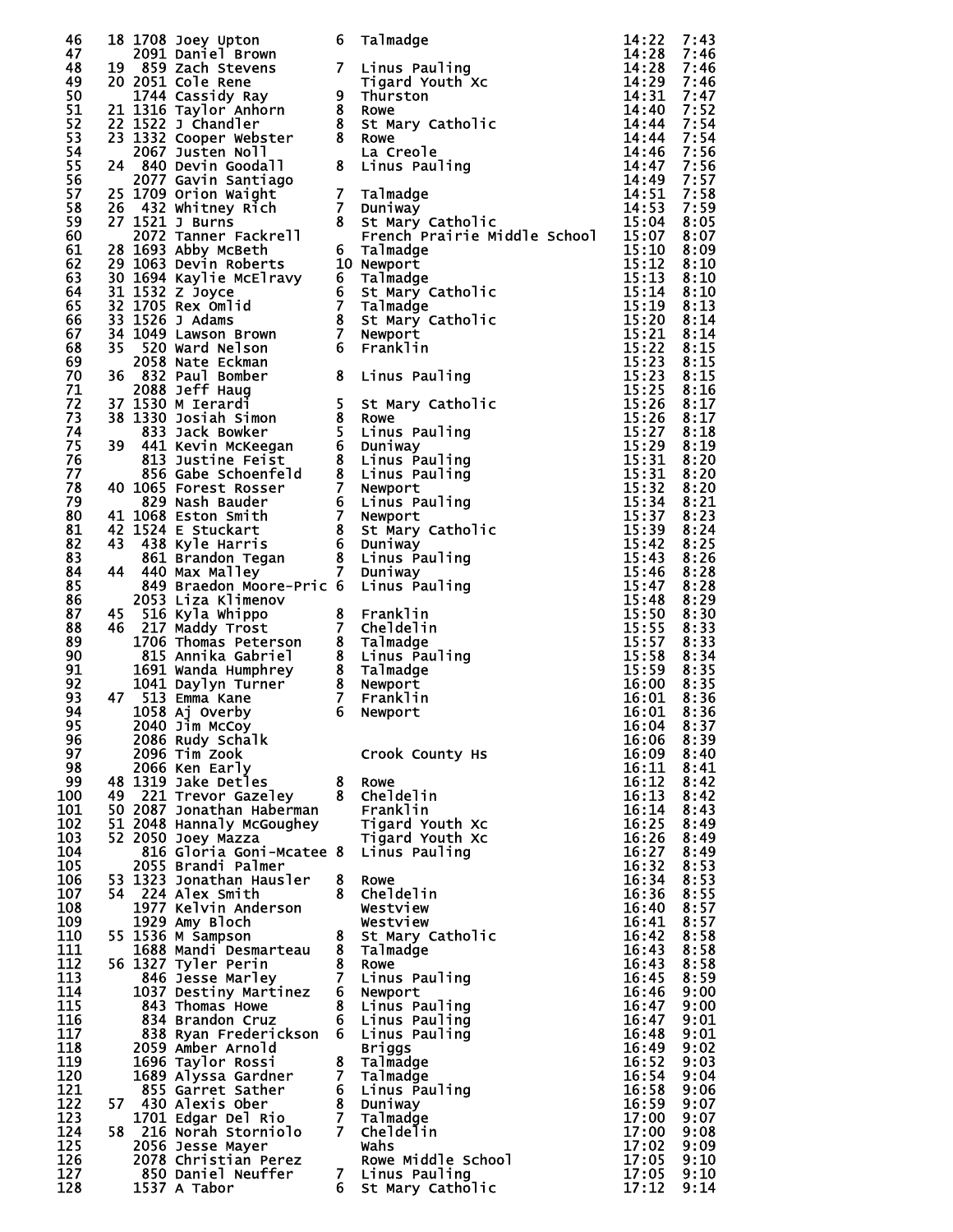```
 46    18 1708 Joey Upton          6  Talmadge                       14:22  7:43
 47       2091 Daniel Brown                                          14:28  7:46
 48    19  859 Zach Stevens        7  Linus Pauling                  14:28  7:46
 49    20 2051 Cole Rene              Tigard Youth Xc                14:29  7:46
 50       1744 Cassidy Ray         9  Thurston                       14:31  7:47
 51    21 1316 Taylor Anhorn       8  Rowe                           14:40  7:52
 52    22 1522 J Chandler          8  St Mary Catholic               14:44  7:54
 53    23 1332 Cooper Webster      8  Rowe                           14:44  7:54
 54       2067 Justen Noll            La Creole                      14:46  7:56
 55    24  840 Devin Goodall       8  Linus Pauling                  14:47  7:56
 56       2077 Gavin Santiago                                        14:49  7:57
 57    25 1709 Orion Waight        7  Talmadge                       14:51  7:58
 58    26  432 Whitney Rich        7  Duniway                        14:53  7:59
 59    27 1521 J Burns             8  St Mary Catholic               15:04  8:05
 60       2072 Tanner Fackrell        French Prairie Middle School   15:07  8:07
 61    28 1693 Abby McBeth         6  Talmadge                       15:10  8:09
 62    29 1063 Devin Roberts      10  Newport                        15:12  8:10
 63    30 1694 Kaylie McElravy     6  Talmadge                       15:13  8:10
 64    31 1532 Z Joyce             6  St Mary Catholic               15:14  8:10
 65    32 1705 Rex Omlid           7  Talmadge                       15:19  8:13
 66    33 1526 J Adams             8  St Mary Catholic               15:20  8:14
 67    34 1049 Lawson Brown        7  Newport                        15:21  8:14
 68    35  520 Ward Nelson         6  Franklin                       15:22  8:15
 69       2058 Nate Eckman                                           15:23  8:15
 70    36  832 Paul Bomber         8  Linus Pauling                  15:23  8:15
 71       2088 Jeff Haug                                             15:25  8:16
 72    37 1530 M Ierardi           5  St Mary Catholic               15:26  8:17
 73    38 1330 Josiah Simon        8  Rowe                           15:26  8:17
 74        833 Jack Bowker         5  Linus Pauling                  15:27  8:18
 75    39  441 Kevin McKeegan      6  Duniway                        15:29  8:19
 76        813 Justine Feist       8  Linus Pauling                  15:31  8:20
 77        856 Gabe Schoenfeld     8  Linus Pauling                  15:31  8:20
 78    40 1065 Forest Rosser       7  Newport                        15:32  8:20
 79        829 Nash Bauder         6  Linus Pauling                  15:34  8:21
 80    41 1068 Eston Smith         7  Newport                        15:37  8:23
 81    42 1524 E Stuckart          8  St Mary Catholic               15:39  8:24
 82    43  438 Kyle Harris         6  Duniway                        15:42  8:25
 83        861 Brandon Tegan       8  Linus Pauling                  15:43  8:26
 84    44  440 Max Malley          7  Duniway                        15:46  8:28
 85        849 Braedon Moore-Pric  6  Linus Pauling                  15:47  8:28
 86       2053 Liza Klimenov                                         15:48  8:29
 87    45  516 Kyla Whippo         8  Franklin                       15:50  8:30
 88    46  217 Maddy Trost         7  Cheldelin                      15:55  8:33
 89       1706 Thomas Peterson     8  Talmadge                       15:57  8:33
 90        815 Annika Gabriel      8  Linus Pauling                  15:58  8:34
 91       1691 Wanda Humphrey      8  Talmadge                       15:59  8:35
 92       1041 Daylyn Turner       8  Newport                        16:00  8:35
 93    47  513 Emma Kane           7  Franklin                       16:01  8:36
 94       1058 Aj Overby           6  Newport                        16:01  8:36
 95       2040 Jim McCoy                                             16:04  8:37
 96       2086 Rudy Schalk                                           16:06  8:39
 97       2096 Tim Zook               Crook County Hs                16:09  8:40
 98       2066 Ken Early                                             16:11  8:41
 99    48 1319 Jake Detles         8  Rowe                           16:12  8:42
100    49  221 Trevor Gazeley      8  Cheldelin                      16:13  8:42
101    50 2087 Jonathan Haberman      Franklin                       16:14  8:43
102    51 2048 Hannaly McGoughey      Tigard Youth Xc                16:25  8:49
103    52 2050 Joey Mazza             Tigard Youth Xc                16:26  8:49
104        816 Gloria Goni-Mcatee  8  Linus Pauling                  16:27  8:49
105       2055 Brandi Palmer                                         16:32  8:53
106    53 1323 Jonathan Hausler    8  Rowe                           16:34  8:53
107    54  224 Alex Smith          8  Cheldelin                      16:36  8:55
108       1977 Kelvin Anderson        Westview                       16:40  8:57
109       1929 Amy Bloch              Westview                       16:41  8:57
110    55 1536 M Sampson           8  St Mary Catholic               16:42  8:58
111       1688 Mandi Desmarteau    8  Talmadge                       16:43  8:58
112    56 1327 Tyler Perin         8  Rowe                           16:43  8:58
113        846 Jesse Marley        7  Linus Pauling                  16:45  8:59
114       1037 Destiny Martinez    6  Newport                        16:46  9:00
115        843 Thomas Howe         8  Linus Pauling                  16:47  9:00
116        834 Brandon Cruz        6  Linus Pauling                  16:47  9:01
117        838 Ryan Frederickson   6  Linus Pauling                  16:48  9:01
118       2059 Amber Arnold           Briggs                         16:49  9:02
119       1696 Taylor Rossi        8  Talmadge                       16:52  9:03
120       1689 Alyssa Gardner      7  Talmadge                       16:54  9:04
121        855 Garret Sather       6  Linus Pauling                  16:58  9:06
122    57  430 Alexis Ober         8  Duniway                        16:59  9:07
123       1701 Edgar Del Rio       7  Talmadge                       17:00  9:07
124    58  216 Norah Storniolo     7  Cheldelin                      17:00  9:08
125       2056 Jesse Mayer            Wahs                           17:02  9:09
126       2078 Christian Perez        Rowe Middle School             17:05  9:10
127        850 Daniel Neuffer      7  Linus Pauling                  17:05  9:10
128       1537 A Tabor             6  St Mary Catholic               17:12  9:14
```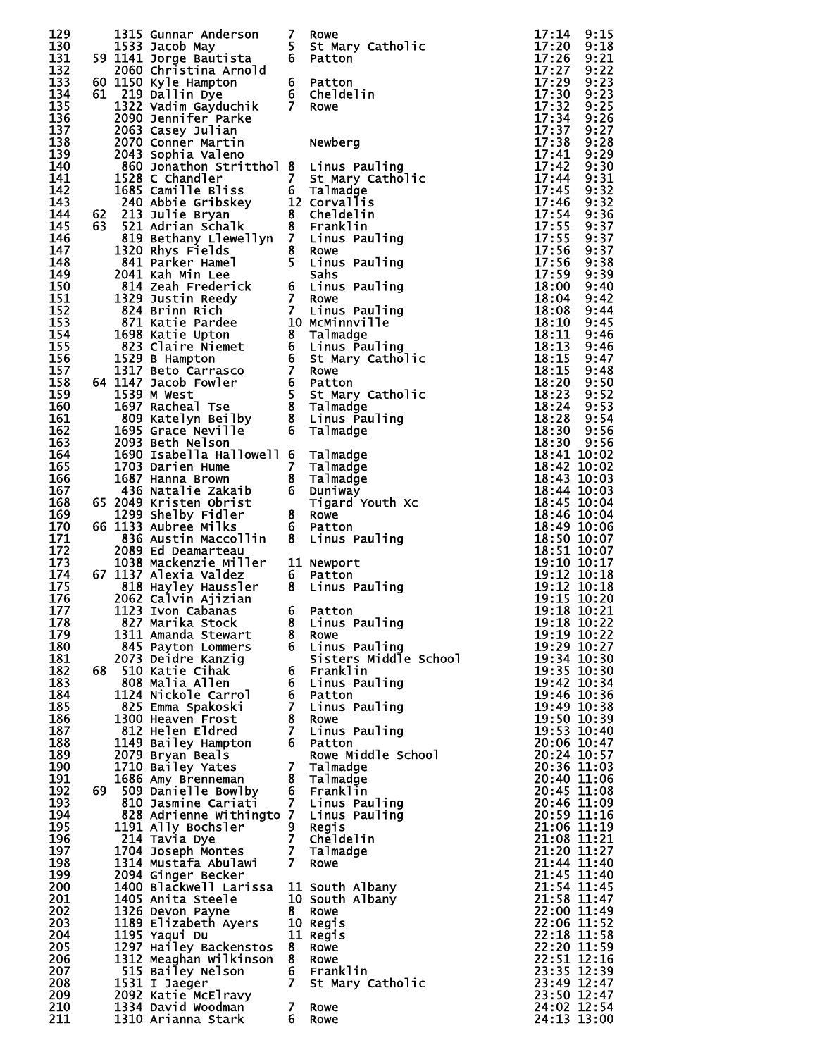| Place | Team Place | Bib | Name | Grade | School | Time | Pace |
|---|---|---|---|---|---|---|---|
| 129 | | 1315 | Gunnar Anderson | 7 | Rowe | 17:14 | 9:15 |
| 130 | | 1533 | Jacob May | 5 | St Mary Catholic | 17:20 | 9:18 |
| 131 | 59 | 1141 | Jorge Bautista | 6 | Patton | 17:26 | 9:21 |
| 132 | | 2060 | Christina Arnold | | | 17:27 | 9:22 |
| 133 | 60 | 1150 | Kyle Hampton | 6 | Patton | 17:29 | 9:23 |
| 134 | 61 | 219 | Dallin Dye | 6 | Cheldelin | 17:30 | 9:23 |
| 135 | | 1322 | Vadim Gayduchik | 7 | Rowe | 17:32 | 9:25 |
| 136 | | 2090 | Jennifer Parke | | | 17:34 | 9:26 |
| 137 | | 2063 | Casey Julian | | | 17:37 | 9:27 |
| 138 | | 2070 | Conner Martin | | Newberg | 17:38 | 9:28 |
| 139 | | 2043 | Sophia Valeno | | | 17:41 | 9:29 |
| 140 | | 860 | Jonathon Strittho1 | 8 | Linus Pauling | 17:42 | 9:30 |
| 141 | | 1528 | C Chandler | 7 | St Mary Catholic | 17:44 | 9:31 |
| 142 | | 1685 | Camille Bliss | 6 | Talmadge | 17:45 | 9:32 |
| 143 | | 240 | Abbie Gribskey | 12 | Corvallis | 17:46 | 9:32 |
| 144 | 62 | 213 | Julie Bryan | 8 | Cheldelin | 17:54 | 9:36 |
| 145 | 63 | 521 | Adrian Schalk | 8 | Franklin | 17:55 | 9:37 |
| 146 | | 819 | Bethany Llewellyn | 7 | Linus Pauling | 17:55 | 9:37 |
| 147 | | 1320 | Rhys Fields | 8 | Rowe | 17:56 | 9:37 |
| 148 | | 841 | Parker Hamel | 5 | Linus Pauling | 17:56 | 9:38 |
| 149 | | 2041 | Kah Min Lee | | Sahs | 17:59 | 9:39 |
| 150 | | 814 | Zeah Frederick | 6 | Linus Pauling | 18:00 | 9:40 |
| 151 | | 1329 | Justin Reedy | 7 | Rowe | 18:04 | 9:42 |
| 152 | | 824 | Brinn Rich | 7 | Linus Pauling | 18:08 | 9:44 |
| 153 | | 871 | Katie Pardee | 10 | McMinnville | 18:10 | 9:45 |
| 154 | | 1698 | Katie Upton | 8 | Talmadge | 18:11 | 9:46 |
| 155 | | 823 | Claire Niemet | 6 | Linus Pauling | 18:13 | 9:46 |
| 156 | | 1529 | B Hampton | 6 | St Mary Catholic | 18:15 | 9:47 |
| 157 | | 1317 | Beto Carrasco | 7 | Rowe | 18:15 | 9:48 |
| 158 | 64 | 1147 | Jacob Fowler | 6 | Patton | 18:20 | 9:50 |
| 159 | | 1539 | M West | 5 | St Mary Catholic | 18:23 | 9:52 |
| 160 | | 1697 | Racheal Tse | 8 | Talmadge | 18:24 | 9:53 |
| 161 | | 809 | Katelyn Beilby | 8 | Linus Pauling | 18:28 | 9:54 |
| 162 | | 1695 | Grace Neville | 6 | Talmadge | 18:30 | 9:56 |
| 163 | | 2093 | Beth Nelson | | | 18:30 | 9:56 |
| 164 | | 1690 | Isabella Hallowell | 6 | Talmadge | 18:41 | 10:02 |
| 165 | | 1703 | Darien Hume | 7 | Talmadge | 18:42 | 10:02 |
| 166 | | 1687 | Hanna Brown | 8 | Talmadge | 18:43 | 10:03 |
| 167 | | 436 | Natalie Zakaib | 6 | Duniway | 18:44 | 10:03 |
| 168 | 65 | 2049 | Kristen Obrist | | Tigard Youth Xc | 18:45 | 10:04 |
| 169 | | 1299 | Shelby Fidler | 8 | Rowe | 18:46 | 10:04 |
| 170 | 66 | 1133 | Aubree Milks | 6 | Patton | 18:49 | 10:06 |
| 171 | | 836 | Austin Maccollin | 8 | Linus Pauling | 18:50 | 10:07 |
| 172 | | 2089 | Ed Deamarteau | | | 18:51 | 10:07 |
| 173 | | 1038 | Mackenzie Miller | 11 | Newport | 19:10 | 10:17 |
| 174 | 67 | 1137 | Alexia Valdez | 6 | Patton | 19:12 | 10:18 |
| 175 | | 818 | Hayley Haussler | 8 | Linus Pauling | 19:12 | 10:18 |
| 176 | | 2062 | Calvin Ajizian | | | 19:15 | 10:20 |
| 177 | | 1123 | Ivon Cabanas | 6 | Patton | 19:18 | 10:21 |
| 178 | | 827 | Marika Stock | 8 | Linus Pauling | 19:18 | 10:22 |
| 179 | | 1311 | Amanda Stewart | 8 | Rowe | 19:19 | 10:22 |
| 180 | | 845 | Payton Lommers | 6 | Linus Pauling | 19:29 | 10:27 |
| 181 | | 2073 | Deidre Kanzig | | Sisters Middle School | 19:34 | 10:30 |
| 182 | 68 | 510 | Katie Cihak | 6 | Franklin | 19:35 | 10:30 |
| 183 | | 808 | Malia Allen | 6 | Linus Pauling | 19:42 | 10:34 |
| 184 | | 1124 | Nickole Carrol | 6 | Patton | 19:46 | 10:36 |
| 185 | | 825 | Emma Spakoski | 7 | Linus Pauling | 19:49 | 10:38 |
| 186 | | 1300 | Heaven Frost | 8 | Rowe | 19:50 | 10:39 |
| 187 | | 812 | Helen Eldred | 7 | Linus Pauling | 19:53 | 10:40 |
| 188 | | 1149 | Bailey Hampton | 6 | Patton | 20:06 | 10:47 |
| 189 | | 2079 | Bryan Beals | | Rowe Middle School | 20:24 | 10:57 |
| 190 | | 1710 | Bailey Yates | 7 | Talmadge | 20:36 | 11:03 |
| 191 | | 1686 | Amy Brenneman | 8 | Talmadge | 20:40 | 11:06 |
| 192 | 69 | 509 | Danielle Bowlby | 6 | Franklin | 20:45 | 11:08 |
| 193 | | 810 | Jasmine Cariati | 7 | Linus Pauling | 20:46 | 11:09 |
| 194 | | 828 | Adrienne Withingto | 7 | Linus Pauling | 20:59 | 11:16 |
| 195 | | 1191 | Ally Bochsler | 9 | Regis | 21:06 | 11:19 |
| 196 | | 214 | Tavia Dye | 7 | Cheldelin | 21:08 | 11:21 |
| 197 | | 1704 | Joseph Montes | 7 | Talmadge | 21:20 | 11:27 |
| 198 | | 1314 | Mustafa Abulawi | 7 | Rowe | 21:44 | 11:40 |
| 199 | | 2094 | Ginger Becker | | | 21:45 | 11:40 |
| 200 | | 1400 | Blackwell Larissa | 11 | South Albany | 21:54 | 11:45 |
| 201 | | 1405 | Anita Steele | 10 | South Albany | 21:58 | 11:47 |
| 202 | | 1326 | Devon Payne | 8 | Rowe | 22:00 | 11:49 |
| 203 | | 1189 | Elizabeth Ayers | 10 | Regis | 22:06 | 11:52 |
| 204 | | 1195 | Yaqui Du | 11 | Regis | 22:18 | 11:58 |
| 205 | | 1297 | Hailey Backenstos | 8 | Rowe | 22:20 | 11:59 |
| 206 | | 1312 | Meaghan Wilkinson | 8 | Rowe | 22:51 | 12:16 |
| 207 | | 515 | Bailey Nelson | 6 | Franklin | 23:35 | 12:39 |
| 208 | | 1531 | I Jaeger | 7 | St Mary Catholic | 23:49 | 12:47 |
| 209 | | 2092 | Katie McElravy | | | 23:50 | 12:47 |
| 210 | | 1334 | David Woodman | 7 | Rowe | 24:02 | 12:54 |
| 211 | | 1310 | Arianna Stark | 6 | Rowe | 24:13 | 13:00 |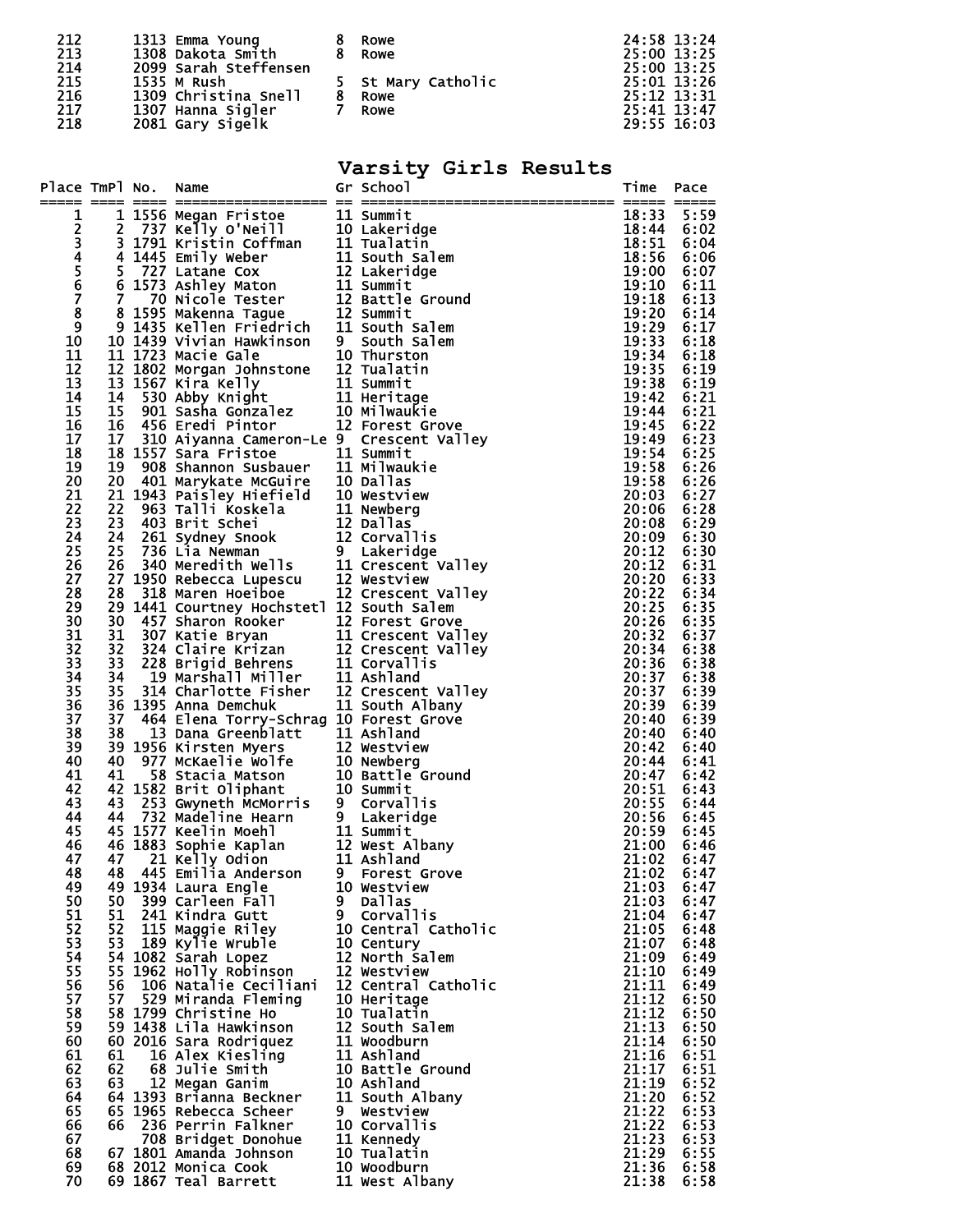| Place | No. | Name | Gr | School | Time | Pace |
|---|---|---|---|---|---|---|
| 212 | 1313 | Emma Young | 8 | Rowe | 24:58 | 13:24 |
| 213 | 1308 | Dakota Smith | 8 | Rowe | 25:00 | 13:25 |
| 214 | 2099 | Sarah Steffensen | | | 25:00 | 13:25 |
| 215 | 1535 | M Rush | 5 | St Mary Catholic | 25:01 | 13:26 |
| 216 | 1309 | Christina Snell | 8 | Rowe | 25:12 | 13:31 |
| 217 | 1307 | Hanna Sigler | 7 | Rowe | 25:41 | 13:47 |
| 218 | 2081 | Gary Sigelk | | | 29:55 | 16:03 |

## Varsity Girls Results

| Place | TmPl | No. | Name | Gr | School | Time | Pace |
|---|---|---|---|---|---|---|---|
| 1 | 1 | 1556 | Megan Fristoe | 11 | Summit | 18:33 | 5:59 |
| 2 | 2 | 737 | Kelly O'Neill | 10 | Lakeridge | 18:44 | 6:02 |
| 3 | 3 | 1791 | Kristin Coffman | 11 | Tualatin | 18:51 | 6:04 |
| 4 | 4 | 1445 | Emily Weber | 11 | South Salem | 18:56 | 6:06 |
| 5 | 5 | 727 | Latane Cox | 12 | Lakeridge | 19:00 | 6:07 |
| 6 | 6 | 1573 | Ashley Maton | 11 | Summit | 19:10 | 6:11 |
| 7 | 7 | 70 | Nicole Tester | 12 | Battle Ground | 19:18 | 6:13 |
| 8 | 8 | 1595 | Makenna Tague | 12 | Summit | 19:20 | 6:14 |
| 9 | 9 | 1435 | Kellen Friedrich | 11 | South Salem | 19:29 | 6:17 |
| 10 | 10 | 1439 | Vivian Hawkinson | 9 | South Salem | 19:33 | 6:18 |
| 11 | 11 | 1723 | Macie Gale | 10 | Thurston | 19:34 | 6:18 |
| 12 | 12 | 1802 | Morgan Johnstone | 12 | Tualatin | 19:35 | 6:19 |
| 13 | 13 | 1567 | Kira Kelly | 11 | Summit | 19:38 | 6:19 |
| 14 | 14 | 530 | Abby Knight | 11 | Heritage | 19:42 | 6:21 |
| 15 | 15 | 901 | Sasha Gonzalez | 10 | Milwaukie | 19:44 | 6:21 |
| 16 | 16 | 456 | Eredi Pintor | 12 | Forest Grove | 19:45 | 6:22 |
| 17 | 17 | 310 | Aiyanna Cameron-Le | 9 | Crescent Valley | 19:49 | 6:23 |
| 18 | 18 | 1557 | Sara Fristoe | 11 | Summit | 19:54 | 6:25 |
| 19 | 19 | 908 | Shannon Susbauer | 11 | Milwaukie | 19:58 | 6:26 |
| 20 | 20 | 401 | Marykate McGuire | 10 | Dallas | 19:58 | 6:26 |
| 21 | 21 | 1943 | Paisley Hiefield | 10 | Westview | 20:03 | 6:27 |
| 22 | 22 | 963 | Talli Koskela | 11 | Newberg | 20:06 | 6:28 |
| 23 | 23 | 403 | Brit Schei | 12 | Dallas | 20:08 | 6:29 |
| 24 | 24 | 261 | Sydney Snook | 12 | Corvallis | 20:09 | 6:30 |
| 25 | 25 | 736 | Lia Newman | 9 | Lakeridge | 20:12 | 6:30 |
| 26 | 26 | 340 | Meredith Wells | 11 | Crescent Valley | 20:12 | 6:31 |
| 27 | 27 | 1950 | Rebecca Lupescu | 12 | Westview | 20:20 | 6:33 |
| 28 | 28 | 318 | Maren Hoeiboe | 12 | Crescent Valley | 20:22 | 6:34 |
| 29 | 29 | 1441 | Courtney Hochstetl | 12 | South Salem | 20:25 | 6:35 |
| 30 | 30 | 457 | Sharon Rooker | 12 | Forest Grove | 20:26 | 6:35 |
| 31 | 31 | 307 | Katie Bryan | 11 | Crescent Valley | 20:32 | 6:37 |
| 32 | 32 | 324 | Claire Krizan | 12 | Crescent Valley | 20:34 | 6:38 |
| 33 | 33 | 228 | Brigid Behrens | 11 | Corvallis | 20:36 | 6:38 |
| 34 | 34 | 19 | Marshall Miller | 11 | Ashland | 20:37 | 6:38 |
| 35 | 35 | 314 | Charlotte Fisher | 12 | Crescent Valley | 20:37 | 6:39 |
| 36 | 36 | 1395 | Anna Demchuk | 11 | South Albany | 20:39 | 6:39 |
| 37 | 37 | 464 | Elena Torry-Schrag | 10 | Forest Grove | 20:40 | 6:39 |
| 38 | 38 | 13 | Dana Greenblatt | 11 | Ashland | 20:40 | 6:40 |
| 39 | 39 | 1956 | Kirsten Myers | 12 | Westview | 20:42 | 6:40 |
| 40 | 40 | 977 | McKaelie Wolfe | 10 | Newberg | 20:44 | 6:41 |
| 41 | 41 | 58 | Stacia Matson | 10 | Battle Ground | 20:47 | 6:42 |
| 42 | 42 | 1582 | Brit Oliphant | 10 | Summit | 20:51 | 6:43 |
| 43 | 43 | 253 | Gwyneth McMorris | 9 | Corvallis | 20:55 | 6:44 |
| 44 | 44 | 732 | Madeline Hearn | 9 | Lakeridge | 20:56 | 6:45 |
| 45 | 45 | 1577 | Keelin Moehl | 11 | Summit | 20:59 | 6:45 |
| 46 | 46 | 1883 | Sophie Kaplan | 12 | West Albany | 21:00 | 6:46 |
| 47 | 47 | 21 | Kelly Odion | 11 | Ashland | 21:02 | 6:47 |
| 48 | 48 | 445 | Emilia Anderson | 9 | Forest Grove | 21:02 | 6:47 |
| 49 | 49 | 1934 | Laura Engle | 10 | Westview | 21:03 | 6:47 |
| 50 | 50 | 399 | Carleen Fall | 9 | Dallas | 21:03 | 6:47 |
| 51 | 51 | 241 | Kindra Gutt | 9 | Corvallis | 21:04 | 6:47 |
| 52 | 52 | 115 | Maggie Riley | 10 | Central Catholic | 21:05 | 6:48 |
| 53 | 53 | 189 | Kylie Wruble | 10 | Century | 21:07 | 6:48 |
| 54 | 54 | 1082 | Sarah Lopez | 12 | North Salem | 21:09 | 6:49 |
| 55 | 55 | 1962 | Holly Robinson | 12 | Westview | 21:10 | 6:49 |
| 56 | 56 | 106 | Natalie Ceciliani | 12 | Central Catholic | 21:11 | 6:49 |
| 57 | 57 | 529 | Miranda Fleming | 10 | Heritage | 21:12 | 6:50 |
| 58 | 58 | 1799 | Christine Ho | 10 | Tualatin | 21:12 | 6:50 |
| 59 | 59 | 1438 | Lila Hawkinson | 12 | South Salem | 21:13 | 6:50 |
| 60 | 60 | 2016 | Sara Rodriquez | 11 | Woodburn | 21:14 | 6:50 |
| 61 | 61 | 16 | Alex Kiesling | 11 | Ashland | 21:16 | 6:51 |
| 62 | 62 | 68 | Julie Smith | 10 | Battle Ground | 21:17 | 6:51 |
| 63 | 63 | 12 | Megan Ganim | 10 | Ashland | 21:19 | 6:52 |
| 64 | 64 | 1393 | Brianna Beckner | 11 | South Albany | 21:20 | 6:52 |
| 65 | 65 | 1965 | Rebecca Scheer | 9 | Westview | 21:22 | 6:53 |
| 66 | 66 | 236 | Perrin Falkner | 10 | Corvallis | 21:22 | 6:53 |
| 67 | | 708 | Bridget Donohue | 11 | Kennedy | 21:23 | 6:53 |
| 68 | 67 | 1801 | Amanda Johnson | 10 | Tualatin | 21:29 | 6:55 |
| 69 | 68 | 2012 | Monica Cook | 10 | Woodburn | 21:36 | 6:58 |
| 70 | 69 | 1867 | Teal Barrett | 11 | West Albany | 21:38 | 6:58 |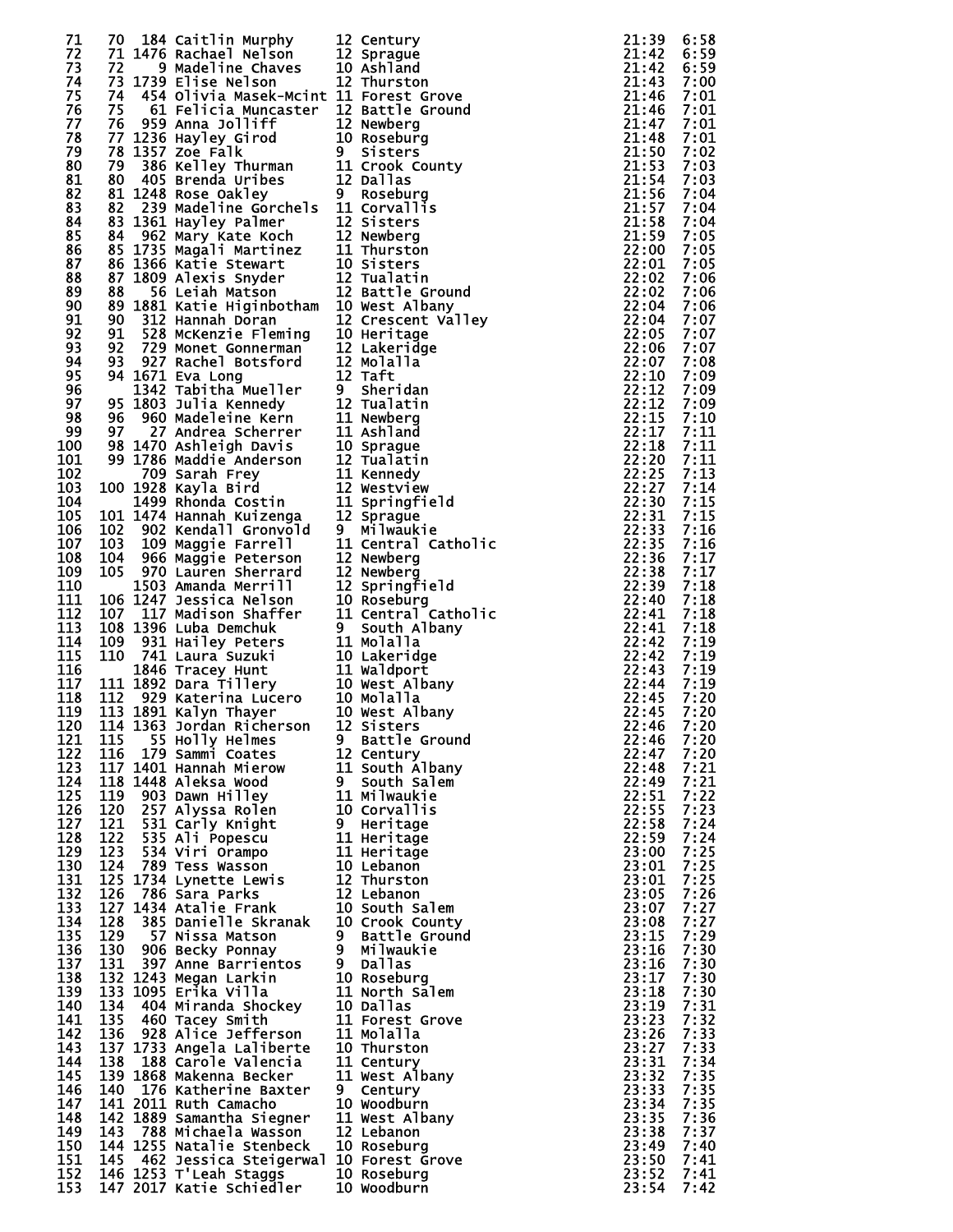```
 71   70  184 Caitlin Murphy      12 Century                              21:39  6:58
 72   71 1476 Rachael Nelson      12 Sprague                              21:42  6:59
 73   72    9 Madeline Chaves     10 Ashland                              21:42  6:59
 74   73 1739 Elise Nelson        12 Thurston                             21:43  7:00
 75   74  454 Olivia Masek-Mcint 11 Forest Grove                          21:46  7:01
 76   75   61 Felicia Muncaster   12 Battle Ground                        21:46  7:01
 77   76  959 Anna Jolliff        12 Newberg                              21:47  7:01
 78   77 1236 Hayley Girod        10 Roseburg                             21:48  7:01
 79   78 1357 Zoe Falk            9  Sisters                              21:50  7:02
 80   79  386 Kelley Thurman      11 Crook County                         21:53  7:03
 81   80  405 Brenda Uribes       12 Dallas                               21:54  7:03
 82   81 1248 Rose Oakley         9  Roseburg                             21:56  7:04
 83   82  239 Madeline Gorchels   11 Corvallis                            21:57  7:04
 84   83 1361 Hayley Palmer       12 Sisters                              21:58  7:04
 85   84  962 Mary Kate Koch      12 Newberg                              21:59  7:05
 86   85 1735 Magali Martinez     11 Thurston                             22:00  7:05
 87   86 1366 Katie Stewart       10 Sisters                              22:01  7:05
 88   87 1809 Alexis Snyder       12 Tualatin                             22:02  7:06
 89   88   56 Leiah Matson        12 Battle Ground                        22:02  7:06
 90   89 1881 Katie Higinbotham   10 West Albany                          22:04  7:06
 91   90  312 Hannah Doran        12 Crescent Valley                      22:04  7:07
 92   91  528 McKenzie Fleming    10 Heritage                             22:05  7:07
 93   92  729 Monet Gonnerman     12 Lakeridge                            22:06  7:07
 94   93  927 Rachel Botsford     12 Molalla                              22:07  7:08
 95   94 1671 Eva Long            12 Taft                                 22:10  7:09
 96      1342 Tabitha Mueller     9  Sheridan                             22:12  7:09
 97   95 1803 Julia Kennedy       12 Tualatin                             22:12  7:09
 98   96  960 Madeleine Kern      11 Newberg                              22:15  7:10
 99   97   27 Andrea Scherrer     11 Ashland                              22:17  7:11
100   98 1470 Ashleigh Davis      10 Sprague                              22:18  7:11
101   99 1786 Maddie Anderson     12 Tualatin                             22:20  7:11
102       709 Sarah Frey          11 Kennedy                              22:25  7:13
103  100 1928 Kayla Bird          12 Westview                             22:27  7:14
104      1499 Rhonda Costin       11 Springfield                          22:30  7:15
105  101 1474 Hannah Kuizenga     12 Sprague                              22:31  7:15
106  102  902 Kendall Gronvold    9  Milwaukie                            22:33  7:16
107  103  109 Maggie Farrell      11 Central Catholic                     22:35  7:16
108  104  966 Maggie Peterson     12 Newberg                              22:36  7:17
109  105  970 Lauren Sherrard     12 Newberg                              22:38  7:17
110      1503 Amanda Merrill      12 Springfield                          22:39  7:18
111  106 1247 Jessica Nelson      10 Roseburg                             22:40  7:18
112  107  117 Madison Shaffer     11 Central Catholic                     22:41  7:18
113  108 1396 Luba Demchuk        9  South Albany                         22:41  7:18
114  109  931 Hailey Peters       11 Molalla                              22:42  7:19
115  110  741 Laura Suzuki        10 Lakeridge                            22:42  7:19
116      1846 Tracey Hunt         11 Waldport                             22:43  7:19
117  111 1892 Dara Tillery        10 West Albany                          22:44  7:19
118  112  929 Katerina Lucero     10 Molalla                              22:45  7:20
119  113 1891 Kalyn Thayer        10 West Albany                          22:45  7:20
120  114 1363 Jordan Richerson    12 Sisters                              22:46  7:20
121  115   55 Holly Helmes        9  Battle Ground                        22:46  7:20
122  116  179 Sammi Coates        12 Century                              22:47  7:20
123  117 1401 Hannah Mierow       11 South Albany                         22:48  7:21
124  118 1448 Aleksa Wood         9  South Salem                          22:49  7:21
125  119  903 Dawn Hilley         11 Milwaukie                            22:51  7:22
126  120  257 Alyssa Rolen        10 Corvallis                            22:55  7:23
127  121  531 Carly Knight        9  Heritage                             22:58  7:24
128  122  535 Ali Popescu         11 Heritage                             22:59  7:24
129  123  534 Viri Orampo         11 Heritage                             23:00  7:25
130  124  789 Tess Wasson         10 Lebanon                              23:01  7:25
131  125 1734 Lynette Lewis       12 Thurston                             23:01  7:25
132  126  786 Sara Parks          12 Lebanon                              23:05  7:26
133  127 1434 Atalie Frank        10 South Salem                          23:07  7:27
134  128  385 Danielle Skranak    10 Crook County                         23:08  7:27
135  129   57 Nissa Matson        9  Battle Ground                        23:15  7:29
136  130  906 Becky Ponnay        9  Milwaukie                            23:16  7:30
137  131  397 Anne Barrientos     9  Dallas                               23:16  7:30
138  132 1243 Megan Larkin        10 Roseburg                             23:17  7:30
139  133 1095 Erika Villa         11 North Salem                          23:18  7:30
140  134  404 Miranda Shockey     10 Dallas                               23:19  7:31
141  135  460 Tacey Smith         11 Forest Grove                         23:23  7:32
142  136  928 Alice Jefferson     11 Molalla                              23:26  7:33
143  137 1733 Angela Laliberte    10 Thurston                             23:27  7:33
144  138  188 Carole Valencia     11 Century                              23:31  7:34
145  139 1868 Makenna Becker      11 West Albany                          23:32  7:35
146  140  176 Katherine Baxter    9  Century                              23:33  7:35
147  141 2011 Ruth Camacho        10 Woodburn                             23:34  7:35
148  142 1889 Samantha Siegner    11 West Albany                          23:35  7:36
149  143  788 Michaela Wasson     12 Lebanon                              23:38  7:37
150  144 1255 Natalie Stenbeck    10 Roseburg                             23:49  7:40
151  145  462 Jessica Steigerwal 10 Forest Grove                          23:50  7:41
152  146 1253 T'Leah Staggs       10 Roseburg                             23:52  7:41
153  147 2017 Katie Schiedler     10 Woodburn                             23:54  7:42
```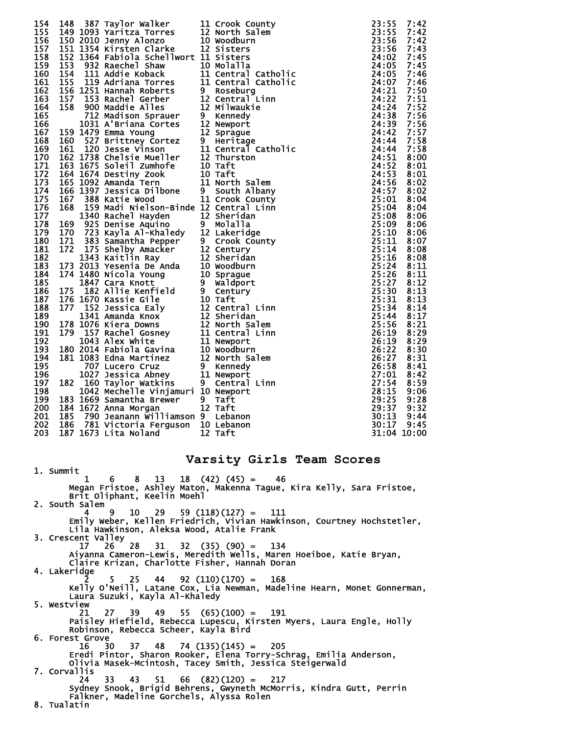```
154  148  387 Taylor Walker      11 Crook County                       23:55  7:42
155  149 1093 Yaritza Torres     12 North Salem                        23:55  7:42
156  150 2010 Jenny Alonzo       10 Woodburn                           23:56  7:42
157  151 1354 Kirsten Clarke     12 Sisters                            23:56  7:43
158  152 1364 Fabiola Schellwort 11 Sisters                            24:02  7:45
159  153  932 Raechel Shaw       10 Molalla                            24:05  7:45
160  154  111 Addie Koback       11 Central Catholic                   24:05  7:46
161  155  119 Adriana Torres     11 Central Catholic                   24:07  7:46
162  156 1251 Hannah Roberts     9  Roseburg                           24:21  7:50
163  157  153 Rachel Gerber      12 Central Linn                       24:22  7:51
164  158  900 Maddie Alles       12 Milwaukie                          24:24  7:52
165       712 Madison Sprauer    9  Kennedy                            24:38  7:56
166      1031 A'Briana Cortes    12 Newport                            24:39  7:56
167  159 1479 Emma Young         12 Sprague                            24:42  7:57
168  160  527 Brittney Cortez    9  Heritage                           24:44  7:58
169  161  120 Jesse Vinson       11 Central Catholic                   24:44  7:58
170  162 1738 Chelsie Mueller    12 Thurston                           24:51  8:00
171  163 1675 Soleil Zumhofe     10 Taft                               24:52  8:01
172  164 1674 Destiny Zook       10 Taft                               24:53  8:01
173  165 1092 Amanda Tern        11 North Salem                        24:56  8:02
174  166 1397 Jessica Dilbone    9  South Albany                       24:57  8:02
175  167  388 Katie Wood         11 Crook County                       25:01  8:04
176  168  159 Madi Nielson-Binde 12 Central Linn                       25:04  8:04
177      1340 Rachel Hayden      12 Sheridan                           25:08  8:06
178  169  925 Denise Aquino      9  Molalla                            25:09  8:06
179  170  723 Kayla Al-Khaledy   12 Lakeridge                          25:10  8:06
180  171  383 Samantha Pepper    9  Crook County                       25:11  8:07
181  172  175 Shelby Amacker     12 Century                            25:14  8:08
182      1343 Kaitlin Ray        12 Sheridan                           25:16  8:08
183  173 2013 Yesenia De Anda    10 Woodburn                           25:24  8:11
184  174 1480 Nicola Young       10 Sprague                            25:26  8:11
185      1847 Cara Knott         9  Waldport                           25:27  8:12
186  175  182 Allie Kenfield     9  Century                            25:30  8:13
187  176 1670 Kassie Gile        10 Taft                               25:31  8:13
188  177  152 Jessica Ealy       12 Central Linn                       25:34  8:14
189      1341 Amanda Knox        12 Sheridan                           25:44  8:17
190  178 1076 Kiera Downs        12 North Salem                        25:56  8:21
191  179  157 Rachel Gosney      11 Central Linn                       26:19  8:29
192      1043 Alex White         11 Newport                            26:19  8:29
193  180 2014 Fabiola Gavina     10 Woodburn                           26:22  8:30
194  181 1083 Edna Martinez      12 North Salem                        26:27  8:31
195       707 Lucero Cruz        9  Kennedy                            26:58  8:41
196      1027 Jessica Abney      11 Newport                            27:01  8:42
197  182  160 Taylor Watkins     9  Central Linn                       27:54  8:59
198      1042 Mechelle Vinjamuri 10 Newport                            28:15  9:06
199  183 1669 Samantha Brewer    9  Taft                               29:25  9:28
200  184 1672 Anna Morgan        12 Taft                               29:37  9:32
201  185  790 Jeanann Williamson 9  Lebanon                            30:13  9:44
202  186  781 Victoria Ferguson  10 Lebanon                            30:17  9:45
203  187 1673 Lita Noland        12 Taft                               31:04 10:00
```

## Varsity Girls Team Scores

```
1. Summit
        1    6    8   13   18  (42) (45) =    46
      Megan Fristoe, Ashley Maton, Makenna Tague, Kira Kelly, Sara Fristoe,
      Brit Oliphant, Keelin Moehl
2. South Salem
        4    9   10   29   59 (118)(127) =   111
      Emily Weber, Kellen Friedrich, Vivian Hawkinson, Courtney Hochstetler,
      Lila Hawkinson, Aleksa Wood, Atalie Frank
3. Crescent Valley
       17   26   28   31   32  (35) (90) =   134
      Aiyanna Cameron-Lewis, Meredith Wells, Maren Hoeiboe, Katie Bryan,
      Claire Krizan, Charlotte Fisher, Hannah Doran
4. Lakeridge
        2    5   25   44   92 (110)(170) =   168
      Kelly O'Neill, Latane Cox, Lia Newman, Madeline Hearn, Monet Gonnerman,
      Laura Suzuki, Kayla Al-Khaledy
5. Westview
       21   27   39   49   55  (65)(100) =   191
      Paisley Hiefield, Rebecca Lupescu, Kirsten Myers, Laura Engle, Holly
      Robinson, Rebecca Scheer, Kayla Bird
6. Forest Grove
       16   30   37   48   74 (135)(145) =   205
      Eredi Pintor, Sharon Rooker, Elena Torry-Schrag, Emilia Anderson,
      Olivia Masek-Mcintosh, Tacey Smith, Jessica Steigerwald
7. Corvallis
       24   33   43   51   66  (82)(120) =   217
      Sydney Snook, Brigid Behrens, Gwyneth McMorris, Kindra Gutt, Perrin
      Falkner, Madeline Gorchels, Alyssa Rolen
8. Tualatin
```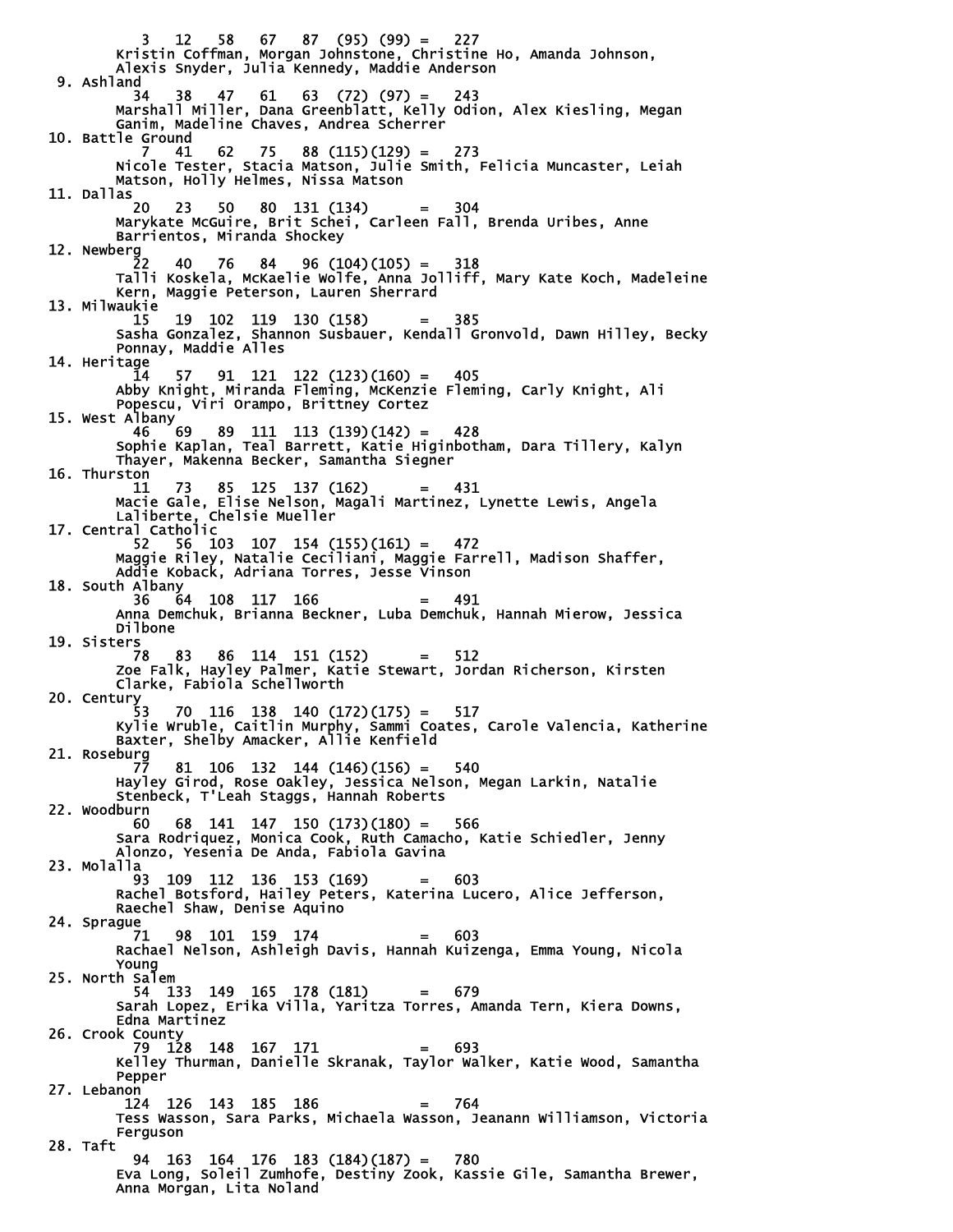```
          3   12   58   67   87  (95) (99) =   227
       Kristin Coffman, Morgan Johnstone, Christine Ho, Amanda Johnson,
       Alexis Snyder, Julia Kennedy, Maddie Anderson
  9. Ashland
         34   38   47   61   63  (72) (97) =   243
       Marshall Miller, Dana Greenblatt, Kelly Odion, Alex Kiesling, Megan
       Ganim, Madeline Chaves, Andrea Scherrer
 10. Battle Ground
          7   41   62   75   88 (115)(129) =   273
       Nicole Tester, Stacia Matson, Julie Smith, Felicia Muncaster, Leiah
       Matson, Holly Helmes, Nissa Matson
 11. Dallas
         20   23   50   80  131 (134)      =   304
       Marykate McGuire, Brit Schei, Carleen Fall, Brenda Uribes, Anne
       Barrientos, Miranda Shockey
 12. Newberg
         22   40   76   84   96 (104)(105) =   318
       Talli Koskela, McKaelie Wolfe, Anna Jolliff, Mary Kate Koch, Madeleine
       Kern, Maggie Peterson, Lauren Sherrard
 13. Milwaukie
         15   19  102  119  130 (158)      =   385
       Sasha Gonzalez, Shannon Susbauer, Kendall Gronvold, Dawn Hilley, Becky
       Ponnay, Maddie Alles
 14. Heritage
         14   57   91  121  122 (123)(160) =   405
       Abby Knight, Miranda Fleming, McKenzie Fleming, Carly Knight, Ali
       Popescu, Viri Orampo, Brittney Cortez
 15. West Albany
         46   69   89  111  113 (139)(142) =   428
       Sophie Kaplan, Teal Barrett, Katie Higinbotham, Dara Tillery, Kalyn
       Thayer, Makenna Becker, Samantha Siegner
 16. Thurston
         11   73   85  125  137 (162)      =   431
       Macie Gale, Elise Nelson, Magali Martinez, Lynette Lewis, Angela
       Laliberte, Chelsie Mueller
 17. Central Catholic
         52   56  103  107  154 (155)(161) =   472
       Maggie Riley, Natalie Ceciliani, Maggie Farrell, Madison Shaffer,
       Addie Koback, Adriana Torres, Jesse Vinson
 18. South Albany
         36   64  108  117  166            =   491
       Anna Demchuk, Brianna Beckner, Luba Demchuk, Hannah Mierow, Jessica
       Dilbone
 19. Sisters
         78   83   86  114  151 (152)      =   512
       Zoe Falk, Hayley Palmer, Katie Stewart, Jordan Richerson, Kirsten
       Clarke, Fabiola Schellworth
 20. Century
         53   70  116  138  140 (172)(175) =   517
       Kylie Wruble, Caitlin Murphy, Sammi Coates, Carole Valencia, Katherine
       Baxter, Shelby Amacker, Allie Kenfield
 21. Roseburg
         77   81  106  132  144 (146)(156) =   540
       Hayley Girod, Rose Oakley, Jessica Nelson, Megan Larkin, Natalie
       Stenbeck, T'Leah Staggs, Hannah Roberts
 22. Woodburn
         60   68  141  147  150 (173)(180) =   566
       Sara Rodriquez, Monica Cook, Ruth Camacho, Katie Schiedler, Jenny
       Alonzo, Yesenia De Anda, Fabiola Gavina
 23. Molalla
         93  109  112  136  153 (169)      =   603
       Rachel Botsford, Hailey Peters, Katerina Lucero, Alice Jefferson,
       Raechel Shaw, Denise Aquino
 24. Sprague
         71   98  101  159  174            =   603
       Rachael Nelson, Ashleigh Davis, Hannah Kuizenga, Emma Young, Nicola
       Young
 25. North Salem
         54  133  149  165  178 (181)      =   679
       Sarah Lopez, Erika Villa, Yaritza Torres, Amanda Tern, Kiera Downs,
       Edna Martinez
 26. Crook County
         79  128  148  167  171            =   693
       Kelley Thurman, Danielle Skranak, Taylor Walker, Katie Wood, Samantha
       Pepper
 27. Lebanon
        124  126  143  185  186            =   764
       Tess Wasson, Sara Parks, Michaela Wasson, Jeanann Williamson, Victoria
       Ferguson
 28. Taft
         94  163  164  176  183 (184)(187) =   780
       Eva Long, Soleil Zumhofe, Destiny Zook, Kassie Gile, Samantha Brewer,
       Anna Morgan, Lita Noland
```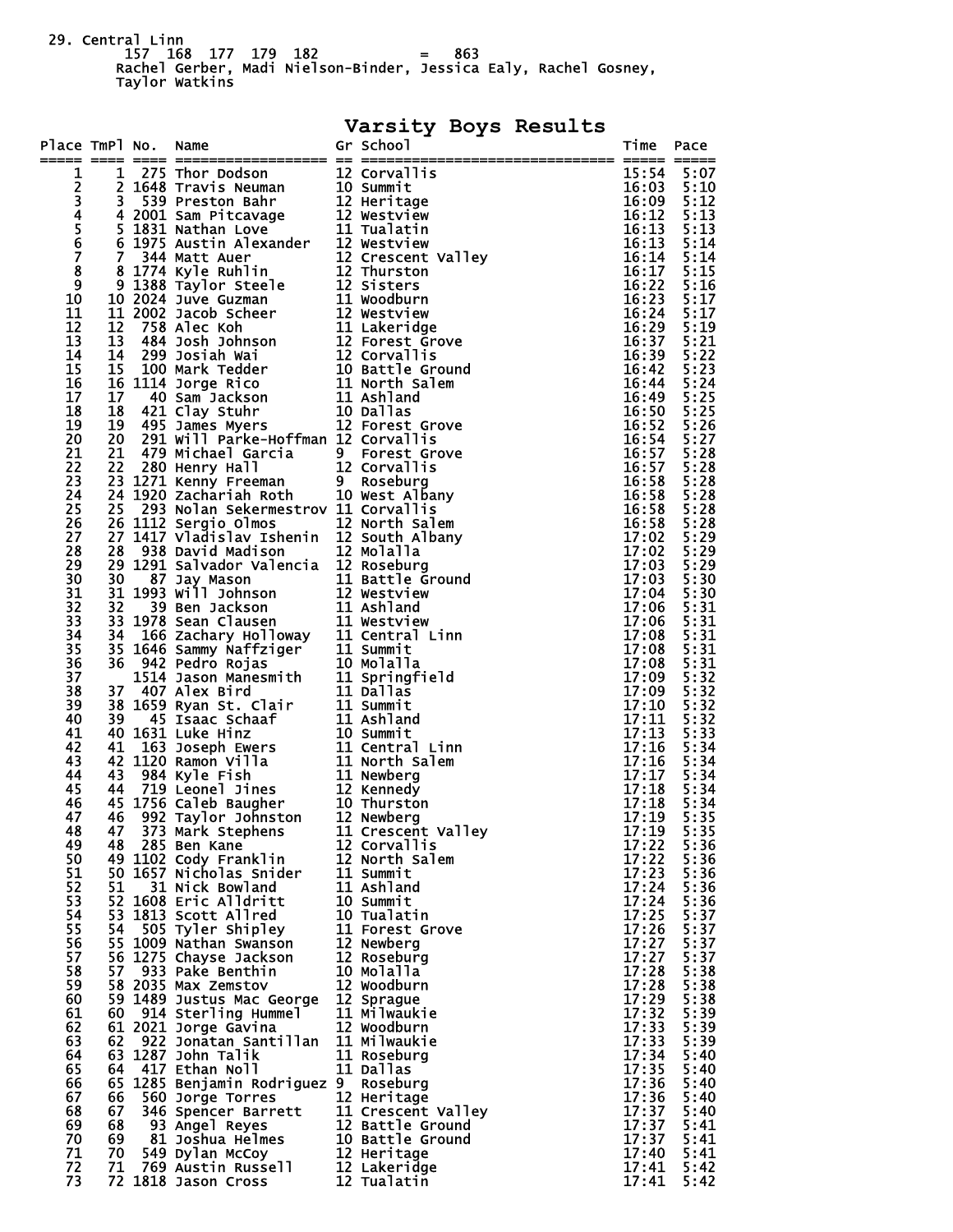29. Central Linn
157 168 177 179 182 = 863
Rachel Gerber, Madi Nielson-Binder, Jessica Ealy, Rachel Gosney, Taylor Watkins

## Varsity Boys Results

| Place | TmPl | No. | Name | Gr | School | Time | Pace |
|---|---|---|---|---|---|---|---|
| 1 | 1 | 275 | Thor Dodson | 12 | Corvallis | 15:54 | 5:07 |
| 2 | 2 | 1648 | Travis Neuman | 10 | Summit | 16:03 | 5:10 |
| 3 | 3 | 539 | Preston Bahr | 12 | Heritage | 16:09 | 5:12 |
| 4 | 4 | 2001 | Sam Pitcavage | 12 | Westview | 16:12 | 5:13 |
| 5 | 5 | 1831 | Nathan Love | 11 | Tualatin | 16:13 | 5:13 |
| 6 | 6 | 1975 | Austin Alexander | 12 | Westview | 16:13 | 5:14 |
| 7 | 7 | 344 | Matt Auer | 12 | Crescent Valley | 16:14 | 5:14 |
| 8 | 8 | 1774 | Kyle Ruhlin | 12 | Thurston | 16:17 | 5:15 |
| 9 | 9 | 1388 | Taylor Steele | 12 | Sisters | 16:22 | 5:16 |
| 10 | 10 | 2024 | Juve Guzman | 11 | Woodburn | 16:23 | 5:17 |
| 11 | 11 | 2002 | Jacob Scheer | 12 | Westview | 16:24 | 5:17 |
| 12 | 12 | 758 | Alec Koh | 11 | Lakeridge | 16:29 | 5:19 |
| 13 | 13 | 484 | Josh Johnson | 12 | Forest Grove | 16:37 | 5:21 |
| 14 | 14 | 299 | Josiah Wai | 12 | Corvallis | 16:39 | 5:22 |
| 15 | 15 | 100 | Mark Tedder | 10 | Battle Ground | 16:42 | 5:23 |
| 16 | 16 | 1114 | Jorge Rico | 11 | North Salem | 16:44 | 5:24 |
| 17 | 17 | 40 | Sam Jackson | 11 | Ashland | 16:49 | 5:25 |
| 18 | 18 | 421 | Clay Stuhr | 10 | Dallas | 16:50 | 5:25 |
| 19 | 19 | 495 | James Myers | 12 | Forest Grove | 16:52 | 5:26 |
| 20 | 20 | 291 | Will Parke-Hoffman | 12 | Corvallis | 16:54 | 5:27 |
| 21 | 21 | 479 | Michael Garcia | 9 | Forest Grove | 16:57 | 5:28 |
| 22 | 22 | 280 | Henry Hall | 12 | Corvallis | 16:57 | 5:28 |
| 23 | 23 | 1271 | Kenny Freeman | 9 | Roseburg | 16:58 | 5:28 |
| 24 | 24 | 1920 | Zachariah Roth | 10 | West Albany | 16:58 | 5:28 |
| 25 | 25 | 293 | Nolan Sekermestrov | 11 | Corvallis | 16:58 | 5:28 |
| 26 | 26 | 1112 | Sergio Olmos | 12 | North Salem | 16:58 | 5:28 |
| 27 | 27 | 1417 | Vladislav Ishenin | 12 | South Albany | 17:02 | 5:29 |
| 28 | 28 | 938 | David Madison | 12 | Molalla | 17:02 | 5:29 |
| 29 | 29 | 1291 | Salvador Valencia | 12 | Roseburg | 17:03 | 5:29 |
| 30 | 30 | 87 | Jay Mason | 11 | Battle Ground | 17:03 | 5:30 |
| 31 | 31 | 1993 | Will Johnson | 12 | Westview | 17:04 | 5:30 |
| 32 | 32 | 39 | Ben Jackson | 11 | Ashland | 17:06 | 5:31 |
| 33 | 33 | 1978 | Sean Clausen | 11 | Westview | 17:06 | 5:31 |
| 34 | 34 | 166 | Zachary Holloway | 11 | Central Linn | 17:08 | 5:31 |
| 35 | 35 | 1646 | Sammy Naffziger | 11 | Summit | 17:08 | 5:31 |
| 36 | 36 | 942 | Pedro Rojas | 10 | Molalla | 17:08 | 5:31 |
| 37 | | 1514 | Jason Manesmith | 11 | Springfield | 17:09 | 5:32 |
| 38 | 37 | 407 | Alex Bird | 11 | Dallas | 17:09 | 5:32 |
| 39 | 38 | 1659 | Ryan St. Clair | 11 | Summit | 17:10 | 5:32 |
| 40 | 39 | 45 | Isaac Schaaf | 11 | Ashland | 17:11 | 5:32 |
| 41 | 40 | 1631 | Luke Hinz | 10 | Summit | 17:13 | 5:33 |
| 42 | 41 | 163 | Joseph Ewers | 11 | Central Linn | 17:16 | 5:34 |
| 43 | 42 | 1120 | Ramon Villa | 11 | North Salem | 17:16 | 5:34 |
| 44 | 43 | 984 | Kyle Fish | 11 | Newberg | 17:17 | 5:34 |
| 45 | 44 | 719 | Leonel Jines | 12 | Kennedy | 17:18 | 5:34 |
| 46 | 45 | 1756 | Caleb Baugher | 10 | Thurston | 17:18 | 5:34 |
| 47 | 46 | 992 | Taylor Johnston | 12 | Newberg | 17:19 | 5:35 |
| 48 | 47 | 373 | Mark Stephens | 11 | Crescent Valley | 17:19 | 5:35 |
| 49 | 48 | 285 | Ben Kane | 12 | Corvallis | 17:22 | 5:36 |
| 50 | 49 | 1102 | Cody Franklin | 12 | North Salem | 17:22 | 5:36 |
| 51 | 50 | 1657 | Nicholas Snider | 11 | Summit | 17:23 | 5:36 |
| 52 | 51 | 31 | Nick Bowland | 11 | Ashland | 17:24 | 5:36 |
| 53 | 52 | 1608 | Eric Alldritt | 10 | Summit | 17:24 | 5:36 |
| 54 | 53 | 1813 | Scott Allred | 10 | Tualatin | 17:25 | 5:37 |
| 55 | 54 | 505 | Tyler Shipley | 11 | Forest Grove | 17:26 | 5:37 |
| 56 | 55 | 1009 | Nathan Swanson | 12 | Newberg | 17:27 | 5:37 |
| 57 | 56 | 1275 | Chayse Jackson | 12 | Roseburg | 17:27 | 5:37 |
| 58 | 57 | 933 | Pake Benthin | 10 | Molalla | 17:28 | 5:38 |
| 59 | 58 | 2035 | Max Zemstov | 12 | Woodburn | 17:28 | 5:38 |
| 60 | 59 | 1489 | Justus Mac George | 12 | Sprague | 17:29 | 5:38 |
| 61 | 60 | 914 | Sterling Hummel | 11 | Milwaukie | 17:32 | 5:39 |
| 62 | 61 | 2021 | Jorge Gavina | 12 | Woodburn | 17:33 | 5:39 |
| 63 | 62 | 922 | Jonatan Santillan | 11 | Milwaukie | 17:33 | 5:39 |
| 64 | 63 | 1287 | John Talik | 11 | Roseburg | 17:34 | 5:40 |
| 65 | 64 | 417 | Ethan Noll | 11 | Dallas | 17:35 | 5:40 |
| 66 | 65 | 1285 | Benjamin Rodriguez | 9 | Roseburg | 17:36 | 5:40 |
| 67 | 66 | 560 | Jorge Torres | 12 | Heritage | 17:36 | 5:40 |
| 68 | 67 | 346 | Spencer Barrett | 11 | Crescent Valley | 17:37 | 5:40 |
| 69 | 68 | 93 | Angel Reyes | 12 | Battle Ground | 17:37 | 5:41 |
| 70 | 69 | 81 | Joshua Helmes | 10 | Battle Ground | 17:37 | 5:41 |
| 71 | 70 | 549 | Dylan McCoy | 12 | Heritage | 17:40 | 5:41 |
| 72 | 71 | 769 | Austin Russell | 12 | Lakeridge | 17:41 | 5:42 |
| 73 | 72 | 1818 | Jason Cross | 12 | Tualatin | 17:41 | 5:42 |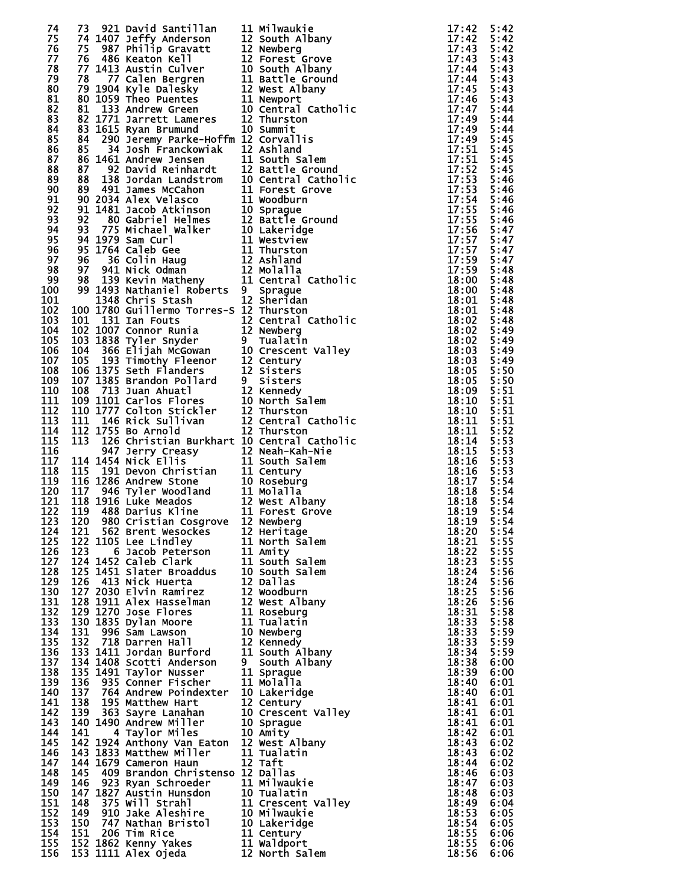| Place | Team Place | Bib | Name | Grade | School | Time | Pace |
|---|---|---|---|---|---|---|---|
| 74 | 73 | 921 | David Santillan | 11 | Milwaukie | 17:42 | 5:42 |
| 75 | 74 | 1407 | Jeffy Anderson | 12 | South Albany | 17:42 | 5:42 |
| 76 | 75 | 987 | Philip Gravatt | 12 | Newberg | 17:43 | 5:42 |
| 77 | 76 | 486 | Keaton Kell | 12 | Forest Grove | 17:43 | 5:43 |
| 78 | 77 | 1413 | Austin Culver | 10 | South Albany | 17:44 | 5:43 |
| 79 | 78 | 77 | Calen Bergren | 11 | Battle Ground | 17:44 | 5:43 |
| 80 | 79 | 1904 | Kyle Dalesky | 12 | West Albany | 17:45 | 5:43 |
| 81 | 80 | 1059 | Theo Puentes | 11 | Newport | 17:46 | 5:43 |
| 82 | 81 | 133 | Andrew Green | 10 | Central Catholic | 17:47 | 5:44 |
| 83 | 82 | 1771 | Jarrett Lameres | 12 | Thurston | 17:49 | 5:44 |
| 84 | 83 | 1615 | Ryan Brumund | 10 | Summit | 17:49 | 5:44 |
| 85 | 84 | 290 | Jeremy Parke-Hoffm | 12 | Corvallis | 17:49 | 5:45 |
| 86 | 85 | 34 | Josh Franckowiak | 12 | Ashland | 17:51 | 5:45 |
| 87 | 86 | 1461 | Andrew Jensen | 11 | South Salem | 17:51 | 5:45 |
| 88 | 87 | 92 | David Reinhardt | 12 | Battle Ground | 17:52 | 5:45 |
| 89 | 88 | 138 | Jordan Landstrom | 10 | Central Catholic | 17:53 | 5:46 |
| 90 | 89 | 491 | James McCahon | 11 | Forest Grove | 17:53 | 5:46 |
| 91 | 90 | 2034 | Alex Velasco | 11 | Woodburn | 17:54 | 5:46 |
| 92 | 91 | 1481 | Jacob Atkinson | 10 | Sprague | 17:55 | 5:46 |
| 93 | 92 | 80 | Gabriel Helmes | 12 | Battle Ground | 17:55 | 5:46 |
| 94 | 93 | 775 | Michael Walker | 10 | Lakeridge | 17:56 | 5:47 |
| 95 | 94 | 1979 | Sam Curl | 11 | Westview | 17:57 | 5:47 |
| 96 | 95 | 1764 | Caleb Gee | 11 | Thurston | 17:57 | 5:47 |
| 97 | 96 | 36 | Colin Haug | 12 | Ashland | 17:59 | 5:47 |
| 98 | 97 | 941 | Nick Odman | 12 | Molalla | 17:59 | 5:48 |
| 99 | 98 | 139 | Kevin Matheny | 11 | Central Catholic | 18:00 | 5:48 |
| 100 | 99 | 1493 | Nathaniel Roberts | 9 | Sprague | 18:00 | 5:48 |
| 101 | | 1348 | Chris Stash | 12 | Sheridan | 18:01 | 5:48 |
| 102 | 100 | 1780 | Guillermo Torres-S | 12 | Thurston | 18:01 | 5:48 |
| 103 | 101 | 131 | Ian Fouts | 12 | Central Catholic | 18:02 | 5:48 |
| 104 | 102 | 1007 | Connor Runia | 12 | Newberg | 18:02 | 5:49 |
| 105 | 103 | 1838 | Tyler Snyder | 9 | Tualatin | 18:02 | 5:49 |
| 106 | 104 | 366 | Elijah McGowan | 10 | Crescent Valley | 18:03 | 5:49 |
| 107 | 105 | 193 | Timothy Fleenor | 12 | Century | 18:03 | 5:49 |
| 108 | 106 | 1375 | Seth Flanders | 12 | Sisters | 18:05 | 5:50 |
| 109 | 107 | 1385 | Brandon Pollard | 9 | Sisters | 18:05 | 5:50 |
| 110 | 108 | 713 | Juan Ahuatl | 12 | Kennedy | 18:09 | 5:51 |
| 111 | 109 | 1101 | Carlos Flores | 10 | North Salem | 18:10 | 5:51 |
| 112 | 110 | 1777 | Colton Stickler | 12 | Thurston | 18:10 | 5:51 |
| 113 | 111 | 146 | Rick Sullivan | 12 | Central Catholic | 18:11 | 5:51 |
| 114 | 112 | 1755 | Bo Arnold | 12 | Thurston | 18:11 | 5:52 |
| 115 | 113 | 126 | Christian Burkhart | 10 | Central Catholic | 18:14 | 5:53 |
| 116 | | 947 | Jerry Creasy | 12 | Neah-Kah-Nie | 18:15 | 5:53 |
| 117 | 114 | 1454 | Nick Ellis | 11 | South Salem | 18:16 | 5:53 |
| 118 | 115 | 191 | Devon Christian | 11 | Century | 18:16 | 5:53 |
| 119 | 116 | 1286 | Andrew Stone | 10 | Roseburg | 18:17 | 5:54 |
| 120 | 117 | 946 | Tyler Woodland | 11 | Molalla | 18:18 | 5:54 |
| 121 | 118 | 1916 | Luke Meados | 12 | West Albany | 18:18 | 5:54 |
| 122 | 119 | 488 | Darius Kline | 11 | Forest Grove | 18:19 | 5:54 |
| 123 | 120 | 980 | Cristian Cosgrove | 12 | Newberg | 18:19 | 5:54 |
| 124 | 121 | 562 | Brent Wesockes | 12 | Heritage | 18:20 | 5:54 |
| 125 | 122 | 1105 | Lee Lindley | 11 | North Salem | 18:21 | 5:55 |
| 126 | 123 | 6 | Jacob Peterson | 11 | Amity | 18:22 | 5:55 |
| 127 | 124 | 1452 | Caleb Clark | 11 | South Salem | 18:23 | 5:55 |
| 128 | 125 | 1451 | Slater Broaddus | 10 | South Salem | 18:24 | 5:56 |
| 129 | 126 | 413 | Nick Huerta | 12 | Dallas | 18:24 | 5:56 |
| 130 | 127 | 2030 | Elvin Ramirez | 12 | Woodburn | 18:25 | 5:56 |
| 131 | 128 | 1911 | Alex Hasselman | 12 | West Albany | 18:26 | 5:56 |
| 132 | 129 | 1270 | Jose Flores | 11 | Roseburg | 18:31 | 5:58 |
| 133 | 130 | 1835 | Dylan Moore | 11 | Tualatin | 18:33 | 5:58 |
| 134 | 131 | 996 | Sam Lawson | 10 | Newberg | 18:33 | 5:59 |
| 135 | 132 | 718 | Darren Hall | 12 | Kennedy | 18:33 | 5:59 |
| 136 | 133 | 1411 | Jordan Burford | 11 | South Albany | 18:34 | 5:59 |
| 137 | 134 | 1408 | Scotti Anderson | 9 | South Albany | 18:38 | 6:00 |
| 138 | 135 | 1491 | Taylor Nusser | 11 | Sprague | 18:39 | 6:00 |
| 139 | 136 | 935 | Conner Fischer | 11 | Molalla | 18:40 | 6:01 |
| 140 | 137 | 764 | Andrew Poindexter | 10 | Lakeridge | 18:40 | 6:01 |
| 141 | 138 | 195 | Matthew Hart | 12 | Century | 18:41 | 6:01 |
| 142 | 139 | 363 | Sayre Lanahan | 10 | Crescent Valley | 18:41 | 6:01 |
| 143 | 140 | 1490 | Andrew Miller | 10 | Sprague | 18:41 | 6:01 |
| 144 | 141 | 4 | Taylor Miles | 10 | Amity | 18:42 | 6:01 |
| 145 | 142 | 1924 | Anthony Van Eaton | 12 | West Albany | 18:43 | 6:02 |
| 146 | 143 | 1833 | Matthew Miller | 11 | Tualatin | 18:43 | 6:02 |
| 147 | 144 | 1679 | Cameron Haun | 12 | Taft | 18:44 | 6:02 |
| 148 | 145 | 409 | Brandon Christenso | 12 | Dallas | 18:46 | 6:03 |
| 149 | 146 | 923 | Ryan Schroeder | 11 | Milwaukie | 18:47 | 6:03 |
| 150 | 147 | 1827 | Austin Hunsdon | 10 | Tualatin | 18:48 | 6:03 |
| 151 | 148 | 375 | Will Strahl | 11 | Crescent Valley | 18:49 | 6:04 |
| 152 | 149 | 910 | Jake Aleshire | 10 | Milwaukie | 18:53 | 6:05 |
| 153 | 150 | 747 | Nathan Bristol | 10 | Lakeridge | 18:54 | 6:05 |
| 154 | 151 | 206 | Tim Rice | 11 | Century | 18:55 | 6:06 |
| 155 | 152 | 1862 | Kenny Yakes | 11 | Waldport | 18:55 | 6:06 |
| 156 | 153 | 1111 | Alex Ojeda | 12 | North Salem | 18:56 | 6:06 |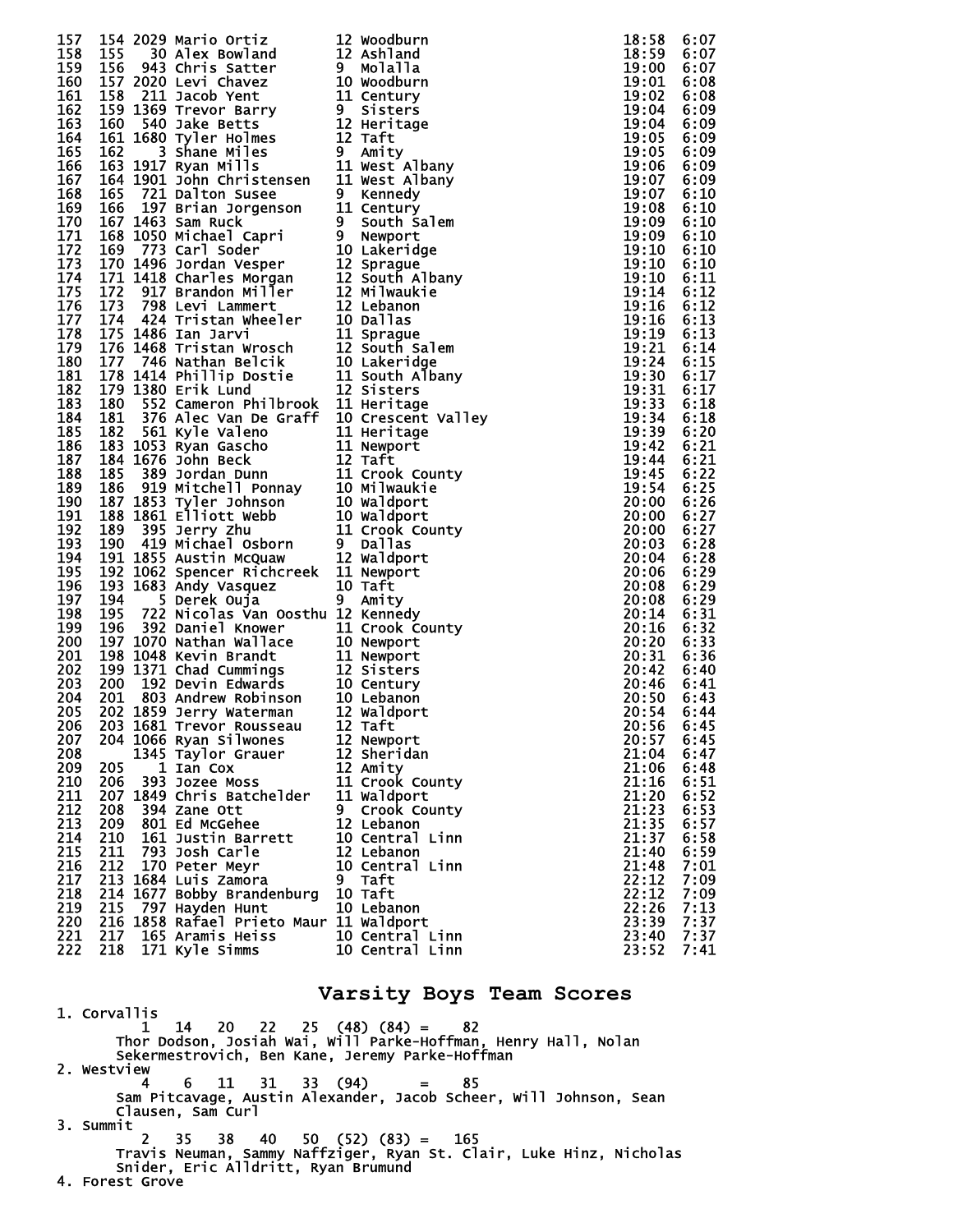```
157  154 2029 Mario Ortiz        12 Woodburn                        18:58  6:07
158  155   30 Alex Bowland       12 Ashland                         18:59  6:07
159  156  943 Chris Satter       9  Molalla                         19:00  6:07
160  157 2020 Levi Chavez        10 Woodburn                        19:01  6:08
161  158  211 Jacob Yent         11 Century                         19:02  6:08
162  159 1369 Trevor Barry       9  Sisters                         19:04  6:09
163  160  540 Jake Betts         12 Heritage                        19:04  6:09
164  161 1680 Tyler Holmes       12 Taft                            19:05  6:09
165  162    3 Shane Miles        9  Amity                           19:05  6:09
166  163 1917 Ryan Mills         11 West Albany                     19:06  6:09
167  164 1901 John Christensen   11 West Albany                     19:07  6:09
168  165  721 Dalton Susee       9  Kennedy                         19:07  6:10
169  166  197 Brian Jorgenson    11 Century                         19:08  6:10
170  167 1463 Sam Ruck           9  South Salem                     19:09  6:10
171  168 1050 Michael Capri      9  Newport                         19:09  6:10
172  169  773 Carl Soder         10 Lakeridge                       19:10  6:10
173  170 1496 Jordan Vesper      12 Sprague                         19:10  6:10
174  171 1418 Charles Morgan     12 South Albany                    19:10  6:11
175  172  917 Brandon Miller     12 Milwaukie                       19:14  6:12
176  173  798 Levi Lammert       12 Lebanon                         19:16  6:12
177  174  424 Tristan Wheeler    10 Dallas                          19:16  6:13
178  175 1486 Ian Jarvi          11 Sprague                         19:19  6:13
179  176 1468 Tristan Wrosch     12 South Salem                     19:21  6:14
180  177  746 Nathan Belcik      10 Lakeridge                       19:24  6:15
181  178 1414 Phillip Dostie     11 South Albany                    19:30  6:17
182  179 1380 Erik Lund          12 Sisters                         19:31  6:17
183  180  552 Cameron Philbrook  11 Heritage                        19:33  6:18
184  181  376 Alec Van De Graff  10 Crescent Valley                 19:34  6:18
185  182  561 Kyle Valeno        11 Heritage                        19:39  6:20
186  183 1053 Ryan Gascho        11 Newport                         19:42  6:21
187  184 1676 John Beck          12 Taft                            19:44  6:21
188  185  389 Jordan Dunn        11 Crook County                    19:45  6:22
189  186  919 Mitchell Ponnay    10 Milwaukie                       19:54  6:25
190  187 1853 Tyler Johnson      10 Waldport                        20:00  6:26
191  188 1861 Elliott Webb       10 Waldport                        20:00  6:27
192  189  395 Jerry Zhu          11 Crook County                    20:00  6:27
193  190  419 Michael Osborn     9  Dallas                          20:03  6:28
194  191 1855 Austin McQuaw      12 Waldport                        20:04  6:28
195  192 1062 Spencer Richcreek  11 Newport                         20:06  6:29
196  193 1683 Andy Vasquez       10 Taft                            20:08  6:29
197  194    5 Derek Ouja         9  Amity                           20:08  6:29
198  195  722 Nicolas Van Oosthu 12 Kennedy                         20:14  6:31
199  196  392 Daniel Knower      11 Crook County                    20:16  6:32
200  197 1070 Nathan Wallace     10 Newport                         20:20  6:33
201  198 1048 Kevin Brandt       11 Newport                         20:31  6:36
202  199 1371 Chad Cummings      12 Sisters                         20:42  6:40
203  200  192 Devin Edwards      10 Century                         20:46  6:41
204  201  803 Andrew Robinson    10 Lebanon                         20:50  6:43
205  202 1859 Jerry Waterman     12 Waldport                        20:54  6:44
206  203 1681 Trevor Rousseau    12 Taft                            20:56  6:45
207  204 1066 Ryan Silwones      12 Newport                         20:57  6:45
208       1345 Taylor Grauer     12 Sheridan                        21:04  6:47
209  205    1 Ian Cox            12 Amity                           21:06  6:48
210  206  393 Jozee Moss         11 Crook County                    21:16  6:51
211  207 1849 Chris Batchelder   11 Waldport                        21:20  6:52
212  208  394 Zane Ott           9  Crook County                    21:23  6:53
213  209  801 Ed McGehee         12 Lebanon                         21:35  6:57
214  210  161 Justin Barrett     10 Central Linn                    21:37  6:58
215  211  793 Josh Carle         12 Lebanon                         21:40  6:59
216  212  170 Peter Meyr         10 Central Linn                    21:48  7:01
217  213 1684 Luis Zamora        9  Taft                            22:12  7:09
218  214 1677 Bobby Brandenburg  10 Taft                            22:12  7:09
219  215  797 Hayden Hunt        10 Lebanon                         22:26  7:13
220  216 1858 Rafael Prieto Maur 11 Waldport                        23:39  7:37
221  217  165 Aramis Heiss       10 Central Linn                    23:40  7:37
222  218  171 Kyle Simms         10 Central Linn                    23:52  7:41
```

## Varsity Boys Team Scores

```
1. Corvallis
         1   14   20   22   25  (48) (84) =    82
      Thor Dodson, Josiah Wai, Will Parke-Hoffman, Henry Hall, Nolan
      Sekermestrovich, Ben Kane, Jeremy Parke-Hoffman
2. Westview
         4    6   11   31   33  (94)      =    85
      Sam Pitcavage, Austin Alexander, Jacob Scheer, Will Johnson, Sean
      Clausen, Sam Curl
3. Summit
         2   35   38   40   50  (52) (83) =   165
      Travis Neuman, Sammy Naffziger, Ryan St. Clair, Luke Hinz, Nicholas
      Snider, Eric Alldritt, Ryan Brumund
4. Forest Grove
```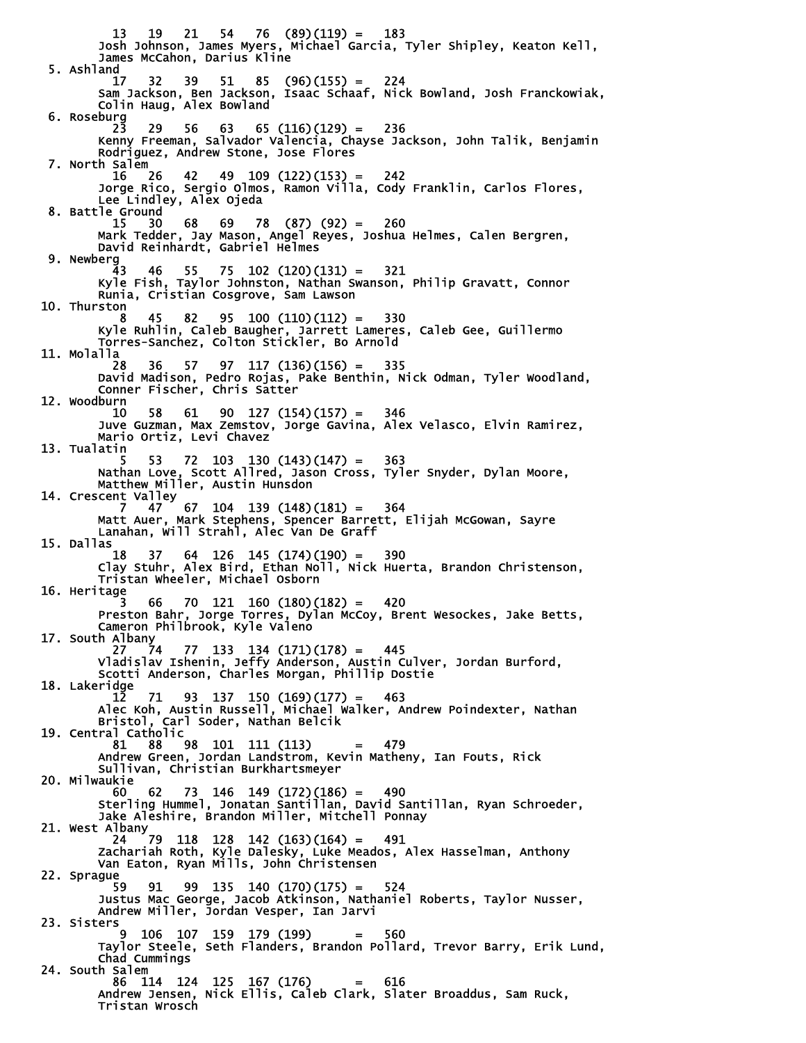```
         13   19   21   54   76  (89)(119) =   183
       Josh Johnson, James Myers, Michael Garcia, Tyler Shipley, Keaton Kell,
       James McCahon, Darius Kline
 5. Ashland
         17   32   39   51   85  (96)(155) =   224
       Sam Jackson, Ben Jackson, Isaac Schaaf, Nick Bowland, Josh Franckowiak,
       Colin Haug, Alex Bowland
 6. Roseburg
         23   29   56   63   65 (116)(129) =   236
       Kenny Freeman, Salvador Valencia, Chayse Jackson, John Talik, Benjamin
       Rodriguez, Andrew Stone, Jose Flores
 7. North Salem
         16   26   42   49  109 (122)(153) =   242
       Jorge Rico, Sergio Olmos, Ramon Villa, Cody Franklin, Carlos Flores,
       Lee Lindley, Alex Ojeda
 8. Battle Ground
         15   30   68   69   78  (87) (92) =   260
       Mark Tedder, Jay Mason, Angel Reyes, Joshua Helmes, Calen Bergren,
       David Reinhardt, Gabriel Helmes
 9. Newberg
         43   46   55   75  102 (120)(131) =   321
       Kyle Fish, Taylor Johnston, Nathan Swanson, Philip Gravatt, Connor
       Runia, Cristian Cosgrove, Sam Lawson
10. Thurston
          8   45   82   95  100 (110)(112) =   330
       Kyle Ruhlin, Caleb Baugher, Jarrett Lameres, Caleb Gee, Guillermo
       Torres-Sanchez, Colton Stickler, Bo Arnold
11. Molalla
         28   36   57   97  117 (136)(156) =   335
       David Madison, Pedro Rojas, Pake Benthin, Nick Odman, Tyler Woodland,
       Conner Fischer, Chris Satter
12. Woodburn
         10   58   61   90  127 (154)(157) =   346
       Juve Guzman, Max Zemstov, Jorge Gavina, Alex Velasco, Elvin Ramirez,
       Mario Ortiz, Levi Chavez
13. Tualatin
          5   53   72  103  130 (143)(147) =   363
       Nathan Love, Scott Allred, Jason Cross, Tyler Snyder, Dylan Moore,
       Matthew Miller, Austin Hunsdon
14. Crescent Valley
          7   47   67  104  139 (148)(181) =   364
       Matt Auer, Mark Stephens, Spencer Barrett, Elijah McGowan, Sayre
       Lanahan, Will Strahl, Alec Van De Graff
15. Dallas
         18   37   64  126  145 (174)(190) =   390
       Clay Stuhr, Alex Bird, Ethan Noll, Nick Huerta, Brandon Christenson,
       Tristan Wheeler, Michael Osborn
16. Heritage
          3   66   70  121  160 (180)(182) =   420
       Preston Bahr, Jorge Torres, Dylan McCoy, Brent Wesockes, Jake Betts,
       Cameron Philbrook, Kyle Valeno
17. South Albany
         27   74   77  133  134 (171)(178) =   445
       Vladislav Ishenin, Jeffy Anderson, Austin Culver, Jordan Burford,
       Scotti Anderson, Charles Morgan, Phillip Dostie
18. Lakeridge
         12   71   93  137  150 (169)(177) =   463
       Alec Koh, Austin Russell, Michael Walker, Andrew Poindexter, Nathan
       Bristol, Carl Soder, Nathan Belcik
19. Central Catholic
         81   88   98  101  111 (113)      =   479
       Andrew Green, Jordan Landstrom, Kevin Matheny, Ian Fouts, Rick
       Sullivan, Christian Burkhartsmeyer
20. Milwaukie
         60   62   73  146  149 (172)(186) =   490
       Sterling Hummel, Jonatan Santillan, David Santillan, Ryan Schroeder,
       Jake Aleshire, Brandon Miller, Mitchell Ponnay
21. West Albany
         24   79  118  128  142 (163)(164) =   491
       Zachariah Roth, Kyle Dalesky, Luke Meados, Alex Hasselman, Anthony
       Van Eaton, Ryan Mills, John Christensen
22. Sprague
         59   91   99  135  140 (170)(175) =   524
       Justus Mac George, Jacob Atkinson, Nathaniel Roberts, Taylor Nusser,
       Andrew Miller, Jordan Vesper, Ian Jarvi
23. Sisters
          9  106  107  159  179 (199)      =   560
       Taylor Steele, Seth Flanders, Brandon Pollard, Trevor Barry, Erik Lund,
       Chad Cummings
24. South Salem
         86  114  124  125  167 (176)      =   616
       Andrew Jensen, Nick Ellis, Caleb Clark, Slater Broaddus, Sam Ruck,
       Tristan Wrosch
```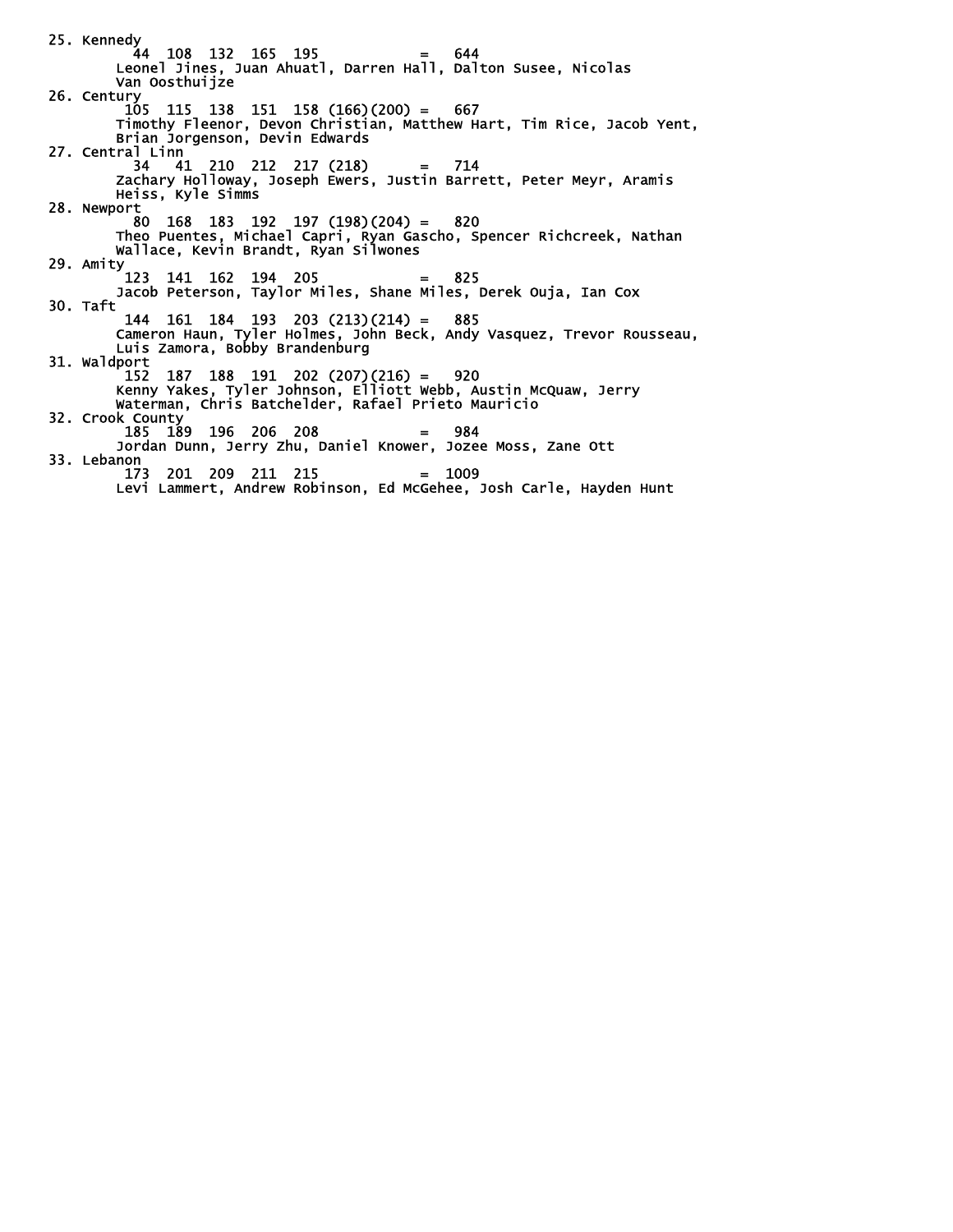```
25. Kennedy
          44  108  132  165  195             =   644
        Leonel Jines, Juan Ahuatl, Darren Hall, Dalton Susee, Nicolas
        Van Oosthuijze
26. Century
         105  115  138  151  158 (166)(200) =   667
        Timothy Fleenor, Devon Christian, Matthew Hart, Tim Rice, Jacob Yent,
        Brian Jorgenson, Devin Edwards
27. Central Linn
          34   41  210  212  217 (218)       =   714
        Zachary Holloway, Joseph Ewers, Justin Barrett, Peter Meyr, Aramis
        Heiss, Kyle Simms
28. Newport
          80  168  183  192  197 (198)(204) =   820
        Theo Puentes, Michael Capri, Ryan Gascho, Spencer Richcreek, Nathan
        Wallace, Kevin Brandt, Ryan Silwones
29. Amity
         123  141  162  194  205             =   825
        Jacob Peterson, Taylor Miles, Shane Miles, Derek Ouja, Ian Cox
30. Taft
         144  161  184  193  203 (213)(214) =   885
        Cameron Haun, Tyler Holmes, John Beck, Andy Vasquez, Trevor Rousseau,
        Luis Zamora, Bobby Brandenburg
31. Waldport
         152  187  188  191  202 (207)(216) =   920
        Kenny Yakes, Tyler Johnson, Elliott Webb, Austin McQuaw, Jerry
        Waterman, Chris Batchelder, Rafael Prieto Mauricio
32. Crook County
         185  189  196  206  208             =   984
        Jordan Dunn, Jerry Zhu, Daniel Knower, Jozee Moss, Zane Ott
33. Lebanon
         173  201  209  211  215             =  1009
        Levi Lammert, Andrew Robinson, Ed McGehee, Josh Carle, Hayden Hunt
```